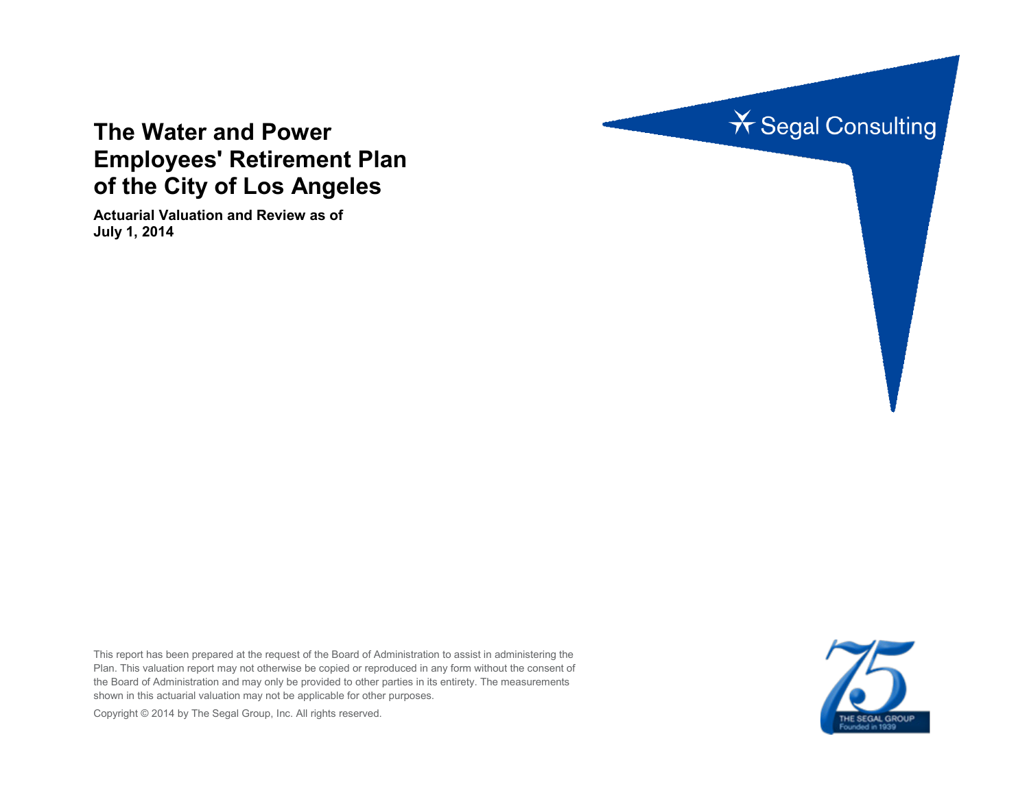# The Water and Power Employees' Retirement Plan of the City of Los Angeles

**Actuarial Valuation and Review as of July 1, 2014**

Segal Consulting

This report has been prepared at the request of the Board of Administration to assist in administering the Plan. This valuation report may not otherwise be copied or reproduced in any form without the consent of the Board of Administration and may only be provided to other parties in its entirety. The measurements shown in this actuarial valuation may not be applicable for other purposes.

Copyright © 2014 by The Segal Group, Inc. All rights reserved.

75 THE SEGAL GROUP Founded in 1939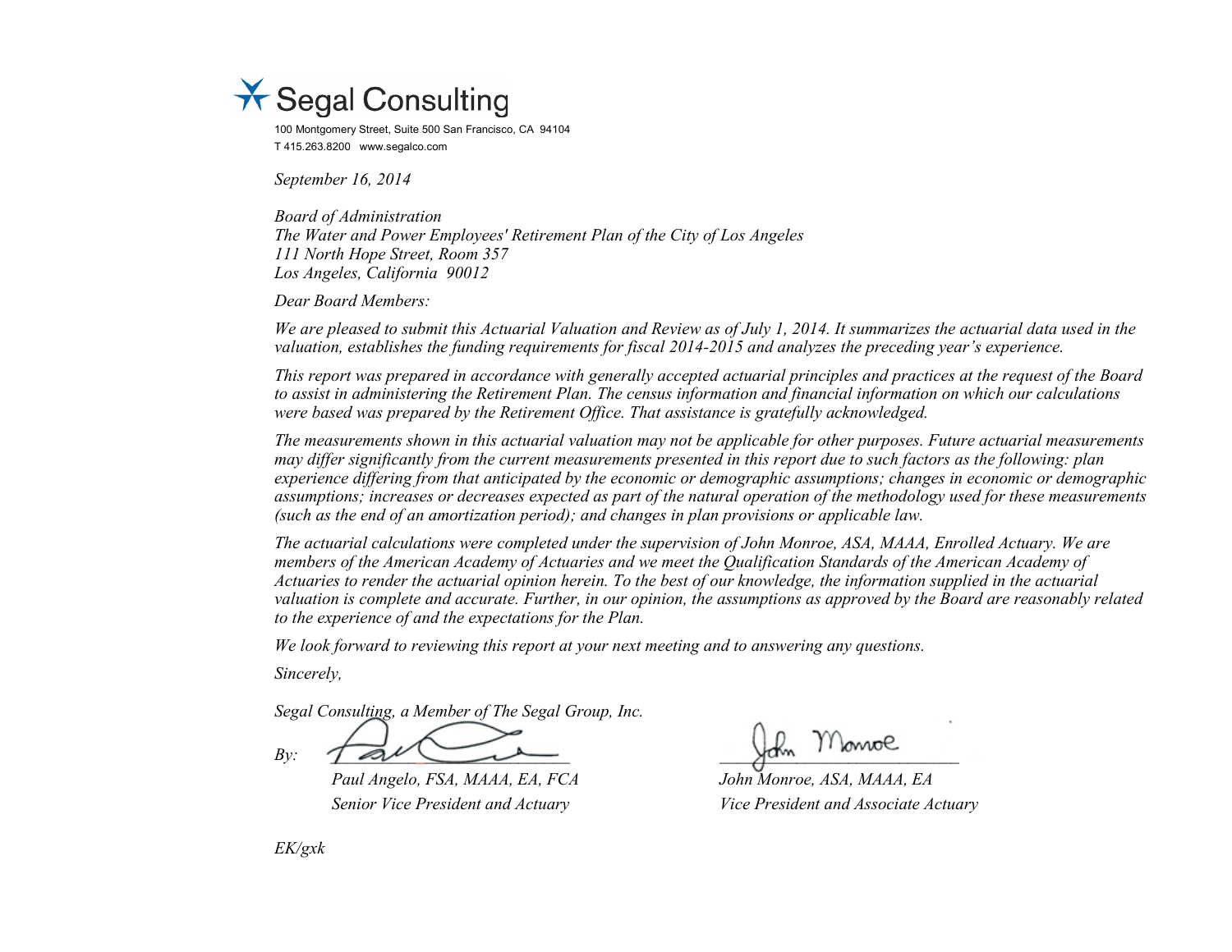Segal Consulting

100 Montgomery Street, Suite 500 San Francisco, CA 94104
T 415.263.8200 www.segalco.com

*September 16, 2014*

*Board of Administration*
*The Water and Power Employees' Retirement Plan of the City of Los Angeles*
*111 North Hope Street, Room 357*
*Los Angeles, California 90012*

*Dear Board Members:*

*We are pleased to submit this Actuarial Valuation and Review as of July 1, 2014. It summarizes the actuarial data used in the valuation, establishes the funding requirements for fiscal 2014-2015 and analyzes the preceding year's experience.*

*This report was prepared in accordance with generally accepted actuarial principles and practices at the request of the Board to assist in administering the Retirement Plan. The census information and financial information on which our calculations were based was prepared by the Retirement Office. That assistance is gratefully acknowledged.*

*The measurements shown in this actuarial valuation may not be applicable for other purposes. Future actuarial measurements may differ significantly from the current measurements presented in this report due to such factors as the following: plan experience differing from that anticipated by the economic or demographic assumptions; changes in economic or demographic assumptions; increases or decreases expected as part of the natural operation of the methodology used for these measurements (such as the end of an amortization period); and changes in plan provisions or applicable law.*

*The actuarial calculations were completed under the supervision of John Monroe, ASA, MAAA, Enrolled Actuary. We are members of the American Academy of Actuaries and we meet the Qualification Standards of the American Academy of Actuaries to render the actuarial opinion herein. To the best of our knowledge, the information supplied in the actuarial valuation is complete and accurate. Further, in our opinion, the assumptions as approved by the Board are reasonably related to the experience of and the expectations for the Plan.*

*We look forward to reviewing this report at your next meeting and to answering any questions.*

*Sincerely,*

*Segal Consulting, a Member of The Segal Group, Inc.*

*By:*

*Paul Angelo, FSA, MAAA, EA, FCA*
*Senior Vice President and Actuary*

*John Monroe, ASA, MAAA, EA*
*Vice President and Associate Actuary*

*EK/gxk*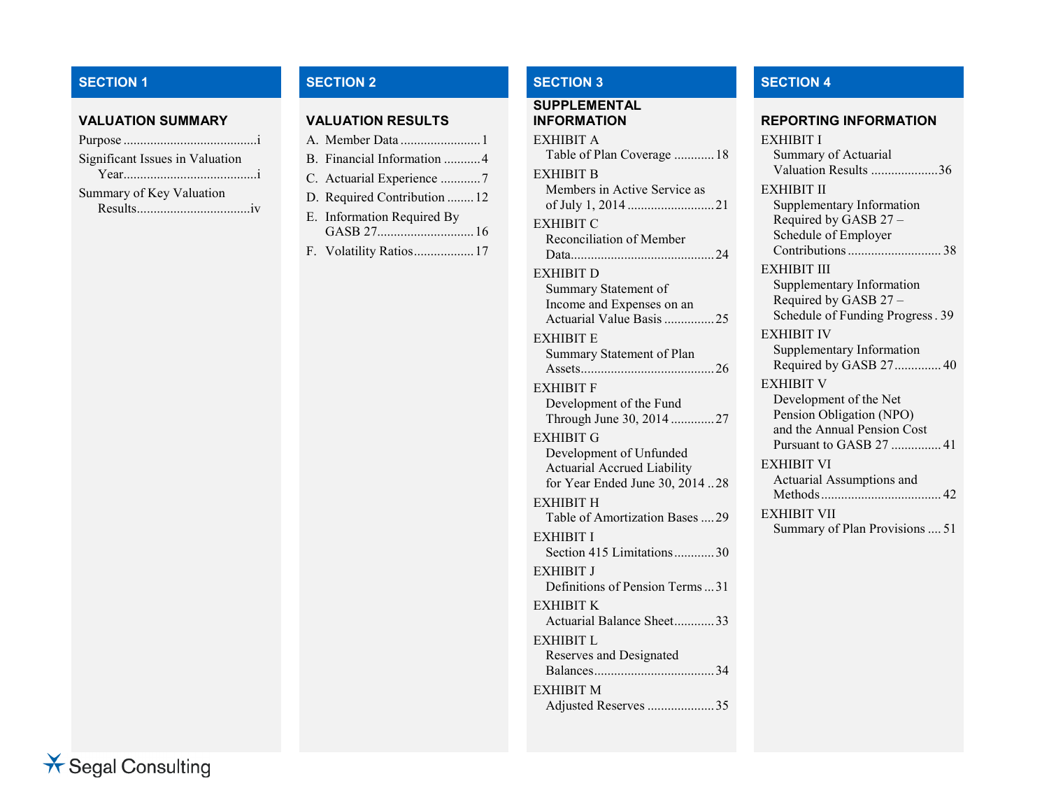## SECTION 1

### VALUATION SUMMARY

- Purpose ........................................i
- Significant Issues in Valuation Year........................................i
- Summary of Key Valuation Results..................................iv

## SECTION 2

### VALUATION RESULTS

- A. Member Data ........................1
- B. Financial Information ...........4
- C. Actuarial Experience ............7
- D. Required Contribution ........12
- E. Information Required By GASB 27.............................16
- F. Volatility Ratios..................17

## SECTION 3

### SUPPLEMENTAL INFORMATION

- EXHIBIT A
  Table of Plan Coverage ............18
- EXHIBIT B
  Members in Active Service as of July 1, 2014 ..........................21
- EXHIBIT C
  Reconciliation of Member Data...........................................24
- EXHIBIT D
  Summary Statement of Income and Expenses on an Actuarial Value Basis ...............25
- EXHIBIT E
  Summary Statement of Plan Assets........................................26
- EXHIBIT F
  Development of the Fund Through June 30, 2014 .............27
- EXHIBIT G
  Development of Unfunded Actuarial Accrued Liability for Year Ended June 30, 2014 ..28
- EXHIBIT H
  Table of Amortization Bases ....29
- EXHIBIT I
  Section 415 Limitations............30
- EXHIBIT J
  Definitions of Pension Terms ...31
- EXHIBIT K
  Actuarial Balance Sheet............33
- EXHIBIT L
  Reserves and Designated Balances...................................34
- EXHIBIT M
  Adjusted Reserves ....................35

## SECTION 4

### REPORTING INFORMATION

- EXHIBIT I
  Summary of Actuarial Valuation Results ....................36
- EXHIBIT II
  Supplementary Information Required by GASB 27 – Schedule of Employer Contributions ............................38
- EXHIBIT III
  Supplementary Information Required by GASB 27 – Schedule of Funding Progress . 39
- EXHIBIT IV
  Supplementary Information Required by GASB 27.............. 40
- EXHIBIT V
  Development of the Net Pension Obligation (NPO) and the Annual Pension Cost Pursuant to GASB 27 ............... 41
- EXHIBIT VI
  Actuarial Assumptions and Methods.................................... 42
- EXHIBIT VII
  Summary of Plan Provisions .... 51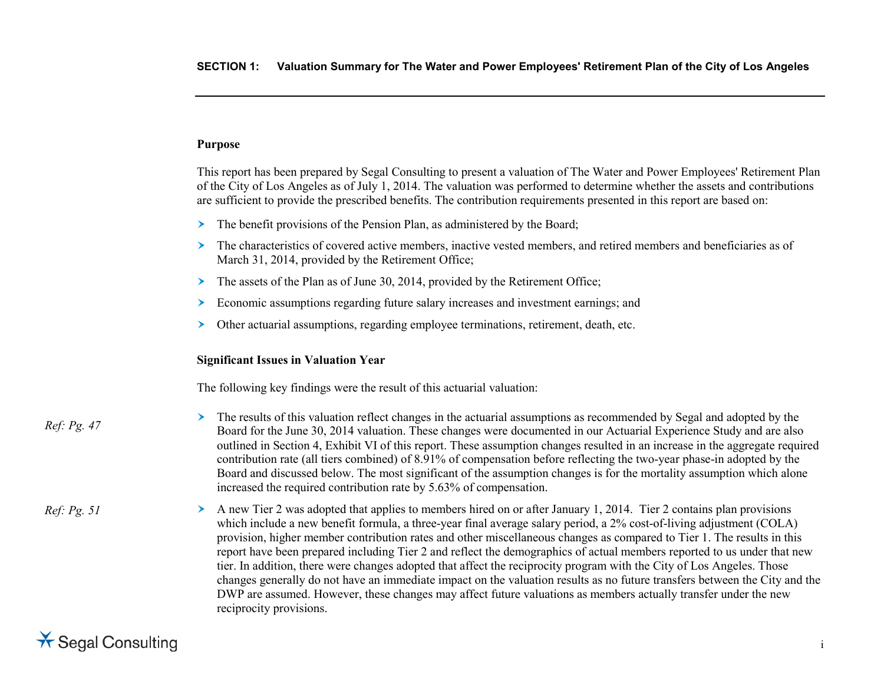## SECTION 1: Valuation Summary for The Water and Power Employees' Retirement Plan of the City of Los Angeles

### Purpose

This report has been prepared by Segal Consulting to present a valuation of The Water and Power Employees' Retirement Plan of the City of Los Angeles as of July 1, 2014. The valuation was performed to determine whether the assets and contributions are sufficient to provide the prescribed benefits. The contribution requirements presented in this report are based on:

- The benefit provisions of the Pension Plan, as administered by the Board;
- The characteristics of covered active members, inactive vested members, and retired members and beneficiaries as of March 31, 2014, provided by the Retirement Office;
- The assets of the Plan as of June 30, 2014, provided by the Retirement Office;
- Economic assumptions regarding future salary increases and investment earnings; and
- Other actuarial assumptions, regarding employee terminations, retirement, death, etc.

### Significant Issues in Valuation Year

The following key findings were the result of this actuarial valuation:

*Ref: Pg. 47*

- The results of this valuation reflect changes in the actuarial assumptions as recommended by Segal and adopted by the Board for the June 30, 2014 valuation. These changes were documented in our Actuarial Experience Study and are also outlined in Section 4, Exhibit VI of this report. These assumption changes resulted in an increase in the aggregate required contribution rate (all tiers combined) of 8.91% of compensation before reflecting the two-year phase-in adopted by the Board and discussed below. The most significant of the assumption changes is for the mortality assumption which alone increased the required contribution rate by 5.63% of compensation.

*Ref: Pg. 51*

- A new Tier 2 was adopted that applies to members hired on or after January 1, 2014. Tier 2 contains plan provisions which include a new benefit formula, a three-year final average salary period, a 2% cost-of-living adjustment (COLA) provision, higher member contribution rates and other miscellaneous changes as compared to Tier 1. The results in this report have been prepared including Tier 2 and reflect the demographics of actual members reported to us under that new tier. In addition, there were changes adopted that affect the reciprocity program with the City of Los Angeles. Those changes generally do not have an immediate impact on the valuation results as no future transfers between the City and the DWP are assumed. However, these changes may affect future valuations as members actually transfer under the new reciprocity provisions.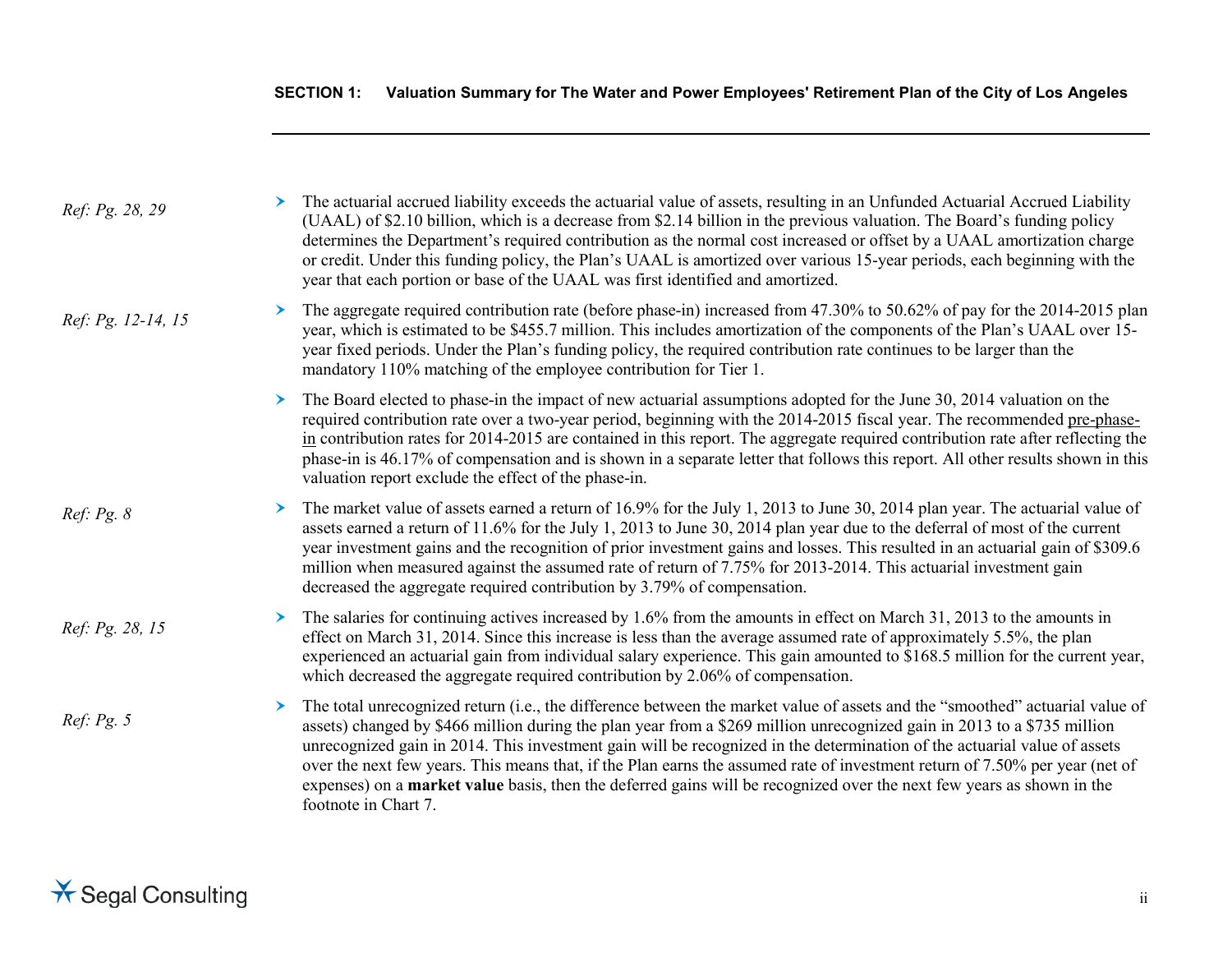## SECTION 1: Valuation Summary for The Water and Power Employees' Retirement Plan of the City of Los Angeles

*Ref: Pg. 28, 29*

- The actuarial accrued liability exceeds the actuarial value of assets, resulting in an Unfunded Actuarial Accrued Liability (UAAL) of $2.10 billion, which is a decrease from $2.14 billion in the previous valuation. The Board's funding policy determines the Department's required contribution as the normal cost increased or offset by a UAAL amortization charge or credit. Under this funding policy, the Plan's UAAL is amortized over various 15-year periods, each beginning with the year that each portion or base of the UAAL was first identified and amortized.

*Ref: Pg. 12-14, 15*

- The aggregate required contribution rate (before phase-in) increased from 47.30% to 50.62% of pay for the 2014-2015 plan year, which is estimated to be $455.7 million. This includes amortization of the components of the Plan's UAAL over 15-year fixed periods. Under the Plan's funding policy, the required contribution rate continues to be larger than the mandatory 110% matching of the employee contribution for Tier 1.

- The Board elected to phase-in the impact of new actuarial assumptions adopted for the June 30, 2014 valuation on the required contribution rate over a two-year period, beginning with the 2014-2015 fiscal year. The recommended pre-phase-in contribution rates for 2014-2015 are contained in this report. The aggregate required contribution rate after reflecting the phase-in is 46.17% of compensation and is shown in a separate letter that follows this report. All other results shown in this valuation report exclude the effect of the phase-in.

*Ref: Pg. 8*

- The market value of assets earned a return of 16.9% for the July 1, 2013 to June 30, 2014 plan year. The actuarial value of assets earned a return of 11.6% for the July 1, 2013 to June 30, 2014 plan year due to the deferral of most of the current year investment gains and the recognition of prior investment gains and losses. This resulted in an actuarial gain of $309.6 million when measured against the assumed rate of return of 7.75% for 2013-2014. This actuarial investment gain decreased the aggregate required contribution by 3.79% of compensation.

*Ref: Pg. 28, 15*

- The salaries for continuing actives increased by 1.6% from the amounts in effect on March 31, 2013 to the amounts in effect on March 31, 2014. Since this increase is less than the average assumed rate of approximately 5.5%, the plan experienced an actuarial gain from individual salary experience. This gain amounted to $168.5 million for the current year, which decreased the aggregate required contribution by 2.06% of compensation.

*Ref: Pg. 5*

- The total unrecognized return (i.e., the difference between the market value of assets and the "smoothed" actuarial value of assets) changed by $466 million during the plan year from a $269 million unrecognized gain in 2013 to a $735 million unrecognized gain in 2014. This investment gain will be recognized in the determination of the actuarial value of assets over the next few years. This means that, if the Plan earns the assumed rate of investment return of 7.50% per year (net of expenses) on a **market value** basis, then the deferred gains will be recognized over the next few years as shown in the footnote in Chart 7.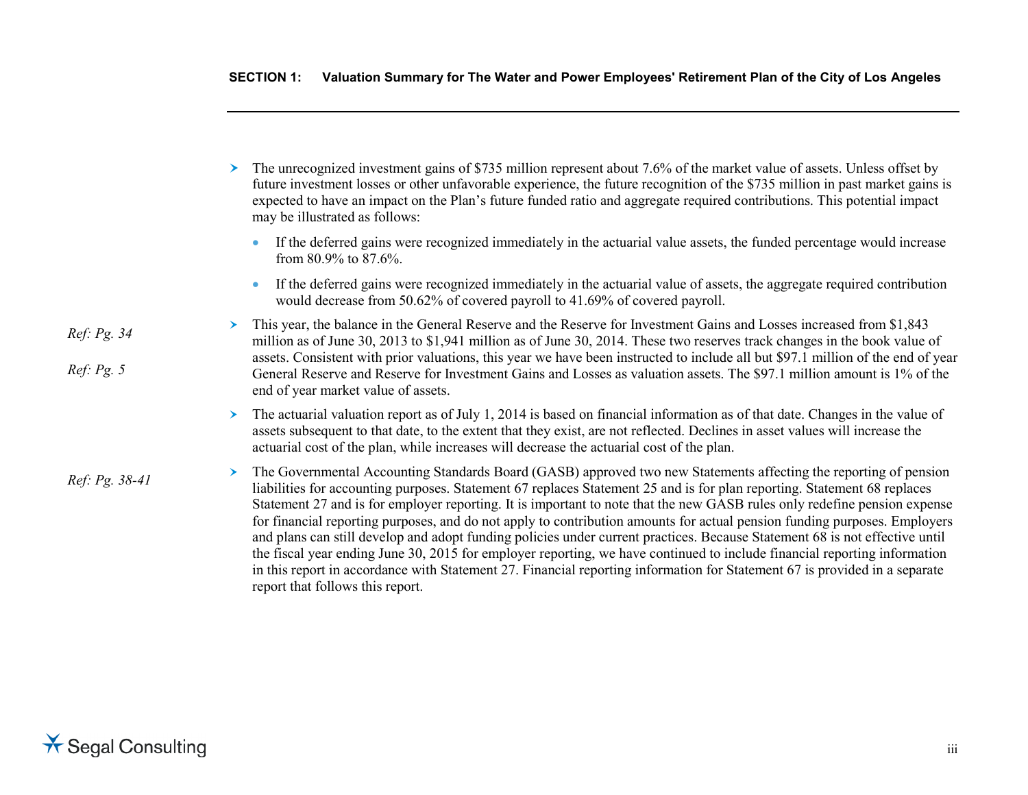- The unrecognized investment gains of $735 million represent about 7.6% of the market value of assets. Unless offset by future investment losses or other unfavorable experience, the future recognition of the $735 million in past market gains is expected to have an impact on the Plan's future funded ratio and aggregate required contributions. This potential impact may be illustrated as follows:
  - If the deferred gains were recognized immediately in the actuarial value assets, the funded percentage would increase from 80.9% to 87.6%.
  - If the deferred gains were recognized immediately in the actuarial value of assets, the aggregate required contribution would decrease from 50.62% of covered payroll to 41.69% of covered payroll.

*Ref: Pg. 34*

*Ref: Pg. 5*

- This year, the balance in the General Reserve and the Reserve for Investment Gains and Losses increased from $1,843 million as of June 30, 2013 to $1,941 million as of June 30, 2014. These two reserves track changes in the book value of assets. Consistent with prior valuations, this year we have been instructed to include all but $97.1 million of the end of year General Reserve and Reserve for Investment Gains and Losses as valuation assets. The $97.1 million amount is 1% of the end of year market value of assets.

- The actuarial valuation report as of July 1, 2014 is based on financial information as of that date. Changes in the value of assets subsequent to that date, to the extent that they exist, are not reflected. Declines in asset values will increase the actuarial cost of the plan, while increases will decrease the actuarial cost of the plan.

*Ref: Pg. 38-41*

- The Governmental Accounting Standards Board (GASB) approved two new Statements affecting the reporting of pension liabilities for accounting purposes. Statement 67 replaces Statement 25 and is for plan reporting. Statement 68 replaces Statement 27 and is for employer reporting. It is important to note that the new GASB rules only redefine pension expense for financial reporting purposes, and do not apply to contribution amounts for actual pension funding purposes. Employers and plans can still develop and adopt funding policies under current practices. Because Statement 68 is not effective until the fiscal year ending June 30, 2015 for employer reporting, we have continued to include financial reporting information in this report in accordance with Statement 27. Financial reporting information for Statement 67 is provided in a separate report that follows this report.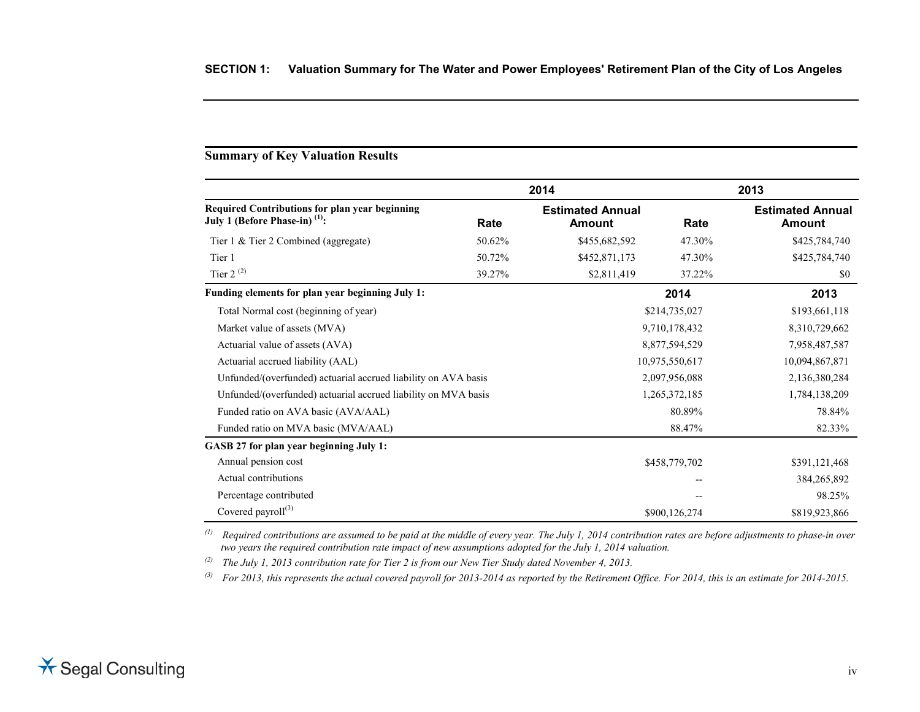## SECTION 1: Valuation Summary for The Water and Power Employees' Retirement Plan of the City of Los Angeles

### Summary of Key Valuation Results

| | 2014 | | 2013 | |
|---|---|---|---|---|
| **Required Contributions for plan year beginning July 1 (Before Phase-in) [1]:** | **Rate** | **Estimated Annual Amount** | **Rate** | **Estimated Annual Amount** |
| Tier 1 & Tier 2 Combined (aggregate) | 50.62% | $455,682,592 | 47.30% | $425,784,740 |
| Tier 1 | 50.72% | $452,871,173 | 47.30% | $425,784,740 |
| Tier 2 [2] | 39.27% | $2,811,419 | 37.22% | $0 |
| **Funding elements for plan year beginning July 1:** | | | **2014** | **2013** |
| Total Normal cost (beginning of year) | | | $214,735,027 | $193,661,118 |
| Market value of assets (MVA) | | | 9,710,178,432 | 8,310,729,662 |
| Actuarial value of assets (AVA) | | | 8,877,594,529 | 7,958,487,587 |
| Actuarial accrued liability (AAL) | | | 10,975,550,617 | 10,094,867,871 |
| Unfunded/(overfunded) actuarial accrued liability on AVA basis | | | 2,097,956,088 | 2,136,380,284 |
| Unfunded/(overfunded) actuarial accrued liability on MVA basis | | | 1,265,372,185 | 1,784,138,209 |
| Funded ratio on AVA basic (AVA/AAL) | | | 80.89% | 78.84% |
| Funded ratio on MVA basic (MVA/AAL) | | | 88.47% | 82.33% |
| **GASB 27 for plan year beginning July 1:** | | | | |
| Annual pension cost | | | $458,779,702 | $391,121,468 |
| Actual contributions | | | -- | 384,265,892 |
| Percentage contributed | | | -- | 98.25% |
| Covered payroll[3] | | | $900,126,274 | $819,923,866 |

[1] *Required contributions are assumed to be paid at the middle of every year. The July 1, 2014 contribution rates are before adjustments to phase-in over two years the required contribution rate impact of new assumptions adopted for the July 1, 2014 valuation.*

[2] *The July 1, 2013 contribution rate for Tier 2 is from our New Tier Study dated November 4, 2013.*

[3] *For 2013, this represents the actual covered payroll for 2013-2014 as reported by the Retirement Office. For 2014, this is an estimate for 2014-2015.*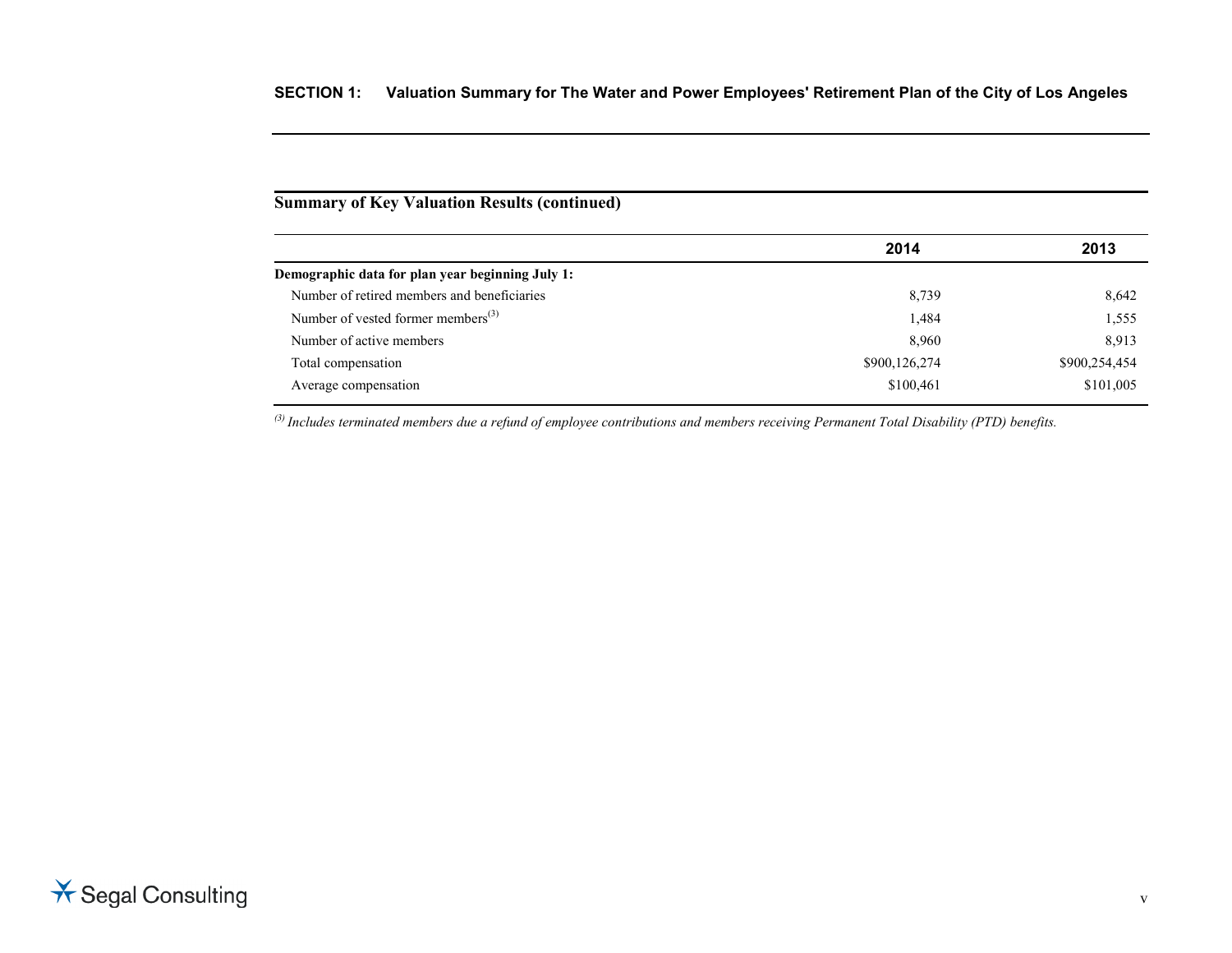## Summary of Key Valuation Results (continued)

| | 2014 | 2013 |
|---|---|---|
| **Demographic data for plan year beginning July 1:** | | |
| Number of retired members and beneficiaries | 8,739 | 8,642 |
| Number of vested former members[3] | 1,484 | 1,555 |
| Number of active members | 8,960 | 8,913 |
| Total compensation | $900,126,274 | $900,254,454 |
| Average compensation | $100,461 | $101,005 |

*[3] Includes terminated members due a refund of employee contributions and members receiving Permanent Total Disability (PTD) benefits.*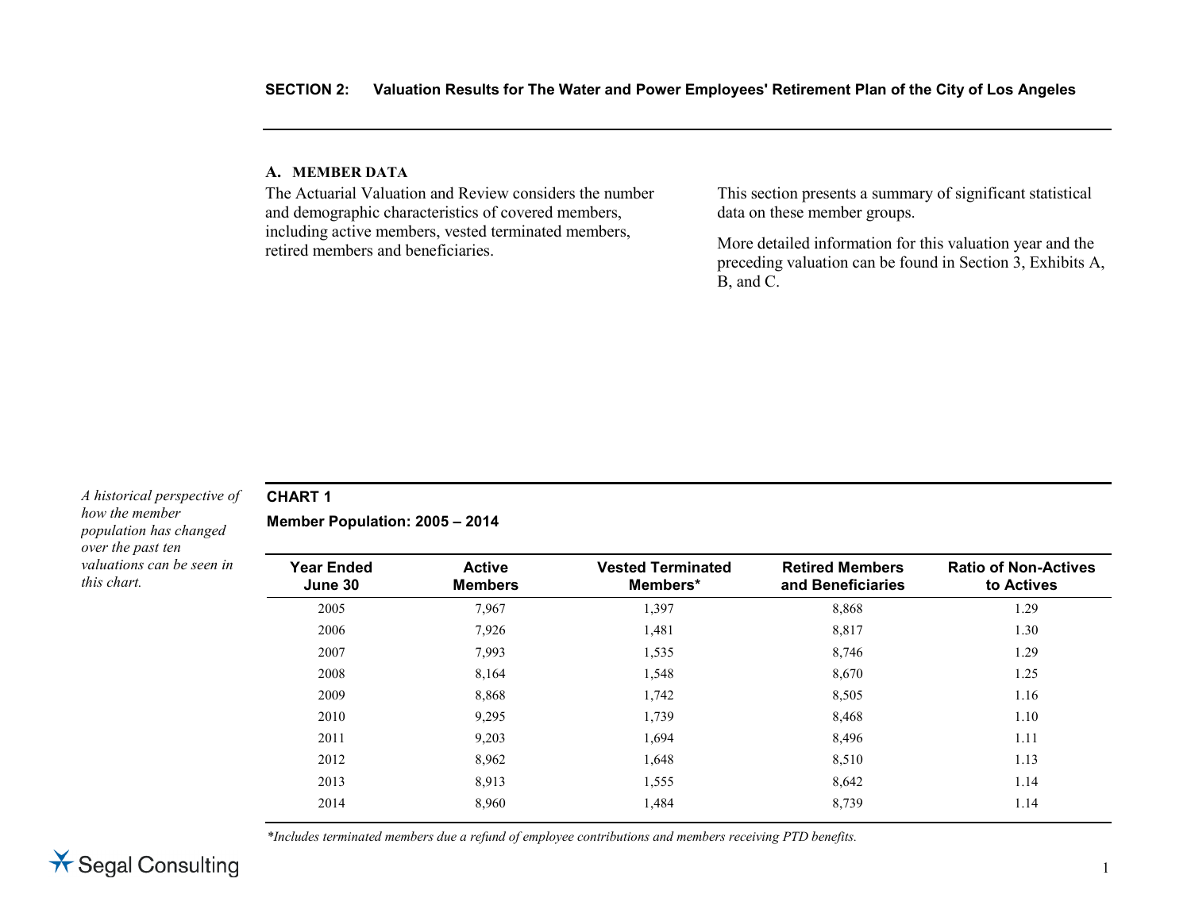## A. MEMBER DATA

The Actuarial Valuation and Review considers the number and demographic characteristics of covered members, including active members, vested terminated members, retired members and beneficiaries.

This section presents a summary of significant statistical data on these member groups.

More detailed information for this valuation year and the preceding valuation can be found in Section 3, Exhibits A, B, and C.

*A historical perspective of how the member population has changed over the past ten valuations can be seen in this chart.*

**CHART 1**

**Member Population: 2005 – 2014**

| Year Ended June 30 | Active Members | Vested Terminated Members* | Retired Members and Beneficiaries | Ratio of Non-Actives to Actives |
|---|---|---|---|---|
| 2005 | 7,967 | 1,397 | 8,868 | 1.29 |
| 2006 | 7,926 | 1,481 | 8,817 | 1.30 |
| 2007 | 7,993 | 1,535 | 8,746 | 1.29 |
| 2008 | 8,164 | 1,548 | 8,670 | 1.25 |
| 2009 | 8,868 | 1,742 | 8,505 | 1.16 |
| 2010 | 9,295 | 1,739 | 8,468 | 1.10 |
| 2011 | 9,203 | 1,694 | 8,496 | 1.11 |
| 2012 | 8,962 | 1,648 | 8,510 | 1.13 |
| 2013 | 8,913 | 1,555 | 8,642 | 1.14 |
| 2014 | 8,960 | 1,484 | 8,739 | 1.14 |

*Includes terminated members due a refund of employee contributions and members receiving PTD benefits.*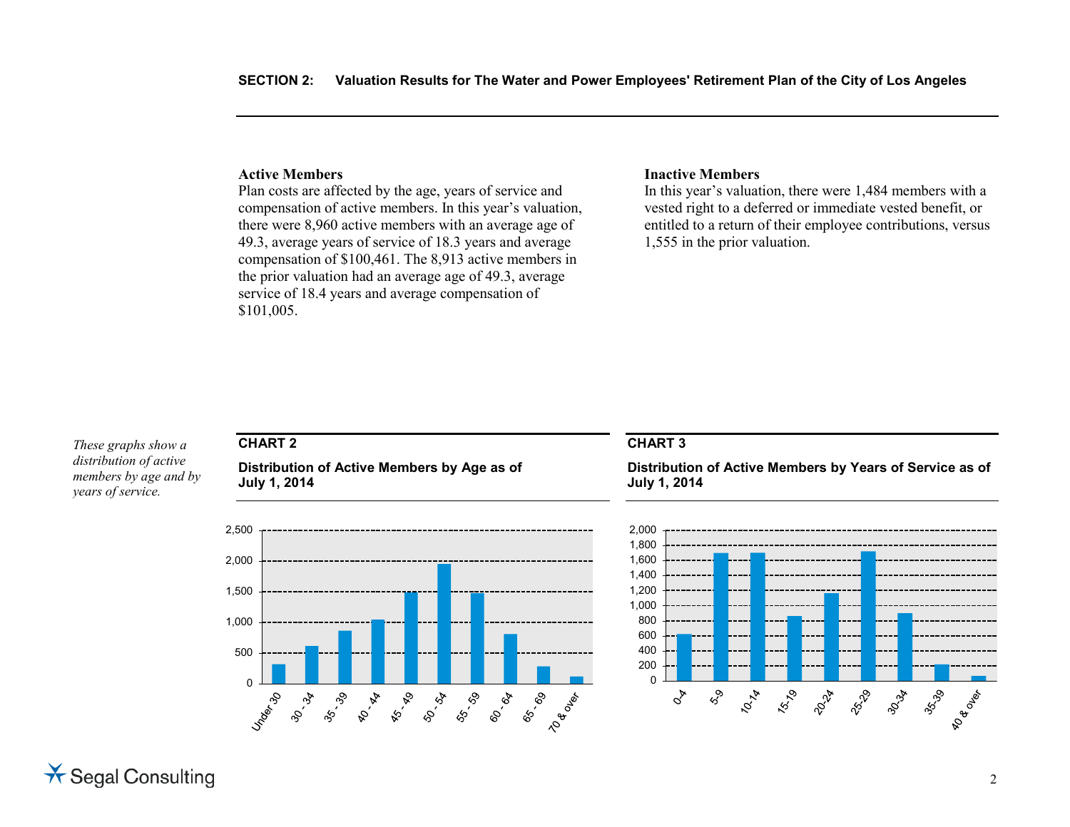### Active Members

Plan costs are affected by the age, years of service and compensation of active members. In this year's valuation, there were 8,960 active members with an average age of 49.3, average years of service of 18.3 years and average compensation of $100,461. The 8,913 active members in the prior valuation had an average age of 49.3, average service of 18.4 years and average compensation of $101,005.

### Inactive Members

In this year's valuation, there were 1,484 members with a vested right to a deferred or immediate vested benefit, or entitled to a return of their employee contributions, versus 1,555 in the prior valuation.

*These graphs show a distribution of active members by age and by years of service.*

**CHART 2**

**Distribution of Active Members by Age as of July 1, 2014**

**CHART 3**

**Distribution of Active Members by Years of Service as of July 1, 2014**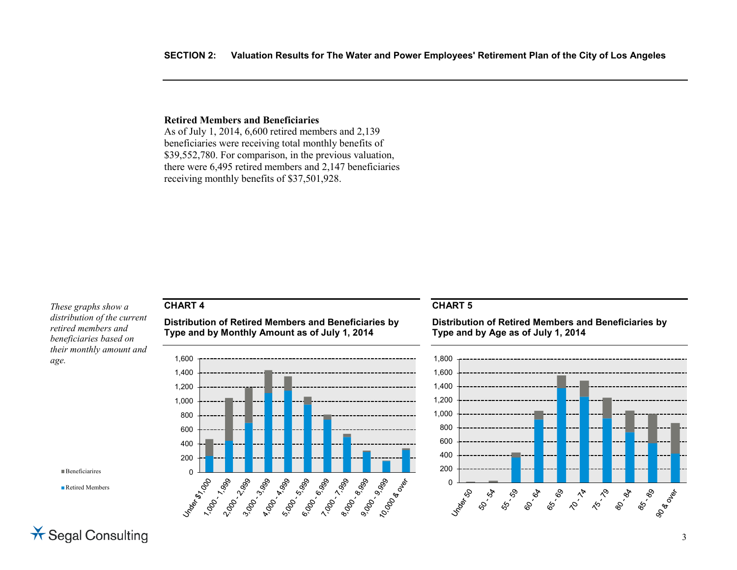**Retired Members and Beneficiaries**

As of July 1, 2014, 6,600 retired members and 2,139 beneficiaries were receiving total monthly benefits of $39,552,780. For comparison, in the previous valuation, there were 6,495 retired members and 2,147 beneficiaries receiving monthly benefits of $37,501,928.

*These graphs show a distribution of the current retired members and beneficiaries based on their monthly amount and age.*

**CHART 4**

**Distribution of Retired Members and Beneficiaries by Type and by Monthly Amount as of July 1, 2014**

**CHART 5**

**Distribution of Retired Members and Beneficiaries by Type and by Age as of July 1, 2014**

Beneficiarires

Retired Members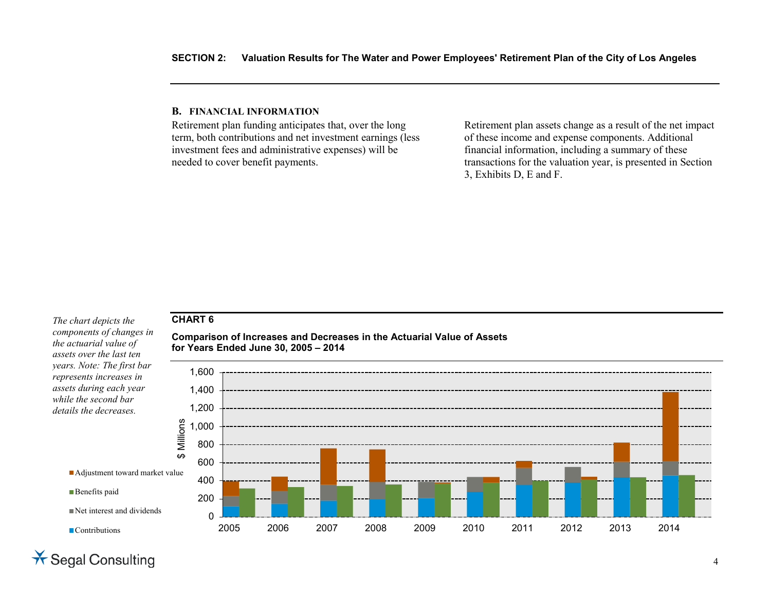## B. FINANCIAL INFORMATION

Retirement plan funding anticipates that, over the long term, both contributions and net investment earnings (less investment fees and administrative expenses) will be needed to cover benefit payments.

Retirement plan assets change as a result of the net impact of these income and expense components. Additional financial information, including a summary of these transactions for the valuation year, is presented in Section 3, Exhibits D, E and F.

*The chart depicts the components of changes in the actuarial value of assets over the last ten years. Note: The first bar represents increases in assets during each year while the second bar details the decreases.*

**CHART 6**

**Comparison of Increases and Decreases in the Actuarial Value of Assets for Years Ended June 30, 2005 – 2014**

$ Millions

1,600
1,400
1,200
1,000
800
600
400
200
0

2005 2006 2007 2008 2009 2010 2011 2012 2013 2014

- Adjustment toward market value
- Benefits paid
- Net interest and dividends
- Contributions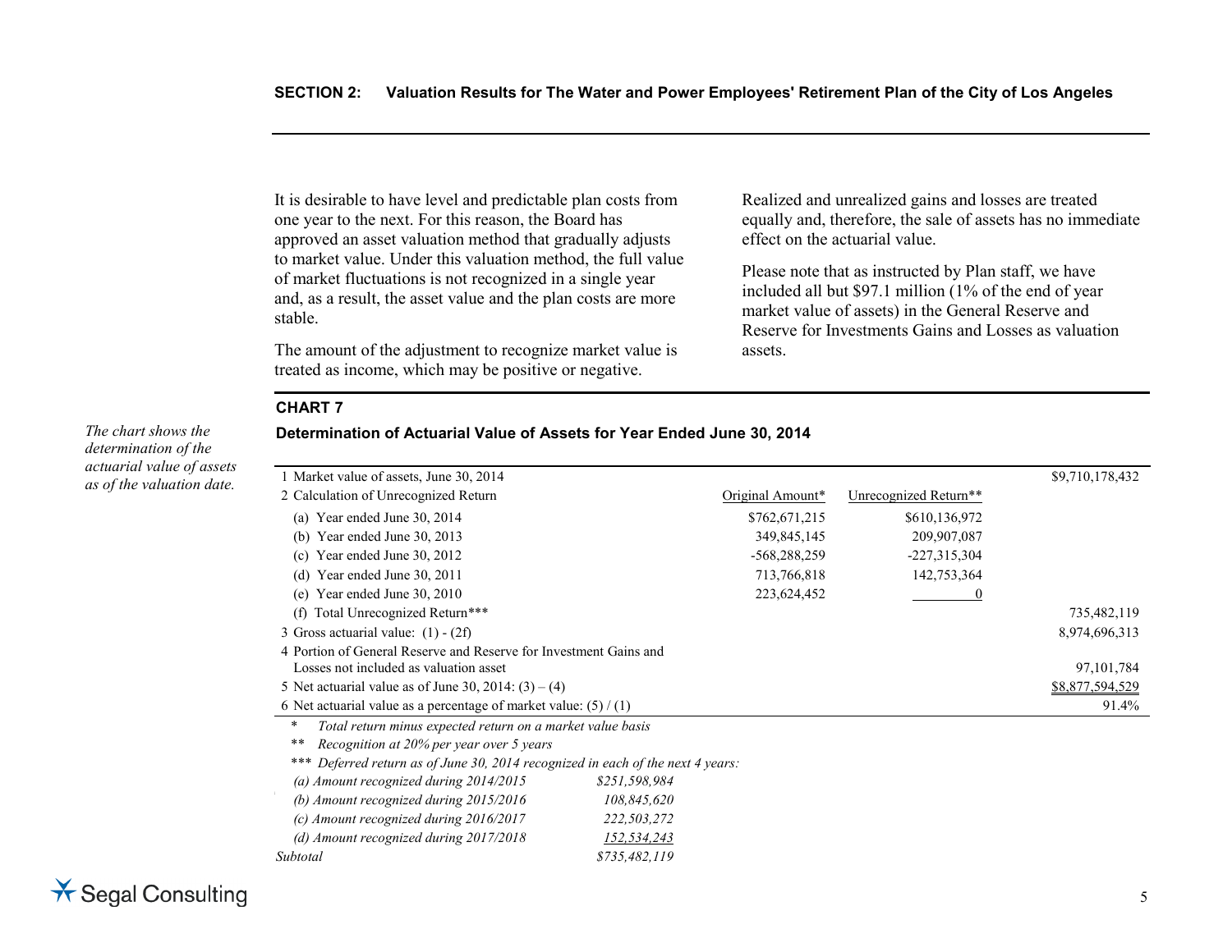It is desirable to have level and predictable plan costs from one year to the next. For this reason, the Board has approved an asset valuation method that gradually adjusts to market value. Under this valuation method, the full value of market fluctuations is not recognized in a single year and, as a result, the asset value and the plan costs are more stable.

The amount of the adjustment to recognize market value is treated as income, which may be positive or negative.

Realized and unrealized gains and losses are treated equally and, therefore, the sale of assets has no immediate effect on the actuarial value.

Please note that as instructed by Plan staff, we have included all but $97.1 million (1% of the end of year market value of assets) in the General Reserve and Reserve for Investments Gains and Losses as valuation assets.

*The chart shows the determination of the actuarial value of assets as of the valuation date.*

**CHART 7**

**Determination of Actuarial Value of Assets for Year Ended June 30, 2014**

| | Original Amount* | Unrecognized Return** | |
|---|---|---|---|
| 1 Market value of assets, June 30, 2014 | | | $9,710,178,432 |
| 2 Calculation of Unrecognized Return | | | |
| (a) Year ended June 30, 2014 | $762,671,215 | $610,136,972 | |
| (b) Year ended June 30, 2013 | 349,845,145 | 209,907,087 | |
| (c) Year ended June 30, 2012 | -568,288,259 | -227,315,304 | |
| (d) Year ended June 30, 2011 | 713,766,818 | 142,753,364 | |
| (e) Year ended June 30, 2010 | 223,624,452 | 0 | |
| (f) Total Unrecognized Return*** | | | 735,482,119 |
| 3 Gross actuarial value: (1) - (2f) | | | 8,974,696,313 |
| 4 Portion of General Reserve and Reserve for Investment Gains and Losses not included as valuation asset | | | 97,101,784 |
| 5 Net actuarial value as of June 30, 2014: (3) – (4) | | | $8,877,594,529 |
| 6 Net actuarial value as a percentage of market value: (5) / (1) | | | 91.4% |

\* *Total return minus expected return on a market value basis*

\*\* *Recognition at 20% per year over 5 years*

\*\*\* *Deferred return as of June 30, 2014 recognized in each of the next 4 years:*

| | |
|---|---|
| *(a) Amount recognized during 2014/2015* | *$251,598,984* |
| *(b) Amount recognized during 2015/2016* | *108,845,620* |
| *(c) Amount recognized during 2016/2017* | *222,503,272* |
| *(d) Amount recognized during 2017/2018* | *152,534,243* |
| *Subtotal* | *$735,482,119* |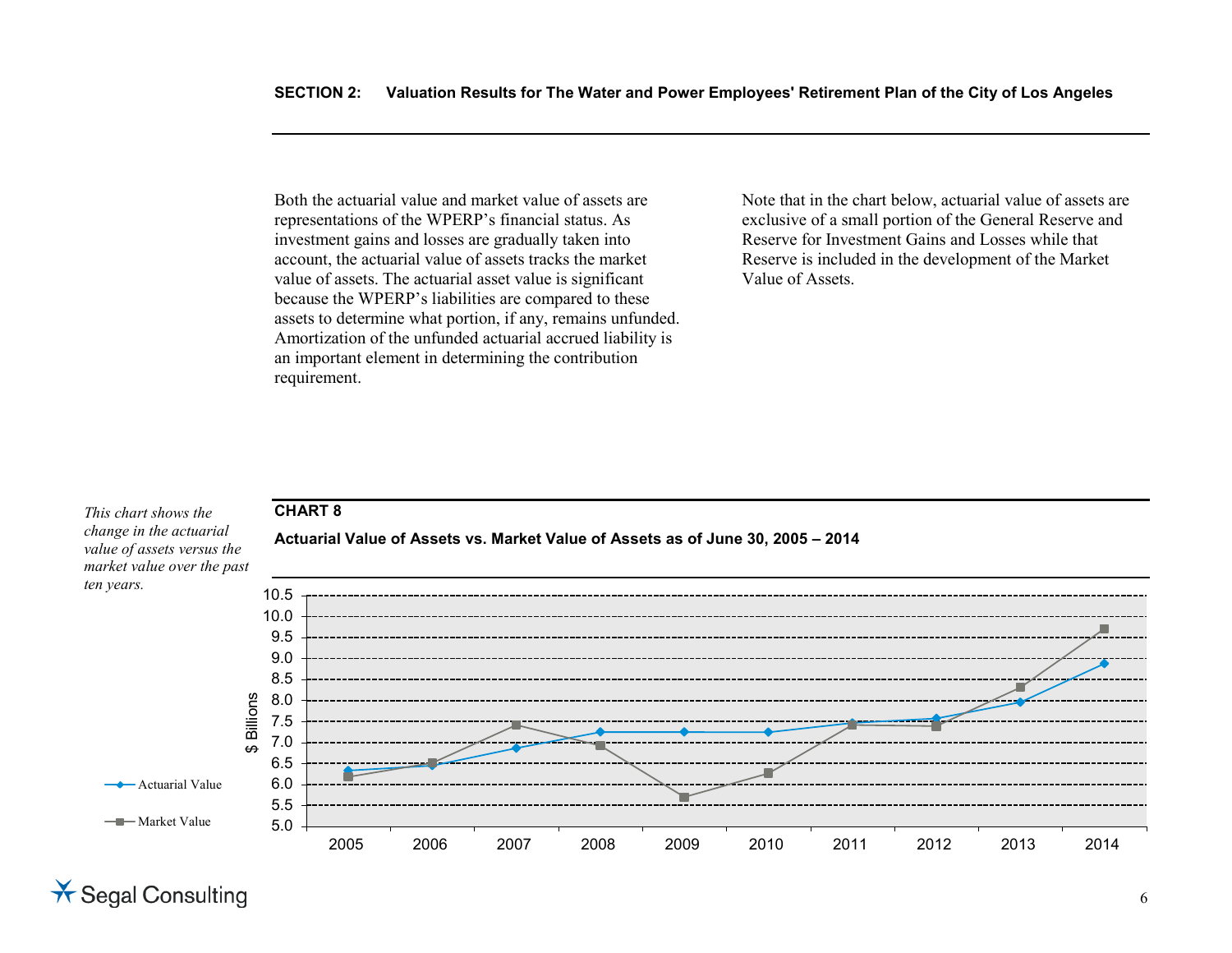Both the actuarial value and market value of assets are representations of the WPERP's financial status. As investment gains and losses are gradually taken into account, the actuarial value of assets tracks the market value of assets. The actuarial asset value is significant because the WPERP's liabilities are compared to these assets to determine what portion, if any, remains unfunded. Amortization of the unfunded actuarial accrued liability is an important element in determining the contribution requirement.

Note that in the chart below, actuarial value of assets are exclusive of a small portion of the General Reserve and Reserve for Investment Gains and Losses while that Reserve is included in the development of the Market Value of Assets.

*This chart shows the change in the actuarial value of assets versus the market value over the past ten years.*

**CHART 8**

**Actuarial Value of Assets vs. Market Value of Assets as of June 30, 2005 – 2014**

$ Billions

10.5
10.0
9.5
9.0
8.5
8.0
7.5
7.0
6.5
6.0
5.5
5.0

2005 2006 2007 2008 2009 2010 2011 2012 2013 2014

Actuarial Value

Market Value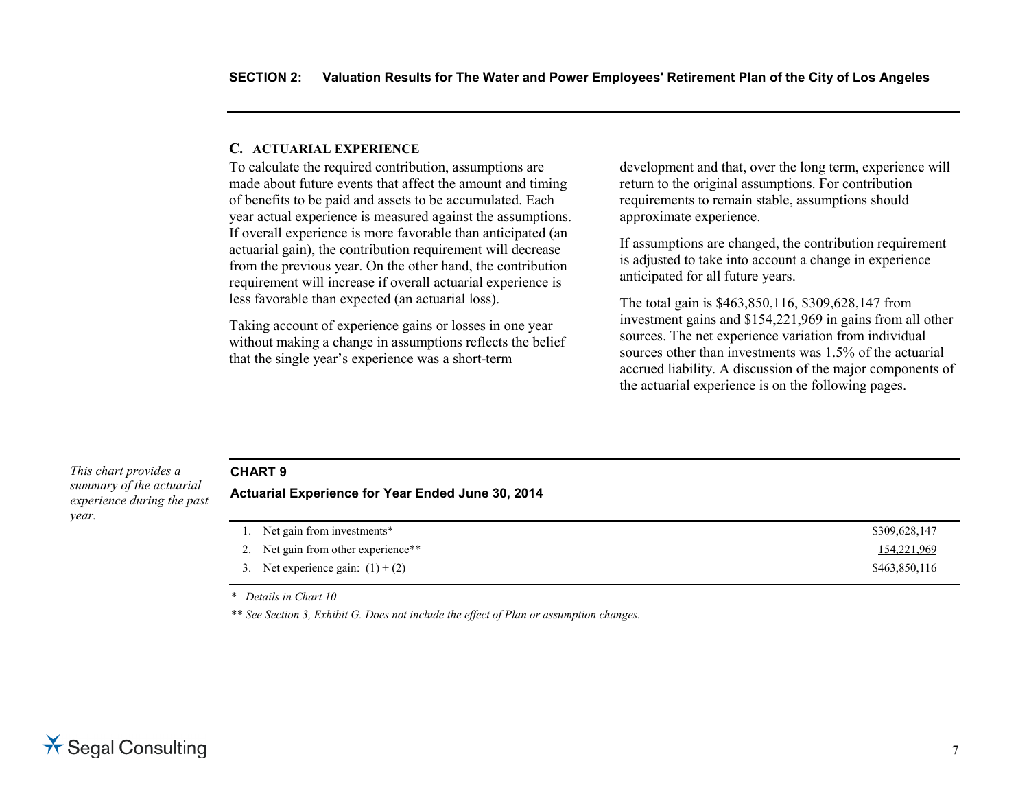## C. ACTUARIAL EXPERIENCE

To calculate the required contribution, assumptions are made about future events that affect the amount and timing of benefits to be paid and assets to be accumulated. Each year actual experience is measured against the assumptions. If overall experience is more favorable than anticipated (an actuarial gain), the contribution requirement will decrease from the previous year. On the other hand, the contribution requirement will increase if overall actuarial experience is less favorable than expected (an actuarial loss).

Taking account of experience gains or losses in one year without making a change in assumptions reflects the belief that the single year's experience was a short-term development and that, over the long term, experience will return to the original assumptions. For contribution requirements to remain stable, assumptions should approximate experience.

If assumptions are changed, the contribution requirement is adjusted to take into account a change in experience anticipated for all future years.

The total gain is $463,850,116, $309,628,147 from investment gains and $154,221,969 in gains from all other sources. The net experience variation from individual sources other than investments was 1.5% of the actuarial accrued liability. A discussion of the major components of the actuarial experience is on the following pages.

*This chart provides a summary of the actuarial experience during the past year.*

**CHART 9**

**Actuarial Experience for Year Ended June 30, 2014**

| | |
|---|---|
| 1. Net gain from investments* | $309,628,147 |
| 2. Net gain from other experience** | 154,221,969 |
| 3. Net experience gain: (1) + (2) | $463,850,116 |

\* *Details in Chart 10*

\*\* *See Section 3, Exhibit G. Does not include the effect of Plan or assumption changes.*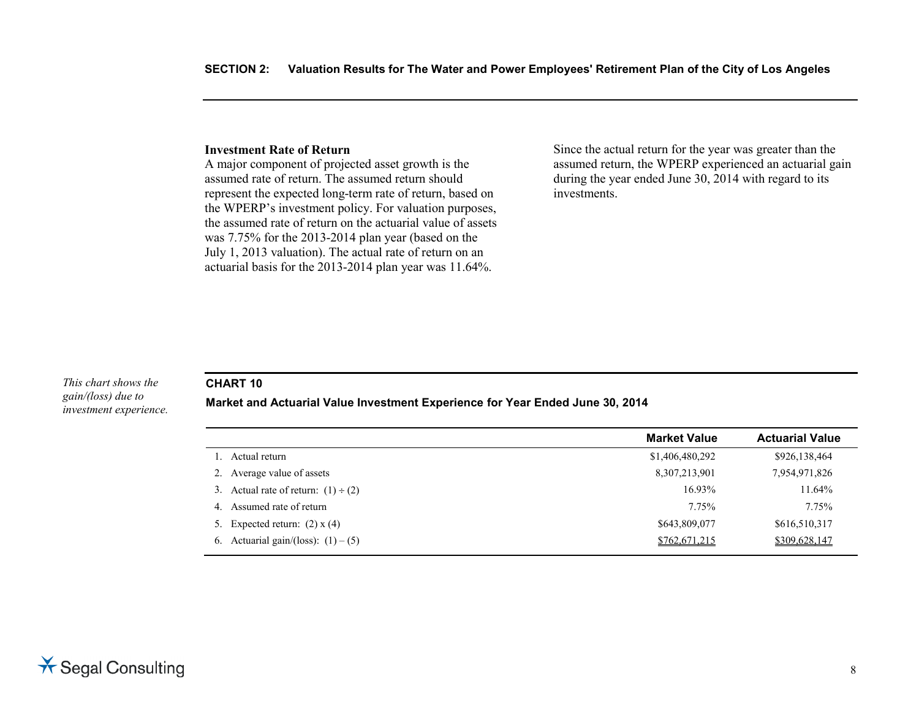### Investment Rate of Return

A major component of projected asset growth is the assumed rate of return. The assumed return should represent the expected long-term rate of return, based on the WPERP's investment policy. For valuation purposes, the assumed rate of return on the actuarial value of assets was 7.75% for the 2013-2014 plan year (based on the July 1, 2013 valuation). The actual rate of return on an actuarial basis for the 2013-2014 plan year was 11.64%.

Since the actual return for the year was greater than the assumed return, the WPERP experienced an actuarial gain during the year ended June 30, 2014 with regard to its investments.

*This chart shows the gain/(loss) due to investment experience.*

**CHART 10**

**Market and Actuarial Value Investment Experience for Year Ended June 30, 2014**

| | Market Value | Actuarial Value |
|---|---|---|
| 1. Actual return | $1,406,480,292 | $926,138,464 |
| 2. Average value of assets | 8,307,213,901 | 7,954,971,826 |
| 3. Actual rate of return: (1) ÷ (2) | 16.93% | 11.64% |
| 4. Assumed rate of return | 7.75% | 7.75% |
| 5. Expected return: (2) x (4) | $643,809,077 | $616,510,317 |
| 6. Actuarial gain/(loss): (1) – (5) | $762,671,215 | $309,628,147 |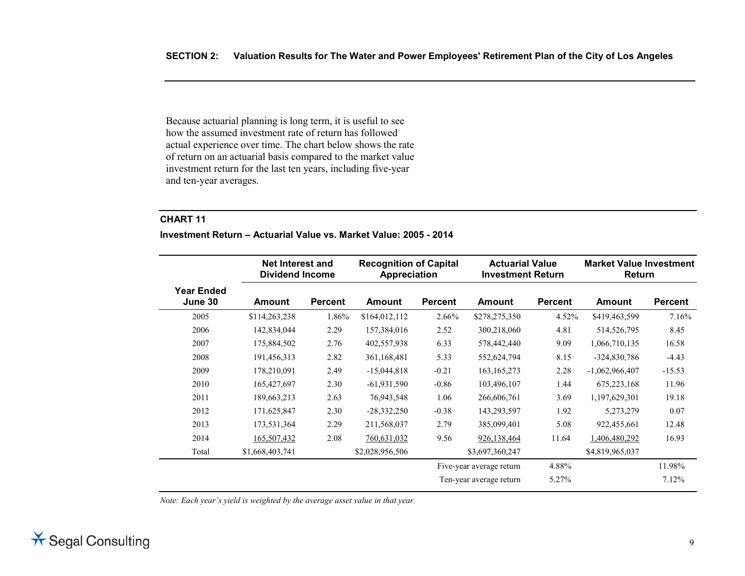Because actuarial planning is long term, it is useful to see how the assumed investment rate of return has followed actual experience over time. The chart below shows the rate of return on an actuarial basis compared to the market value investment return for the last ten years, including five-year and ten-year averages.

**CHART 11**

**Investment Return – Actuarial Value vs. Market Value: 2005 - 2014**

| | Net Interest and Dividend Income | | Recognition of Capital Appreciation | | Actuarial Value Investment Return | | Market Value Investment Return | |
|---|---|---|---|---|---|---|---|---|
| **Year Ended June 30** | **Amount** | **Percent** | **Amount** | **Percent** | **Amount** | **Percent** | **Amount** | **Percent** |
| 2005 | $114,263,238 | 1.86% | $164,012,112 | 2.66% | $278,275,350 | 4.52% | $419,463,599 | 7.16% |
| 2006 | 142,834,044 | 2.29 | 157,384,016 | 2.52 | 300,218,060 | 4.81 | 514,526,795 | 8.45 |
| 2007 | 175,884,502 | 2.76 | 402,557,938 | 6.33 | 578,442,440 | 9.09 | 1,066,710,135 | 16.58 |
| 2008 | 191,456,313 | 2.82 | 361,168,481 | 5.33 | 552,624,794 | 8.15 | -324,830,786 | -4.43 |
| 2009 | 178,210,091 | 2.49 | -15,044,818 | -0.21 | 163,165,273 | 2.28 | -1,062,966,407 | -15.53 |
| 2010 | 165,427,697 | 2.30 | -61,931,590 | -0.86 | 103,496,107 | 1.44 | 675,223,168 | 11.96 |
| 2011 | 189,663,213 | 2.63 | 76,943,548 | 1.06 | 266,606,761 | 3.69 | 1,197,629,301 | 19.18 |
| 2012 | 171,625,847 | 2.30 | -28,332,250 | -0.38 | 143,293,597 | 1.92 | 5,273,279 | 0.07 |
| 2013 | 173,531,364 | 2.29 | 211,568,037 | 2.79 | 385,099,401 | 5.08 | 922,455,661 | 12.48 |
| 2014 | 165,507,432 | 2.08 | 760,631,032 | 9.56 | 926,138,464 | 11.64 | 1,406,480,292 | 16.93 |
| Total | $1,668,403,741 | | $2,028,956,506 | | $3,697,360,247 | | $4,819,965,037 | |
| | | | | | Five-year average return | 4.88% | | 11.98% |
| | | | | | Ten-year average return | 5.27% | | 7.12% |

*Note: Each year's yield is weighted by the average asset value in that year.*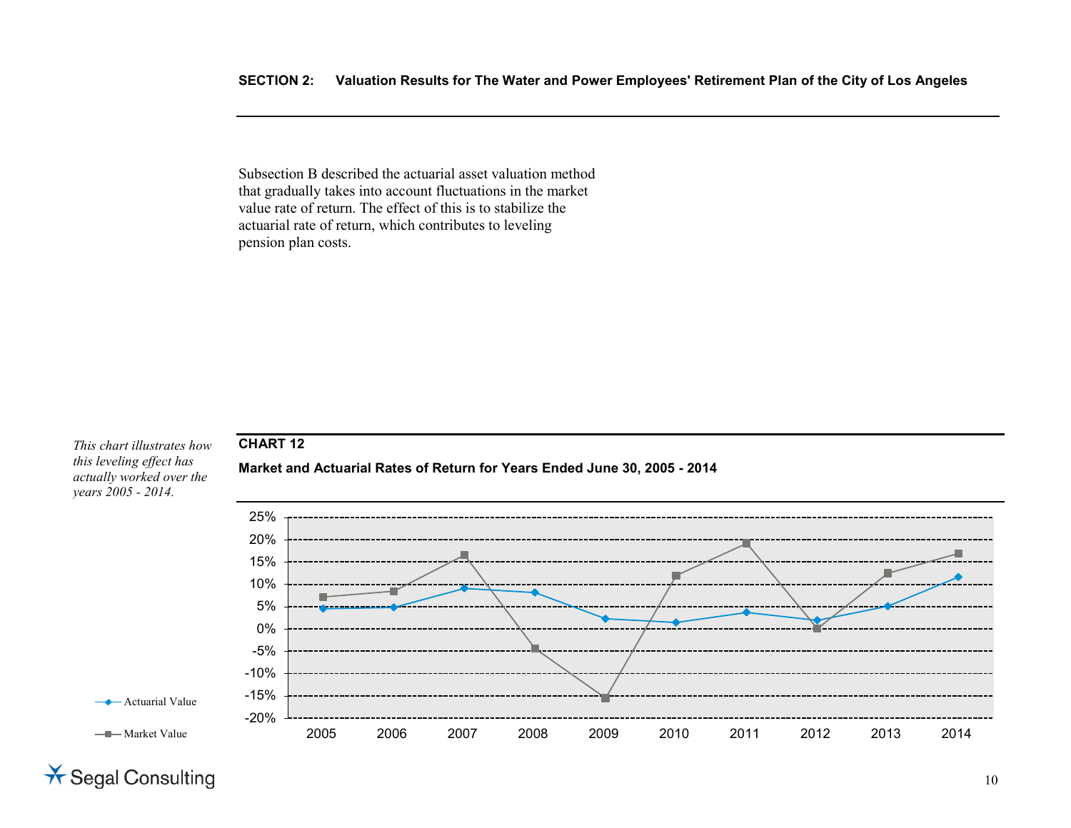Subsection B described the actuarial asset valuation method that gradually takes into account fluctuations in the market value rate of return. The effect of this is to stabilize the actuarial rate of return, which contributes to leveling pension plan costs.

*This chart illustrates how this leveling effect has actually worked over the years 2005 - 2014.*

**CHART 12**

**Market and Actuarial Rates of Return for Years Ended June 30, 2005 - 2014**

Actuarial Value

Market Value

25%
20%
15%
10%
5%
0%
-5%
-10%
-15%
-20%

2005 2006 2007 2008 2009 2010 2011 2012 2013 2014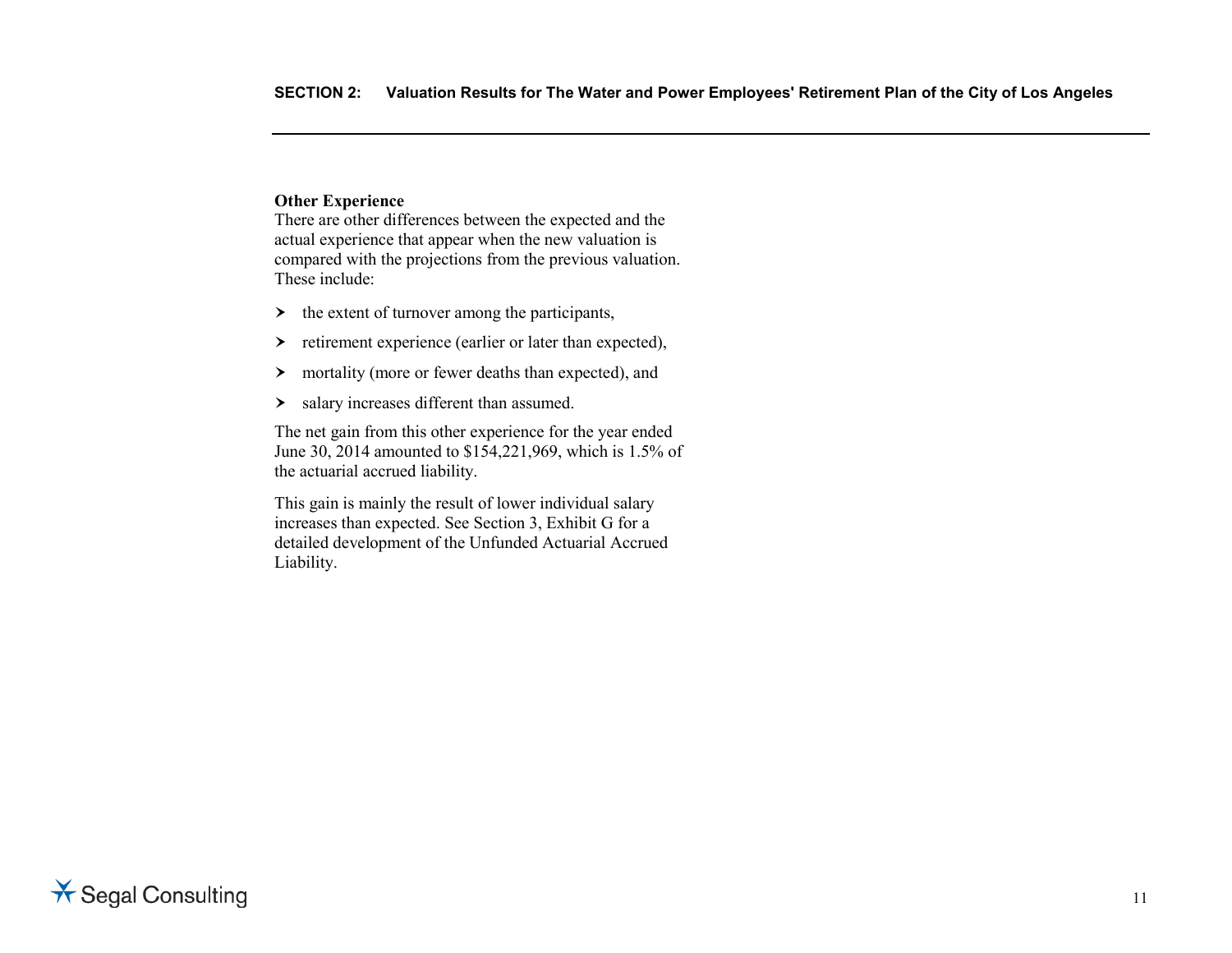**Other Experience**

There are other differences between the expected and the actual experience that appear when the new valuation is compared with the projections from the previous valuation. These include:

- the extent of turnover among the participants,
- retirement experience (earlier or later than expected),
- mortality (more or fewer deaths than expected), and
- salary increases different than assumed.

The net gain from this other experience for the year ended June 30, 2014 amounted to $154,221,969, which is 1.5% of the actuarial accrued liability.

This gain is mainly the result of lower individual salary increases than expected. See Section 3, Exhibit G for a detailed development of the Unfunded Actuarial Accrued Liability.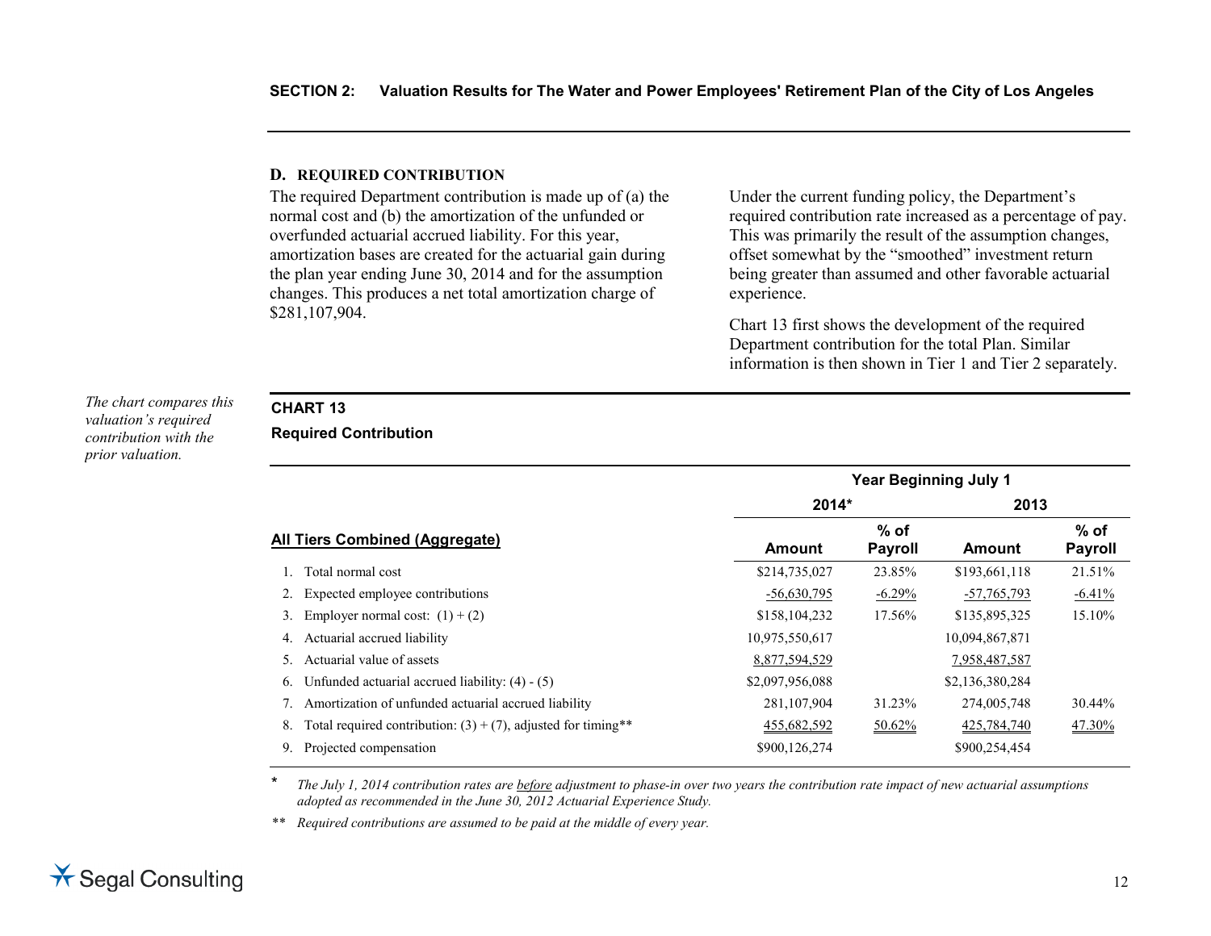### D. REQUIRED CONTRIBUTION

The required Department contribution is made up of (a) the normal cost and (b) the amortization of the unfunded or overfunded actuarial accrued liability. For this year, amortization bases are created for the actuarial gain during the plan year ending June 30, 2014 and for the assumption changes. This produces a net total amortization charge of $281,107,904.

Under the current funding policy, the Department's required contribution rate increased as a percentage of pay. This was primarily the result of the assumption changes, offset somewhat by the "smoothed" investment return being greater than assumed and other favorable actuarial experience.

Chart 13 first shows the development of the required Department contribution for the total Plan. Similar information is then shown in Tier 1 and Tier 2 separately.

*The chart compares this valuation's required contribution with the prior valuation.*

**CHART 13**

**Required Contribution**

| | Year Beginning July 1 | | | |
|---|---|---|---|---|
| | 2014* | | 2013 | |
| **All Tiers Combined (Aggregate)** | **Amount** | **% of Payroll** | **Amount** | **% of Payroll** |
| 1. Total normal cost | $214,735,027 | 23.85% | $193,661,118 | 21.51% |
| 2. Expected employee contributions | -56,630,795 | -6.29% | -57,765,793 | -6.41% |
| 3. Employer normal cost: (1) + (2) | $158,104,232 | 17.56% | $135,895,325 | 15.10% |
| 4. Actuarial accrued liability | 10,975,550,617 | | 10,094,867,871 | |
| 5. Actuarial value of assets | 8,877,594,529 | | 7,958,487,587 | |
| 6. Unfunded actuarial accrued liability: (4) - (5) | $2,097,956,088 | | $2,136,380,284 | |
| 7. Amortization of unfunded actuarial accrued liability | 281,107,904 | 31.23% | 274,005,748 | 30.44% |
| 8. Total required contribution: (3) + (7), adjusted for timing** | 455,682,592 | 50.62% | 425,784,740 | 47.30% |
| 9. Projected compensation | $900,126,274 | | $900,254,454 | |

\* *The July 1, 2014 contribution rates are before adjustment to phase-in over two years the contribution rate impact of new actuarial assumptions adopted as recommended in the June 30, 2012 Actuarial Experience Study.*

\*\* *Required contributions are assumed to be paid at the middle of every year.*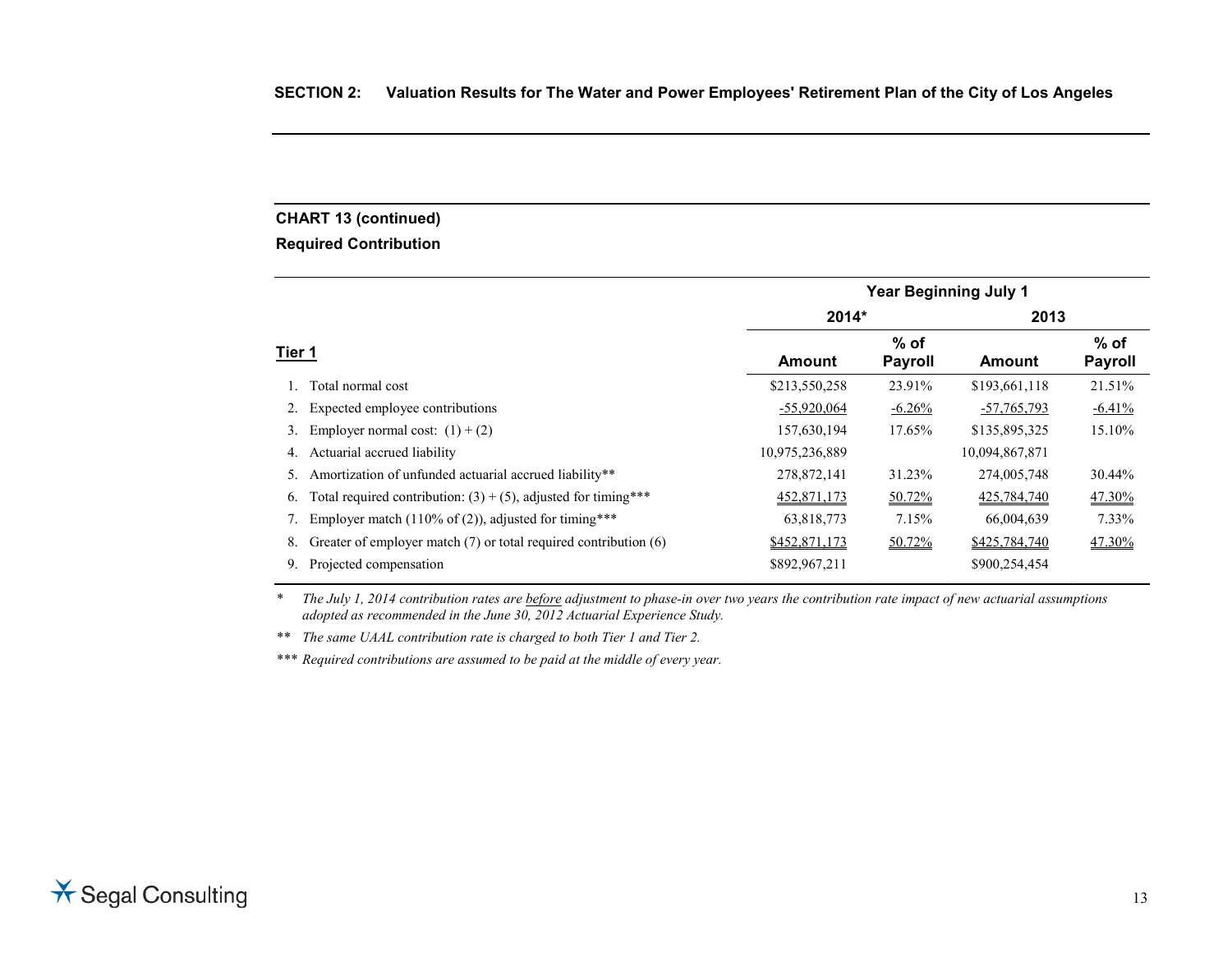## CHART 13 (continued)

**Required Contribution**

| | Year Beginning July 1 | | | |
|---|---|---|---|---|
| | 2014* | | 2013 | |
| **Tier 1** | **Amount** | **% of Payroll** | **Amount** | **% of Payroll** |
| 1. Total normal cost | $213,550,258 | 23.91% | $193,661,118 | 21.51% |
| 2. Expected employee contributions | -55,920,064 | -6.26% | -57,765,793 | -6.41% |
| 3. Employer normal cost: (1) + (2) | 157,630,194 | 17.65% | $135,895,325 | 15.10% |
| 4. Actuarial accrued liability | 10,975,236,889 | | 10,094,867,871 | |
| 5. Amortization of unfunded actuarial accrued liability** | 278,872,141 | 31.23% | 274,005,748 | 30.44% |
| 6. Total required contribution: (3) + (5), adjusted for timing*** | 452,871,173 | 50.72% | 425,784,740 | 47.30% |
| 7. Employer match (110% of (2)), adjusted for timing*** | 63,818,773 | 7.15% | 66,004,639 | 7.33% |
| 8. Greater of employer match (7) or total required contribution (6) | $452,871,173 | 50.72% | $425,784,740 | 47.30% |
| 9. Projected compensation | $892,967,211 | | $900,254,454 | |

\* *The July 1, 2014 contribution rates are before adjustment to phase-in over two years the contribution rate impact of new actuarial assumptions adopted as recommended in the June 30, 2012 Actuarial Experience Study.*

** *The same UAAL contribution rate is charged to both Tier 1 and Tier 2.*

*** *Required contributions are assumed to be paid at the middle of every year.*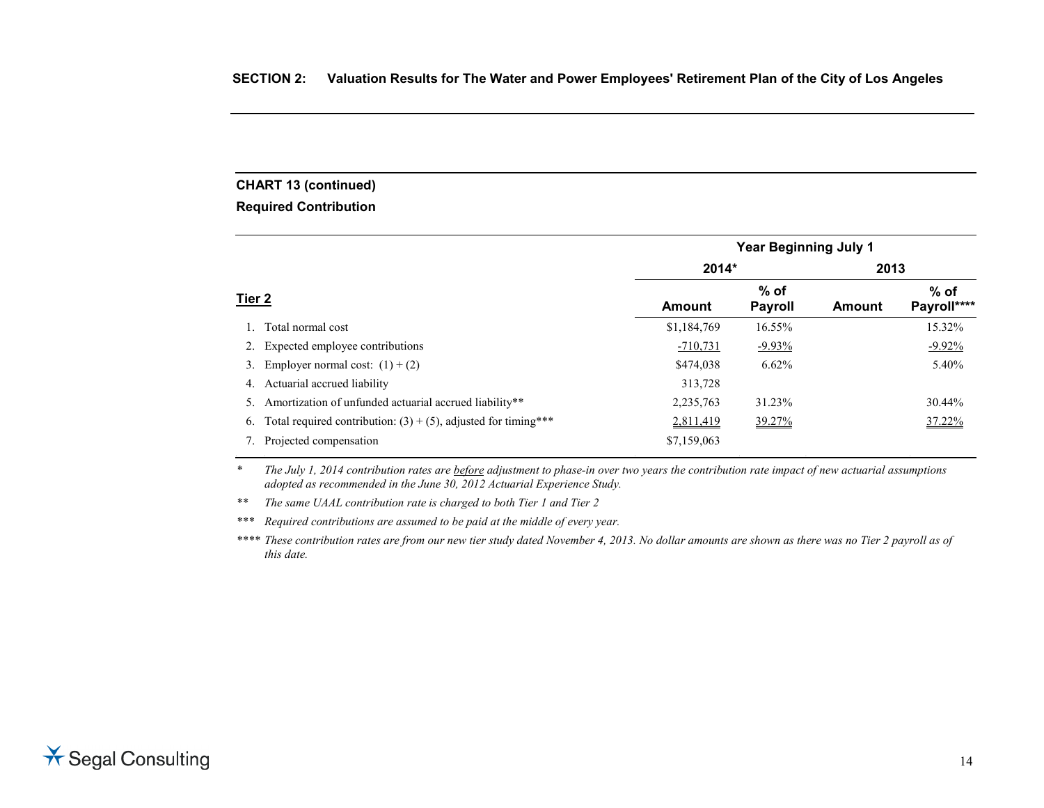**CHART 13 (continued)**

**Required Contribution**

| | Year Beginning July 1 | | | |
|---|---|---|---|---|
| | 2014* | | 2013 | |
| **Tier 2** | Amount | % of Payroll | Amount | % of Payroll**** |
| 1. Total normal cost | $1,184,769 | 16.55% | | 15.32% |
| 2. Expected employee contributions | -710,731 | -9.93% | | -9.92% |
| 3. Employer normal cost: (1) + (2) | $474,038 | 6.62% | | 5.40% |
| 4. Actuarial accrued liability | 313,728 | | | |
| 5. Amortization of unfunded actuarial accrued liability** | 2,235,763 | 31.23% | | 30.44% |
| 6. Total required contribution: (3) + (5), adjusted for timing*** | 2,811,419 | 39.27% | | 37.22% |
| 7. Projected compensation | $7,159,063 | | | |

\* *The July 1, 2014 contribution rates are before adjustment to phase-in over two years the contribution rate impact of new actuarial assumptions adopted as recommended in the June 30, 2012 Actuarial Experience Study.*

\*\* *The same UAAL contribution rate is charged to both Tier 1 and Tier 2*

\*\*\* *Required contributions are assumed to be paid at the middle of every year.*

\*\*\*\* *These contribution rates are from our new tier study dated November 4, 2013. No dollar amounts are shown as there was no Tier 2 payroll as of this date.*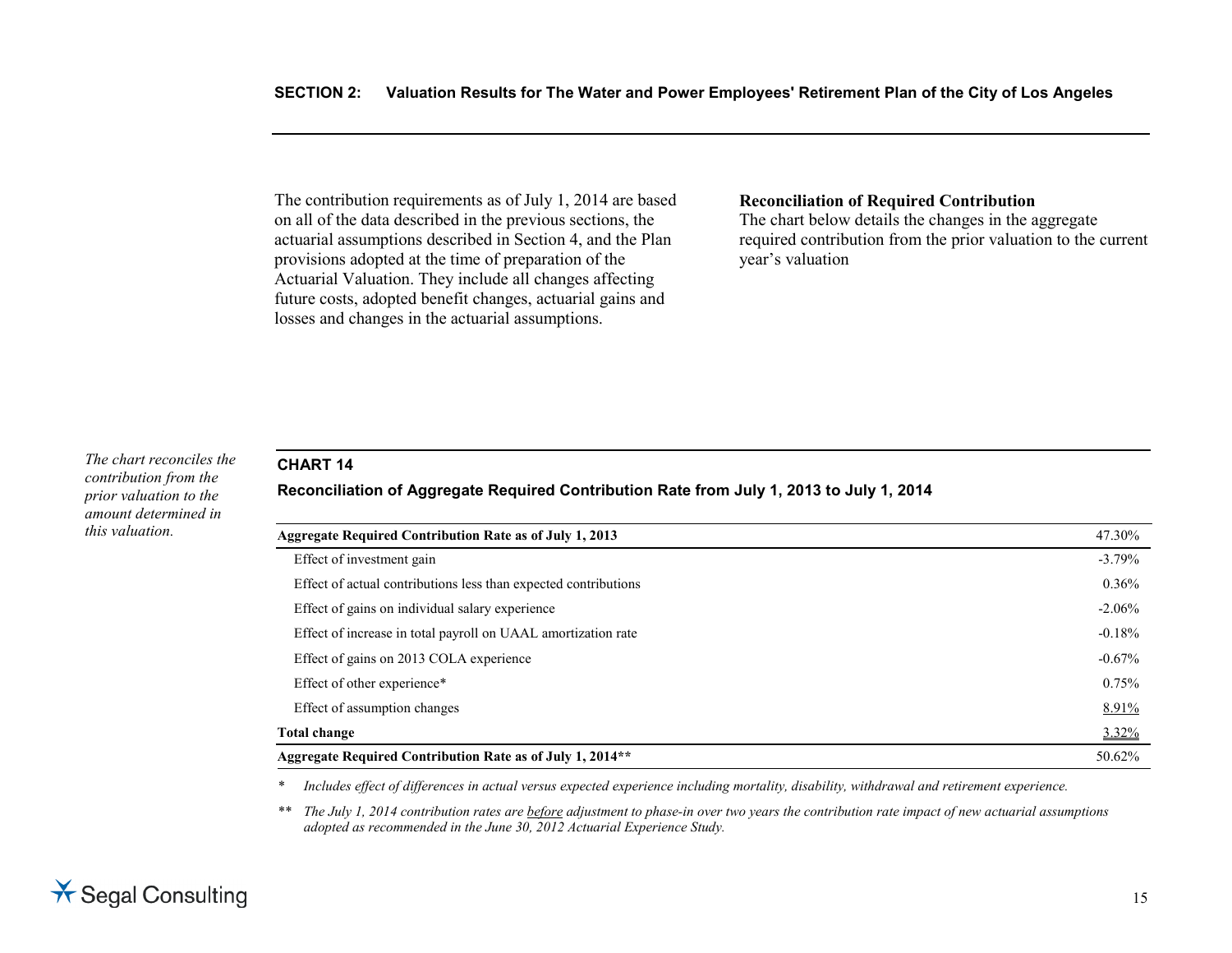The contribution requirements as of July 1, 2014 are based on all of the data described in the previous sections, the actuarial assumptions described in Section 4, and the Plan provisions adopted at the time of preparation of the Actuarial Valuation. They include all changes affecting future costs, adopted benefit changes, actuarial gains and losses and changes in the actuarial assumptions.

**Reconciliation of Required Contribution**

The chart below details the changes in the aggregate required contribution from the prior valuation to the current year's valuation

*The chart reconciles the contribution from the prior valuation to the amount determined in this valuation.*

### CHART 14

**Reconciliation of Aggregate Required Contribution Rate from July 1, 2013 to July 1, 2014**

| **Aggregate Required Contribution Rate as of July 1, 2013** | 47.30% |
|---|---|
| Effect of investment gain | -3.79% |
| Effect of actual contributions less than expected contributions | 0.36% |
| Effect of gains on individual salary experience | -2.06% |
| Effect of increase in total payroll on UAAL amortization rate | -0.18% |
| Effect of gains on 2013 COLA experience | -0.67% |
| Effect of other experience* | 0.75% |
| Effect of assumption changes | 8.91% |
| **Total change** | 3.32% |
| **Aggregate Required Contribution Rate as of July 1, 2014**** | 50.62% |

\* *Includes effect of differences in actual versus expected experience including mortality, disability, withdrawal and retirement experience.*

** *The July 1, 2014 contribution rates are before adjustment to phase-in over two years the contribution rate impact of new actuarial assumptions adopted as recommended in the June 30, 2012 Actuarial Experience Study.*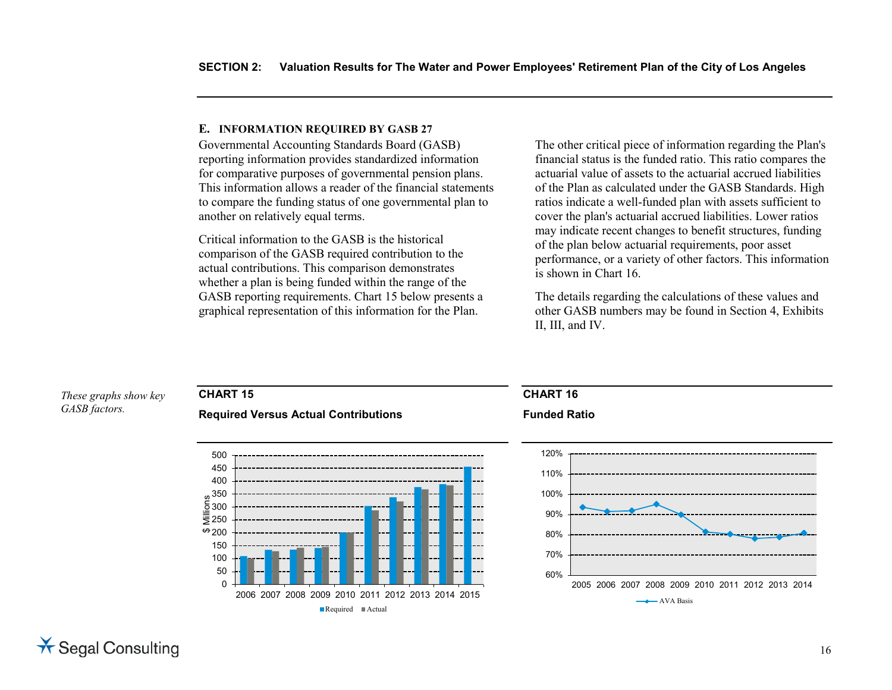## E. INFORMATION REQUIRED BY GASB 27

Governmental Accounting Standards Board (GASB) reporting information provides standardized information for comparative purposes of governmental pension plans. This information allows a reader of the financial statements to compare the funding status of one governmental plan to another on relatively equal terms.

Critical information to the GASB is the historical comparison of the GASB required contribution to the actual contributions. This comparison demonstrates whether a plan is being funded within the range of the GASB reporting requirements. Chart 15 below presents a graphical representation of this information for the Plan.

The other critical piece of information regarding the Plan's financial status is the funded ratio. This ratio compares the actuarial value of assets to the actuarial accrued liabilities of the Plan as calculated under the GASB Standards. High ratios indicate a well-funded plan with assets sufficient to cover the plan's actuarial accrued liabilities. Lower ratios may indicate recent changes to benefit structures, funding of the plan below actuarial requirements, poor asset performance, or a variety of other factors. This information is shown in Chart 16.

The details regarding the calculations of these values and other GASB numbers may be found in Section 4, Exhibits II, III, and IV.

*These graphs show key GASB factors.*

**CHART 15**

**Required Versus Actual Contributions**

**CHART 16**

**Funded Ratio**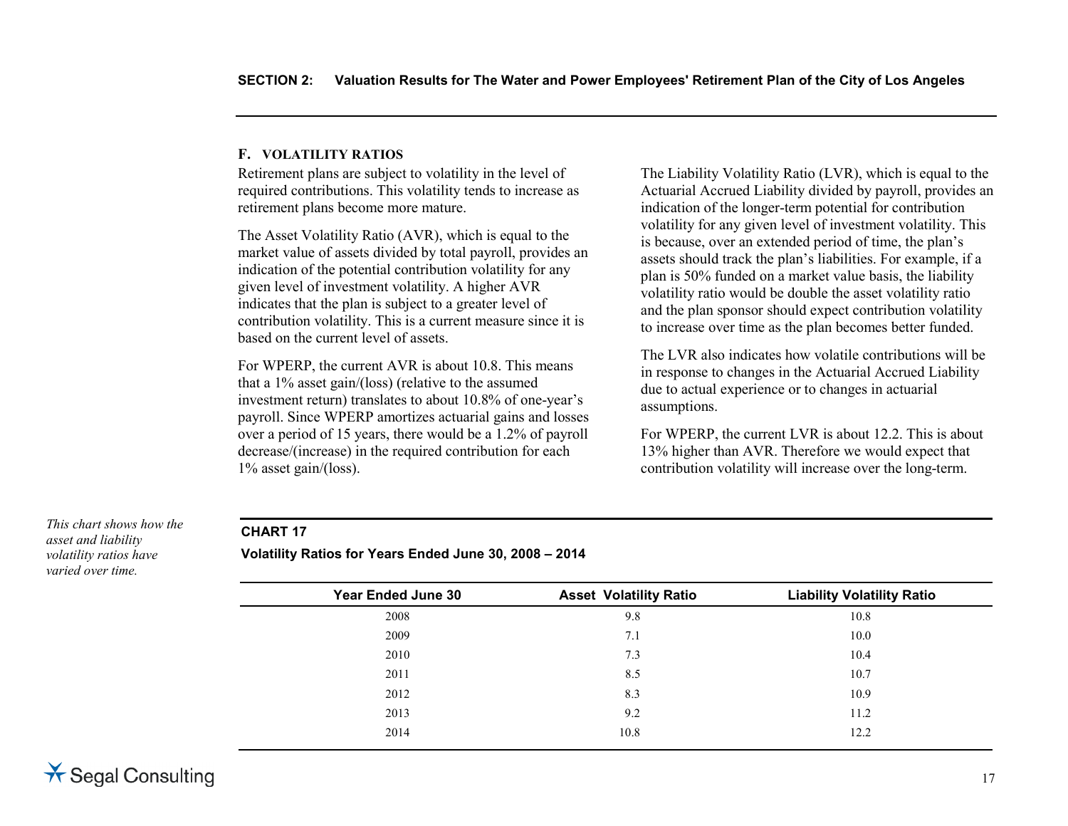### F. VOLATILITY RATIOS

Retirement plans are subject to volatility in the level of required contributions. This volatility tends to increase as retirement plans become more mature.

The Asset Volatility Ratio (AVR), which is equal to the market value of assets divided by total payroll, provides an indication of the potential contribution volatility for any given level of investment volatility. A higher AVR indicates that the plan is subject to a greater level of contribution volatility. This is a current measure since it is based on the current level of assets.

For WPERP, the current AVR is about 10.8. This means that a 1% asset gain/(loss) (relative to the assumed investment return) translates to about 10.8% of one-year's payroll. Since WPERP amortizes actuarial gains and losses over a period of 15 years, there would be a 1.2% of payroll decrease/(increase) in the required contribution for each 1% asset gain/(loss).

The Liability Volatility Ratio (LVR), which is equal to the Actuarial Accrued Liability divided by payroll, provides an indication of the longer-term potential for contribution volatility for any given level of investment volatility. This is because, over an extended period of time, the plan's assets should track the plan's liabilities. For example, if a plan is 50% funded on a market value basis, the liability volatility ratio would be double the asset volatility ratio and the plan sponsor should expect contribution volatility to increase over time as the plan becomes better funded.

The LVR also indicates how volatile contributions will be in response to changes in the Actuarial Accrued Liability due to actual experience or to changes in actuarial assumptions.

For WPERP, the current LVR is about 12.2. This is about 13% higher than AVR. Therefore we would expect that contribution volatility will increase over the long-term.

*This chart shows how the asset and liability volatility ratios have varied over time.*

**CHART 17**

**Volatility Ratios for Years Ended June 30, 2008 – 2014**

| Year Ended June 30 | Asset Volatility Ratio | Liability Volatility Ratio |
|---|---|---|
| 2008 | 9.8 | 10.8 |
| 2009 | 7.1 | 10.0 |
| 2010 | 7.3 | 10.4 |
| 2011 | 8.5 | 10.7 |
| 2012 | 8.3 | 10.9 |
| 2013 | 9.2 | 11.2 |
| 2014 | 10.8 | 12.2 |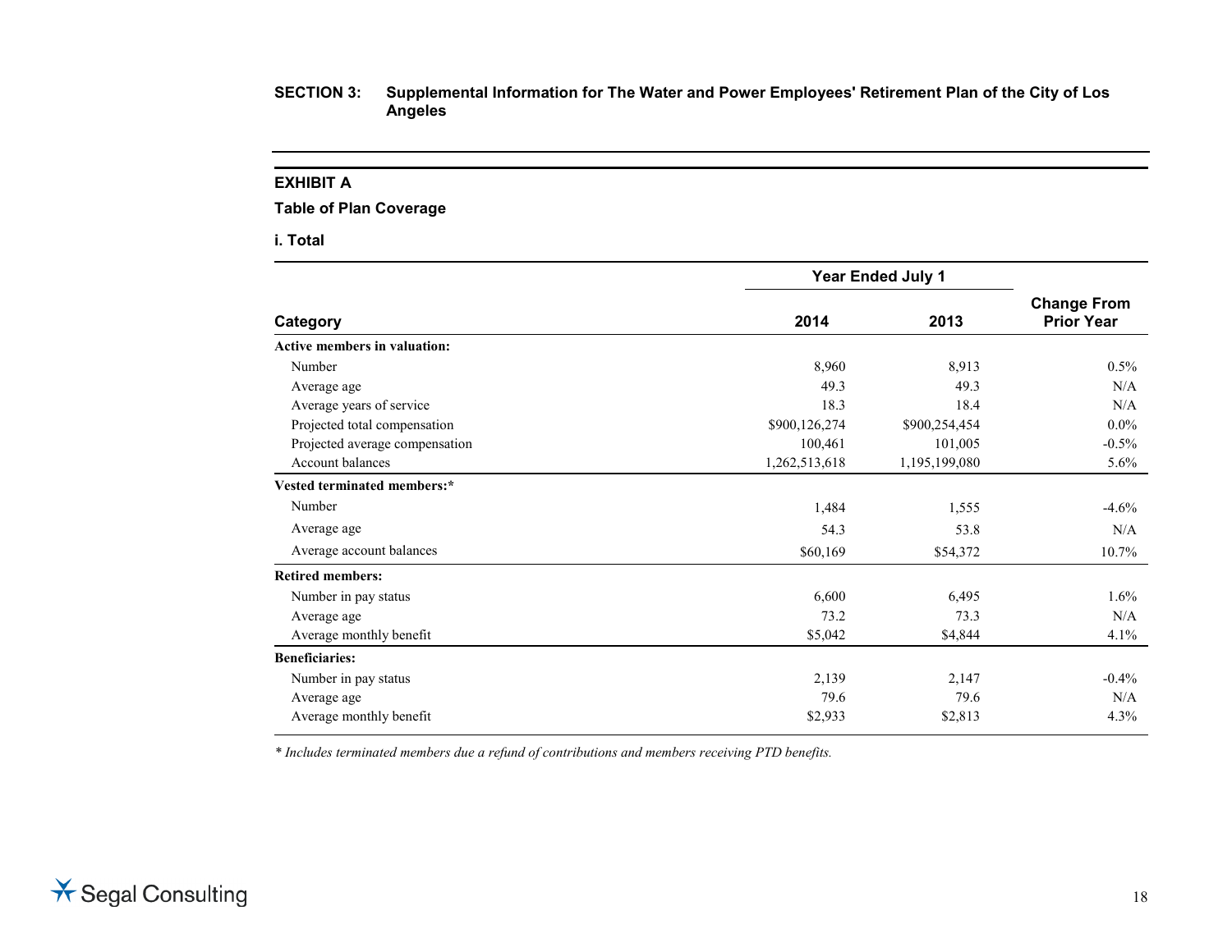## SECTION 3: Supplemental Information for The Water and Power Employees' Retirement Plan of the City of Los Angeles

### EXHIBIT A

**Table of Plan Coverage**

**i. Total**

| Category | Year Ended July 1 2014 | Year Ended July 1 2013 | Change From Prior Year |
|---|---|---|---|
| **Active members in valuation:** | | | |
| Number | 8,960 | 8,913 | 0.5% |
| Average age | 49.3 | 49.3 | N/A |
| Average years of service | 18.3 | 18.4 | N/A |
| Projected total compensation | $900,126,274 | $900,254,454 | 0.0% |
| Projected average compensation | 100,461 | 101,005 | -0.5% |
| Account balances | 1,262,513,618 | 1,195,199,080 | 5.6% |
| **Vested terminated members:*** | | | |
| Number | 1,484 | 1,555 | -4.6% |
| Average age | 54.3 | 53.8 | N/A |
| Average account balances | $60,169 | $54,372 | 10.7% |
| **Retired members:** | | | |
| Number in pay status | 6,600 | 6,495 | 1.6% |
| Average age | 73.2 | 73.3 | N/A |
| Average monthly benefit | $5,042 | $4,844 | 4.1% |
| **Beneficiaries:** | | | |
| Number in pay status | 2,139 | 2,147 | -0.4% |
| Average age | 79.6 | 79.6 | N/A |
| Average monthly benefit | $2,933 | $2,813 | 4.3% |

*\* Includes terminated members due a refund of contributions and members receiving PTD benefits.*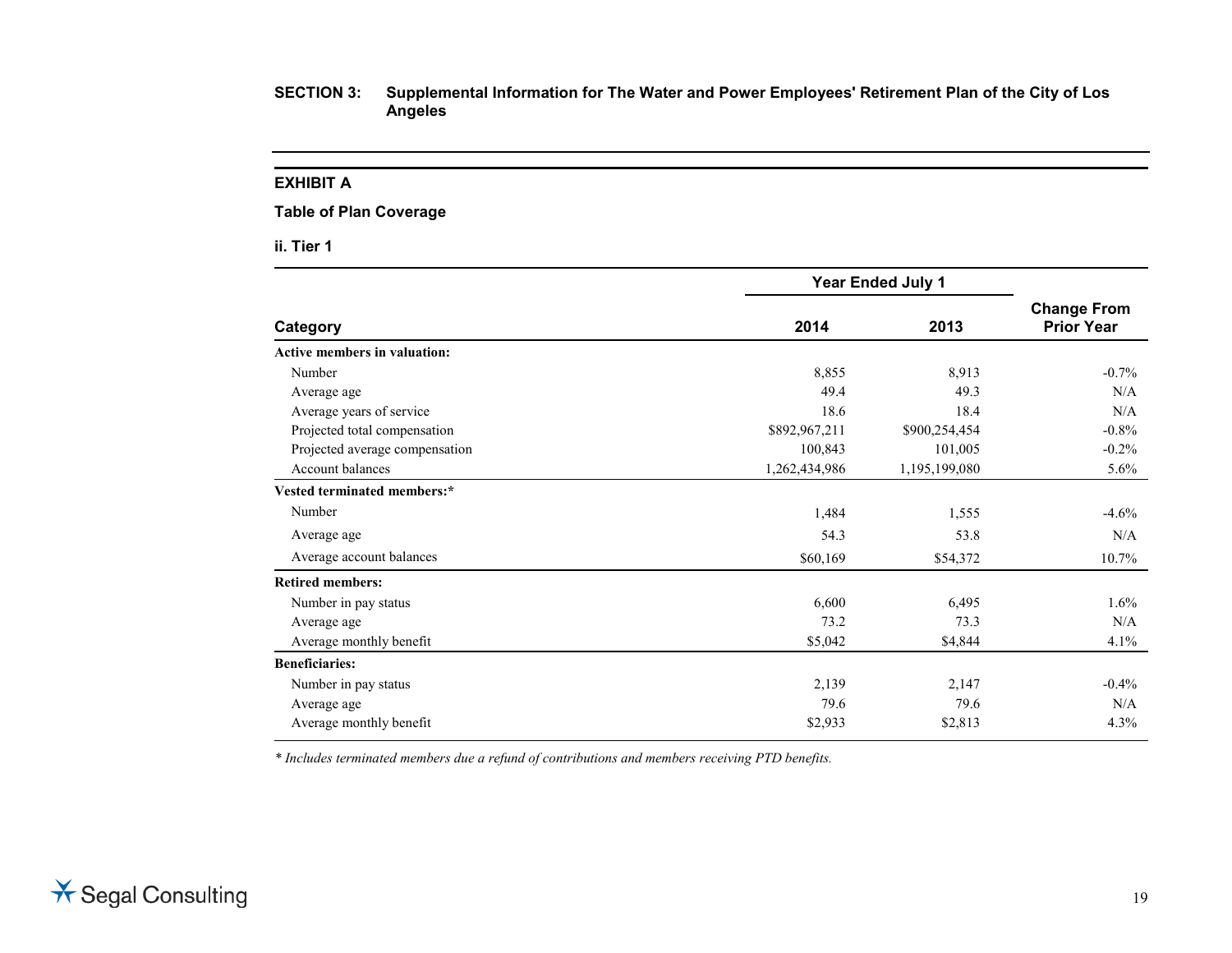**SECTION 3: Supplemental Information for The Water and Power Employees' Retirement Plan of the City of Los Angeles**

### EXHIBIT A

**Table of Plan Coverage**

**ii. Tier 1**

| Category | Year Ended July 1 2014 | Year Ended July 1 2013 | Change From Prior Year |
|---|---|---|---|
| **Active members in valuation:** | | | |
| Number | 8,855 | 8,913 | -0.7% |
| Average age | 49.4 | 49.3 | N/A |
| Average years of service | 18.6 | 18.4 | N/A |
| Projected total compensation | $892,967,211 | $900,254,454 | -0.8% |
| Projected average compensation | 100,843 | 101,005 | -0.2% |
| Account balances | 1,262,434,986 | 1,195,199,080 | 5.6% |
| **Vested terminated members:*** | | | |
| Number | 1,484 | 1,555 | -4.6% |
| Average age | 54.3 | 53.8 | N/A |
| Average account balances | $60,169 | $54,372 | 10.7% |
| **Retired members:** | | | |
| Number in pay status | 6,600 | 6,495 | 1.6% |
| Average age | 73.2 | 73.3 | N/A |
| Average monthly benefit | $5,042 | $4,844 | 4.1% |
| **Beneficiaries:** | | | |
| Number in pay status | 2,139 | 2,147 | -0.4% |
| Average age | 79.6 | 79.6 | N/A |
| Average monthly benefit | $2,933 | $2,813 | 4.3% |

*\* Includes terminated members due a refund of contributions and members receiving PTD benefits.*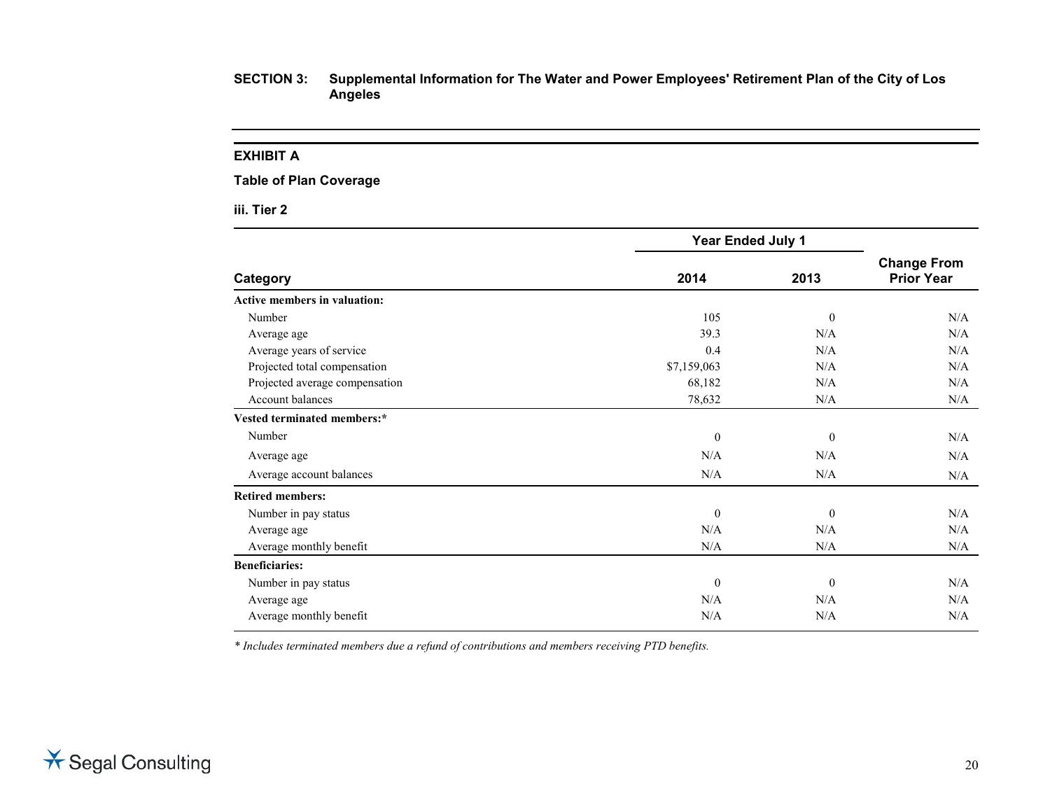**SECTION 3: Supplemental Information for The Water and Power Employees' Retirement Plan of the City of Los Angeles**

## EXHIBIT A

### Table of Plan Coverage

#### iii. Tier 2

| Category | Year Ended July 1 2014 | Year Ended July 1 2013 | Change From Prior Year |
|---|---|---|---|
| **Active members in valuation:** | | | |
| Number | 105 | 0 | N/A |
| Average age | 39.3 | N/A | N/A |
| Average years of service | 0.4 | N/A | N/A |
| Projected total compensation | $7,159,063 | N/A | N/A |
| Projected average compensation | 68,182 | N/A | N/A |
| Account balances | 78,632 | N/A | N/A |
| **Vested terminated members:*** | | | |
| Number | 0 | 0 | N/A |
| Average age | N/A | N/A | N/A |
| Average account balances | N/A | N/A | N/A |
| **Retired members:** | | | |
| Number in pay status | 0 | 0 | N/A |
| Average age | N/A | N/A | N/A |
| Average monthly benefit | N/A | N/A | N/A |
| **Beneficiaries:** | | | |
| Number in pay status | 0 | 0 | N/A |
| Average age | N/A | N/A | N/A |
| Average monthly benefit | N/A | N/A | N/A |

*\* Includes terminated members due a refund of contributions and members receiving PTD benefits.*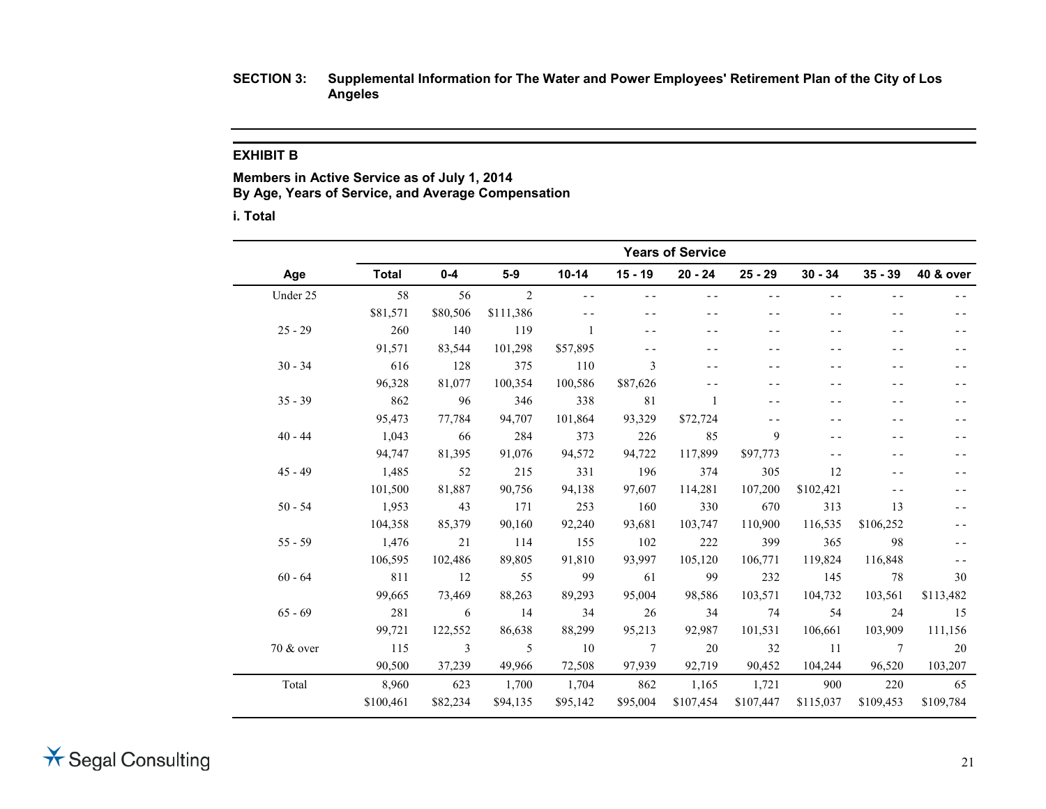**SECTION 3: Supplemental Information for The Water and Power Employees' Retirement Plan of the City of Los Angeles**

**EXHIBIT B**

**Members in Active Service as of July 1, 2014**
**By Age, Years of Service, and Average Compensation**

**i. Total**

| | | Years of Service | | | | | | | | |
|---|---|---|---|---|---|---|---|---|---|---|
| **Age** | **Total** | **0-4** | **5-9** | **10-14** | **15 - 19** | **20 - 24** | **25 - 29** | **30 - 34** | **35 - 39** | **40 & over** |
| Under 25 | 58 | 56 | 2 | - - | - - | - - | - - | - - | - - | - - |
| | $81,571 | $80,506 | $111,386 | - - | - - | - - | - - | - - | - - | - - |
| 25 - 29 | 260 | 140 | 119 | 1 | - - | - - | - - | - - | - - | - - |
| | 91,571 | 83,544 | 101,298 | $57,895 | - - | - - | - - | - - | - - | - - |
| 30 - 34 | 616 | 128 | 375 | 110 | 3 | - - | - - | - - | - - | - - |
| | 96,328 | 81,077 | 100,354 | 100,586 | $87,626 | - - | - - | - - | - - | - - |
| 35 - 39 | 862 | 96 | 346 | 338 | 81 | 1 | - - | - - | - - | - - |
| | 95,473 | 77,784 | 94,707 | 101,864 | 93,329 | $72,724 | - - | - - | - - | - - |
| 40 - 44 | 1,043 | 66 | 284 | 373 | 226 | 85 | 9 | - - | - - | - - |
| | 94,747 | 81,395 | 91,076 | 94,572 | 94,722 | 117,899 | $97,773 | - - | - - | - - |
| 45 - 49 | 1,485 | 52 | 215 | 331 | 196 | 374 | 305 | 12 | - - | - - |
| | 101,500 | 81,887 | 90,756 | 94,138 | 97,607 | 114,281 | 107,200 | $102,421 | - - | - - |
| 50 - 54 | 1,953 | 43 | 171 | 253 | 160 | 330 | 670 | 313 | 13 | - - |
| | 104,358 | 85,379 | 90,160 | 92,240 | 93,681 | 103,747 | 110,900 | 116,535 | $106,252 | - - |
| 55 - 59 | 1,476 | 21 | 114 | 155 | 102 | 222 | 399 | 365 | 98 | - - |
| | 106,595 | 102,486 | 89,805 | 91,810 | 93,997 | 105,120 | 106,771 | 119,824 | 116,848 | - - |
| 60 - 64 | 811 | 12 | 55 | 99 | 61 | 99 | 232 | 145 | 78 | 30 |
| | 99,665 | 73,469 | 88,263 | 89,293 | 95,004 | 98,586 | 103,571 | 104,732 | 103,561 | $113,482 |
| 65 - 69 | 281 | 6 | 14 | 34 | 26 | 34 | 74 | 54 | 24 | 15 |
| | 99,721 | 122,552 | 86,638 | 88,299 | 95,213 | 92,987 | 101,531 | 106,661 | 103,909 | 111,156 |
| 70 & over | 115 | 3 | 5 | 10 | 7 | 20 | 32 | 11 | 7 | 20 |
| | 90,500 | 37,239 | 49,966 | 72,508 | 97,939 | 92,719 | 90,452 | 104,244 | 96,520 | 103,207 |
| Total | 8,960 | 623 | 1,700 | 1,704 | 862 | 1,165 | 1,721 | 900 | 220 | 65 |
| | $100,461 | $82,234 | $94,135 | $95,142 | $95,004 | $107,454 | $107,447 | $115,037 | $109,453 | $109,784 |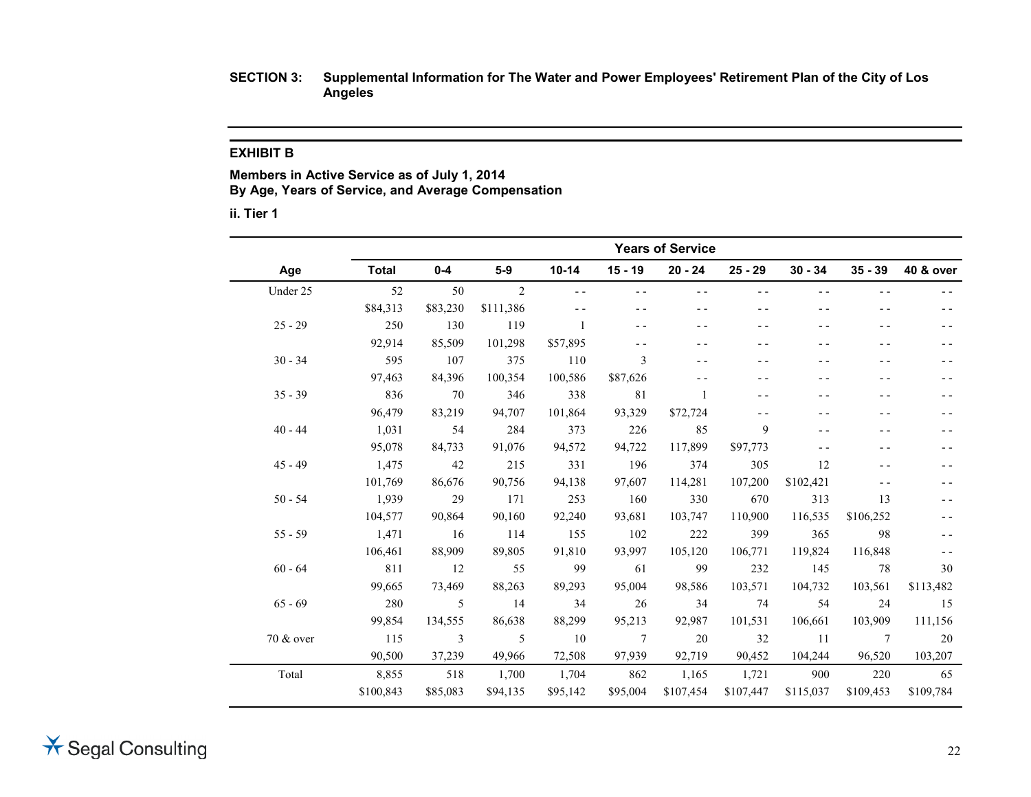**SECTION 3: Supplemental Information for The Water and Power Employees' Retirement Plan of the City of Los Angeles**

## EXHIBIT B

### Members in Active Service as of July 1, 2014
### By Age, Years of Service, and Average Compensation

**ii. Tier 1**

| | | Years of Service | | | | | | | | |
|---|---|---|---|---|---|---|---|---|---|---|
| **Age** | **Total** | **0-4** | **5-9** | **10-14** | **15 - 19** | **20 - 24** | **25 - 29** | **30 - 34** | **35 - 39** | **40 & over** |
| Under 25 | 52 | 50 | 2 | - - | - - | - - | - - | - - | - - | - - |
| | $84,313 | $83,230 | $111,386 | - - | - - | - - | - - | - - | - - | - - |
| 25 - 29 | 250 | 130 | 119 | 1 | - - | - - | - - | - - | - - | - - |
| | 92,914 | 85,509 | 101,298 | $57,895 | - - | - - | - - | - - | - - | - - |
| 30 - 34 | 595 | 107 | 375 | 110 | 3 | - - | - - | - - | - - | - - |
| | 97,463 | 84,396 | 100,354 | 100,586 | $87,626 | - - | - - | - - | - - | - - |
| 35 - 39 | 836 | 70 | 346 | 338 | 81 | 1 | - - | - - | - - | - - |
| | 96,479 | 83,219 | 94,707 | 101,864 | 93,329 | $72,724 | - - | - - | - - | - - |
| 40 - 44 | 1,031 | 54 | 284 | 373 | 226 | 85 | 9 | - - | - - | - - |
| | 95,078 | 84,733 | 91,076 | 94,572 | 94,722 | 117,899 | $97,773 | - - | - - | - - |
| 45 - 49 | 1,475 | 42 | 215 | 331 | 196 | 374 | 305 | 12 | - - | - - |
| | 101,769 | 86,676 | 90,756 | 94,138 | 97,607 | 114,281 | 107,200 | $102,421 | - - | - - |
| 50 - 54 | 1,939 | 29 | 171 | 253 | 160 | 330 | 670 | 313 | 13 | - - |
| | 104,577 | 90,864 | 90,160 | 92,240 | 93,681 | 103,747 | 110,900 | 116,535 | $106,252 | - - |
| 55 - 59 | 1,471 | 16 | 114 | 155 | 102 | 222 | 399 | 365 | 98 | - - |
| | 106,461 | 88,909 | 89,805 | 91,810 | 93,997 | 105,120 | 106,771 | 119,824 | 116,848 | - - |
| 60 - 64 | 811 | 12 | 55 | 99 | 61 | 99 | 232 | 145 | 78 | 30 |
| | 99,665 | 73,469 | 88,263 | 89,293 | 95,004 | 98,586 | 103,571 | 104,732 | 103,561 | $113,482 |
| 65 - 69 | 280 | 5 | 14 | 34 | 26 | 34 | 74 | 54 | 24 | 15 |
| | 99,854 | 134,555 | 86,638 | 88,299 | 95,213 | 92,987 | 101,531 | 106,661 | 103,909 | 111,156 |
| 70 & over | 115 | 3 | 5 | 10 | 7 | 20 | 32 | 11 | 7 | 20 |
| | 90,500 | 37,239 | 49,966 | 72,508 | 97,939 | 92,719 | 90,452 | 104,244 | 96,520 | 103,207 |
| Total | 8,855 | 518 | 1,700 | 1,704 | 862 | 1,165 | 1,721 | 900 | 220 | 65 |
| | $100,843 | $85,083 | $94,135 | $95,142 | $95,004 | $107,454 | $107,447 | $115,037 | $109,453 | $109,784 |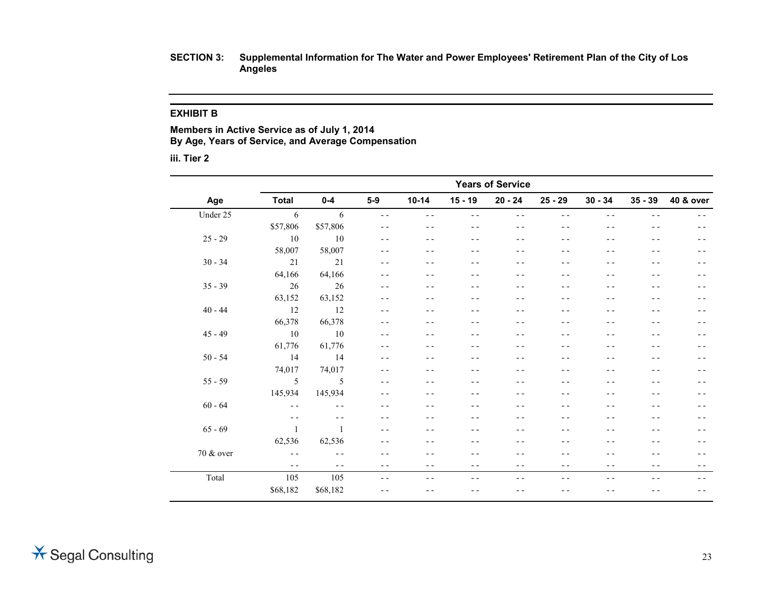**SECTION 3: Supplemental Information for The Water and Power Employees' Retirement Plan of the City of Los Angeles**

## EXHIBIT B

**Members in Active Service as of July 1, 2014**
**By Age, Years of Service, and Average Compensation**

**iii. Tier 2**

| | | Years of Service | | | | | | | | |
|---|---|---|---|---|---|---|---|---|---|---|
| **Age** | **Total** | **0-4** | **5-9** | **10-14** | **15 - 19** | **20 - 24** | **25 - 29** | **30 - 34** | **35 - 39** | **40 & over** |
| Under 25 | 6 | 6 | - - | - - | - - | - - | - - | - - | - - | - - |
| | $57,806 | $57,806 | - - | - - | - - | - - | - - | - - | - - | - - |
| 25 - 29 | 10 | 10 | - - | - - | - - | - - | - - | - - | - - | - - |
| | 58,007 | 58,007 | - - | - - | - - | - - | - - | - - | - - | - - |
| 30 - 34 | 21 | 21 | - - | - - | - - | - - | - - | - - | - - | - - |
| | 64,166 | 64,166 | - - | - - | - - | - - | - - | - - | - - | - - |
| 35 - 39 | 26 | 26 | - - | - - | - - | - - | - - | - - | - - | - - |
| | 63,152 | 63,152 | - - | - - | - - | - - | - - | - - | - - | - - |
| 40 - 44 | 12 | 12 | - - | - - | - - | - - | - - | - - | - - | - - |
| | 66,378 | 66,378 | - - | - - | - - | - - | - - | - - | - - | - - |
| 45 - 49 | 10 | 10 | - - | - - | - - | - - | - - | - - | - - | - - |
| | 61,776 | 61,776 | - - | - - | - - | - - | - - | - - | - - | - - |
| 50 - 54 | 14 | 14 | - - | - - | - - | - - | - - | - - | - - | - - |
| | 74,017 | 74,017 | - - | - - | - - | - - | - - | - - | - - | - - |
| 55 - 59 | 5 | 5 | - - | - - | - - | - - | - - | - - | - - | - - |
| | 145,934 | 145,934 | - - | - - | - - | - - | - - | - - | - - | - - |
| 60 - 64 | - - | - - | - - | - - | - - | - - | - - | - - | - - | - - |
| | - - | - - | - - | - - | - - | - - | - - | - - | - - | - - |
| 65 - 69 | 1 | 1 | - - | - - | - - | - - | - - | - - | - - | - - |
| | 62,536 | 62,536 | - - | - - | - - | - - | - - | - - | - - | - - |
| 70 & over | - - | - - | - - | - - | - - | - - | - - | - - | - - | - - |
| | - - | - - | - - | - - | - - | - - | - - | - - | - - | - - |
| Total | 105 | 105 | - - | - - | - - | - - | - - | - - | - - | - - |
| | $68,182 | $68,182 | - - | - - | - - | - - | - - | - - | - - | - - |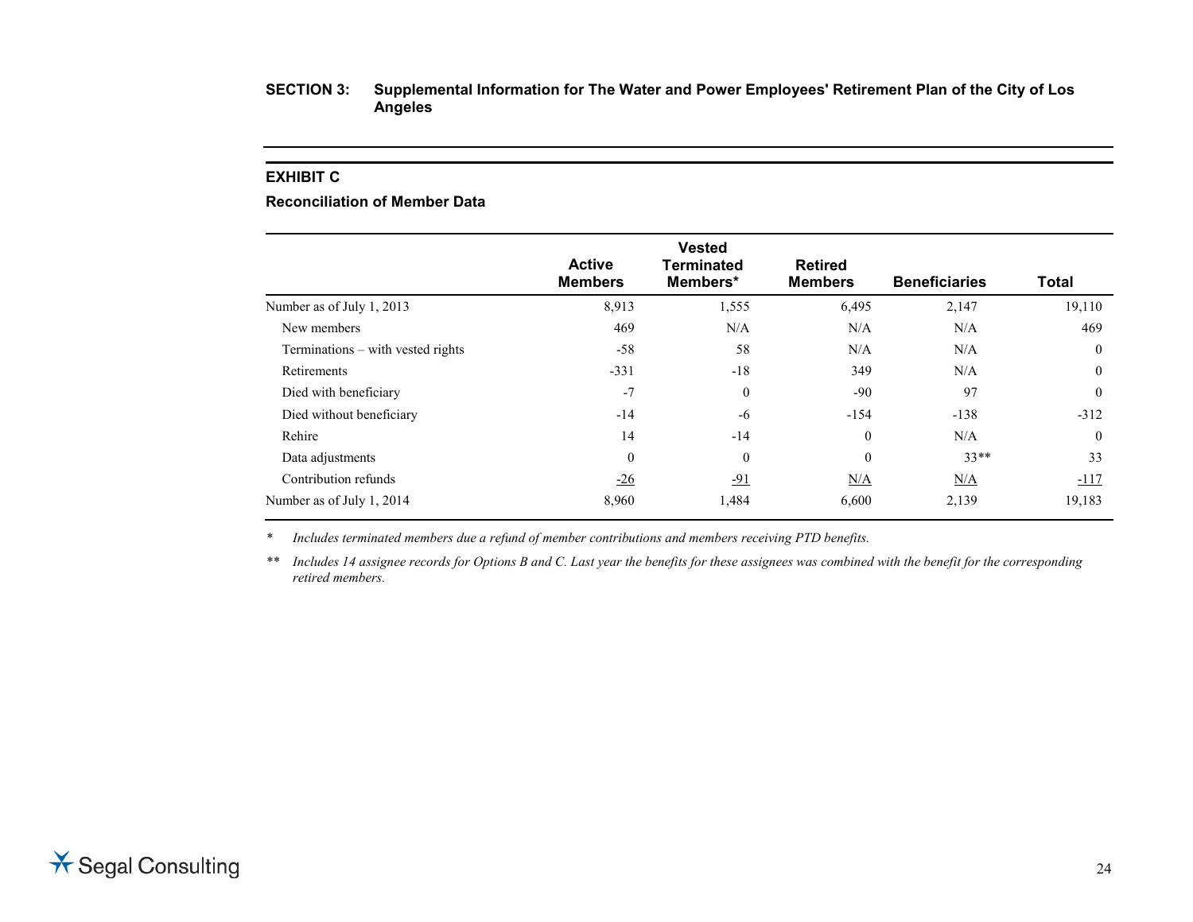**SECTION 3: Supplemental Information for The Water and Power Employees' Retirement Plan of the City of Los Angeles**

## EXHIBIT C

### Reconciliation of Member Data

| | Active Members | Vested Terminated Members* | Retired Members | Beneficiaries | Total |
|---|---|---|---|---|---|
| Number as of July 1, 2013 | 8,913 | 1,555 | 6,495 | 2,147 | 19,110 |
| New members | 469 | N/A | N/A | N/A | 469 |
| Terminations – with vested rights | -58 | 58 | N/A | N/A | 0 |
| Retirements | -331 | -18 | 349 | N/A | 0 |
| Died with beneficiary | -7 | 0 | -90 | 97 | 0 |
| Died without beneficiary | -14 | -6 | -154 | -138 | -312 |
| Rehire | 14 | -14 | 0 | N/A | 0 |
| Data adjustments | 0 | 0 | 0 | 33** | 33 |
| Contribution refunds | -26 | -91 | N/A | N/A | -117 |
| Number as of July 1, 2014 | 8,960 | 1,484 | 6,600 | 2,139 | 19,183 |

\* *Includes terminated members due a refund of member contributions and members receiving PTD benefits.*

** *Includes 14 assignee records for Options B and C. Last year the benefits for these assignees was combined with the benefit for the corresponding retired members.*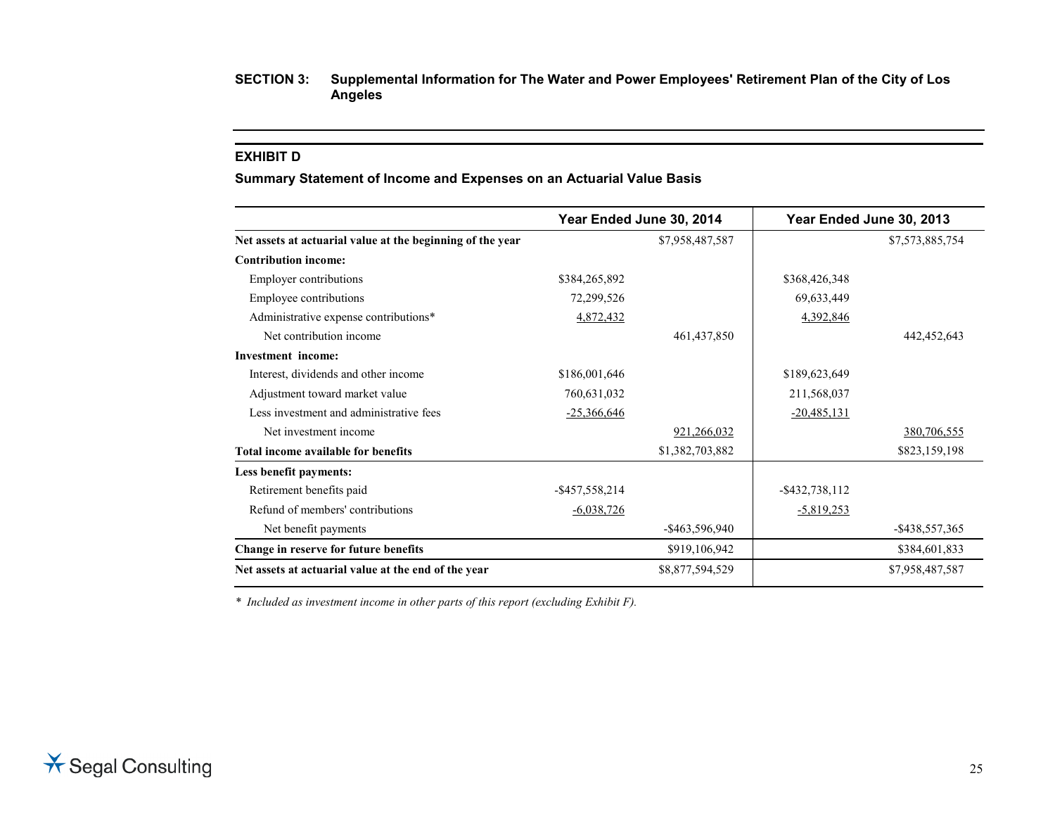## SECTION 3: Supplemental Information for The Water and Power Employees' Retirement Plan of the City of Los Angeles

### EXHIBIT D

**Summary Statement of Income and Expenses on an Actuarial Value Basis**

| | Year Ended June 30, 2014 | | Year Ended June 30, 2013 | |
|---|---|---|---|---|
| **Net assets at actuarial value at the beginning of the year** | | $7,958,487,587 | | $7,573,885,754 |
| **Contribution income:** | | | | |
| Employer contributions | $384,265,892 | | $368,426,348 | |
| Employee contributions | 72,299,526 | | 69,633,449 | |
| Administrative expense contributions* | 4,872,432 | | 4,392,846 | |
| Net contribution income | | 461,437,850 | | 442,452,643 |
| **Investment income:** | | | | |
| Interest, dividends and other income | $186,001,646 | | $189,623,649 | |
| Adjustment toward market value | 760,631,032 | | 211,568,037 | |
| Less investment and administrative fees | -25,366,646 | | -20,485,131 | |
| Net investment income | | 921,266,032 | | 380,706,555 |
| **Total income available for benefits** | | $1,382,703,882 | | $823,159,198 |
| **Less benefit payments:** | | | | |
| Retirement benefits paid | -$457,558,214 | | -$432,738,112 | |
| Refund of members' contributions | -6,038,726 | | -5,819,253 | |
| Net benefit payments | | -$463,596,940 | | -$438,557,365 |
| **Change in reserve for future benefits** | | $919,106,942 | | $384,601,833 |
| **Net assets at actuarial value at the end of the year** | | $8,877,594,529 | | $7,958,487,587 |

*\* Included as investment income in other parts of this report (excluding Exhibit F).*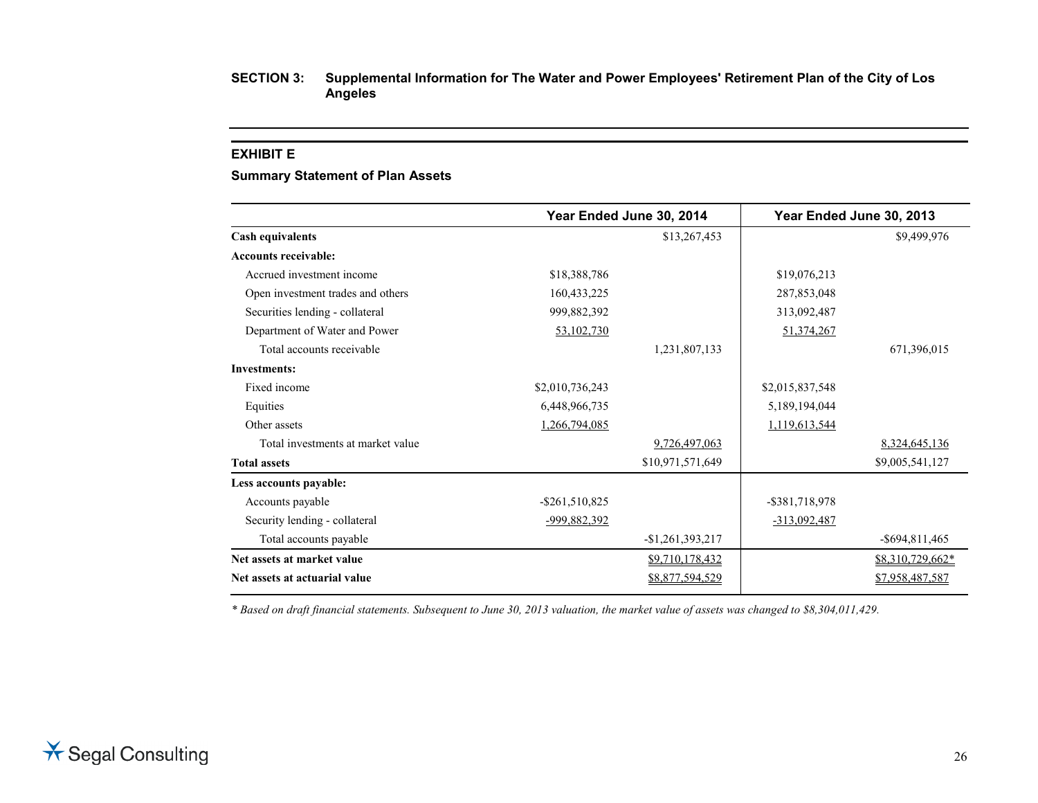## SECTION 3: Supplemental Information for The Water and Power Employees' Retirement Plan of the City of Los Angeles

### EXHIBIT E

### Summary Statement of Plan Assets

| | Year Ended June 30, 2014 | | Year Ended June 30, 2013 | |
|---|---|---|---|---|
| **Cash equivalents** | | $13,267,453 | | $9,499,976 |
| **Accounts receivable:** | | | | |
| Accrued investment income | $18,388,786 | | $19,076,213 | |
| Open investment trades and others | 160,433,225 | | 287,853,048 | |
| Securities lending - collateral | 999,882,392 | | 313,092,487 | |
| Department of Water and Power | 53,102,730 | | 51,374,267 | |
| Total accounts receivable | | 1,231,807,133 | | 671,396,015 |
| **Investments:** | | | | |
| Fixed income | $2,010,736,243 | | $2,015,837,548 | |
| Equities | 6,448,966,735 | | 5,189,194,044 | |
| Other assets | 1,266,794,085 | | 1,119,613,544 | |
| Total investments at market value | | 9,726,497,063 | | 8,324,645,136 |
| **Total assets** | | $10,971,571,649 | | $9,005,541,127 |
| **Less accounts payable:** | | | | |
| Accounts payable | -$261,510,825 | | -$381,718,978 | |
| Security lending - collateral | -999,882,392 | | -313,092,487 | |
| Total accounts payable | | -$1,261,393,217 | | -$694,811,465 |
| **Net assets at market value** | | $9,710,178,432 | | $8,310,729,662* |
| **Net assets at actuarial value** | | $8,877,594,529 | | $7,958,487,587 |

*\* Based on draft financial statements. Subsequent to June 30, 2013 valuation, the market value of assets was changed to $8,304,011,429.*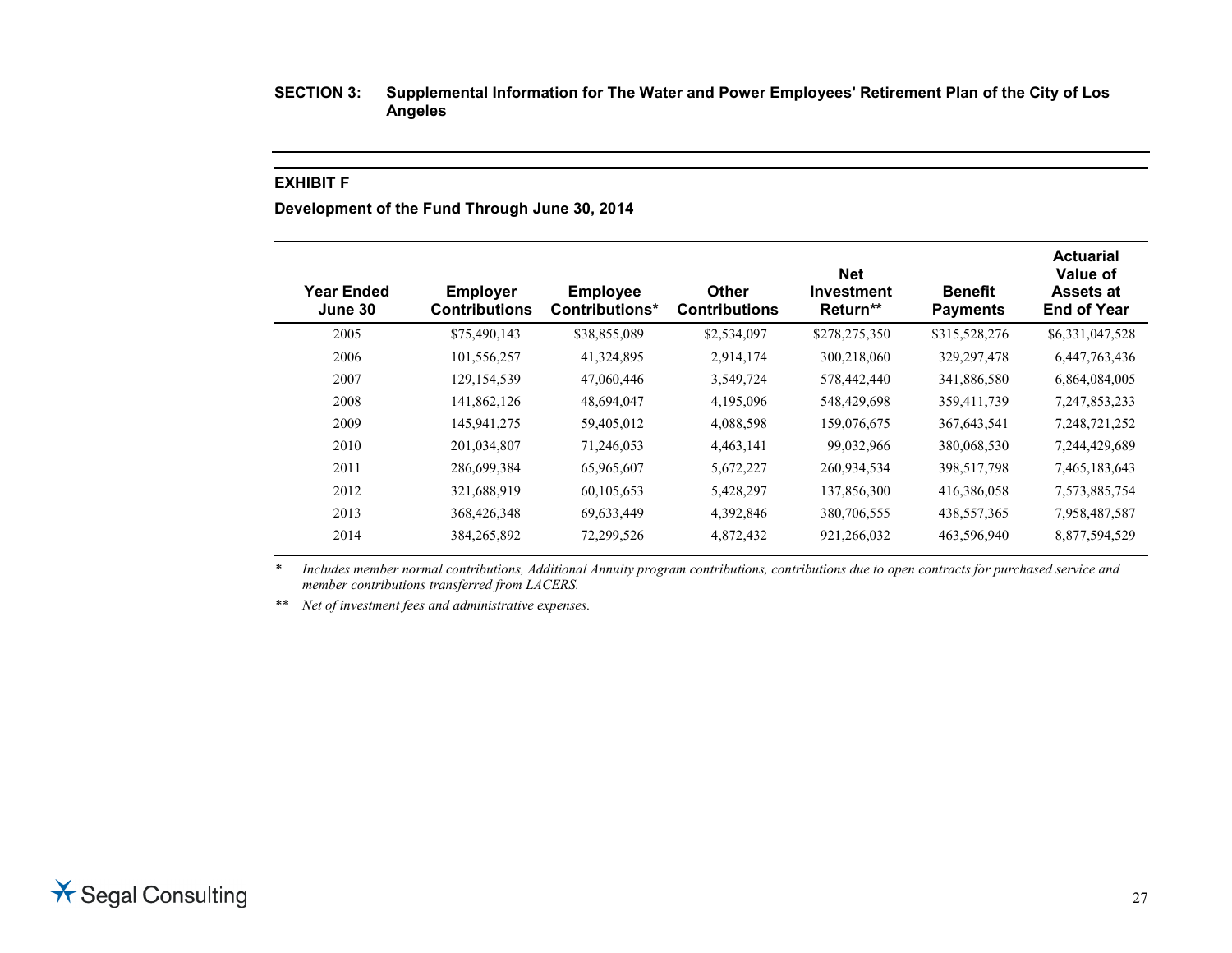**SECTION 3: Supplemental Information for The Water and Power Employees' Retirement Plan of the City of Los Angeles**

**EXHIBIT F**

**Development of the Fund Through June 30, 2014**

| Year Ended June 30 | Employer Contributions | Employee Contributions* | Other Contributions | Net Investment Return** | Benefit Payments | Actuarial Value of Assets at End of Year |
|---|---|---|---|---|---|---|
| 2005 | $75,490,143 | $38,855,089 | $2,534,097 | $278,275,350 | $315,528,276 | $6,331,047,528 |
| 2006 | 101,556,257 | 41,324,895 | 2,914,174 | 300,218,060 | 329,297,478 | 6,447,763,436 |
| 2007 | 129,154,539 | 47,060,446 | 3,549,724 | 578,442,440 | 341,886,580 | 6,864,084,005 |
| 2008 | 141,862,126 | 48,694,047 | 4,195,096 | 548,429,698 | 359,411,739 | 7,247,853,233 |
| 2009 | 145,941,275 | 59,405,012 | 4,088,598 | 159,076,675 | 367,643,541 | 7,248,721,252 |
| 2010 | 201,034,807 | 71,246,053 | 4,463,141 | 99,032,966 | 380,068,530 | 7,244,429,689 |
| 2011 | 286,699,384 | 65,965,607 | 5,672,227 | 260,934,534 | 398,517,798 | 7,465,183,643 |
| 2012 | 321,688,919 | 60,105,653 | 5,428,297 | 137,856,300 | 416,386,058 | 7,573,885,754 |
| 2013 | 368,426,348 | 69,633,449 | 4,392,846 | 380,706,555 | 438,557,365 | 7,958,487,587 |
| 2014 | 384,265,892 | 72,299,526 | 4,872,432 | 921,266,032 | 463,596,940 | 8,877,594,529 |

\* *Includes member normal contributions, Additional Annuity program contributions, contributions due to open contracts for purchased service and member contributions transferred from LACERS.*

\*\* *Net of investment fees and administrative expenses.*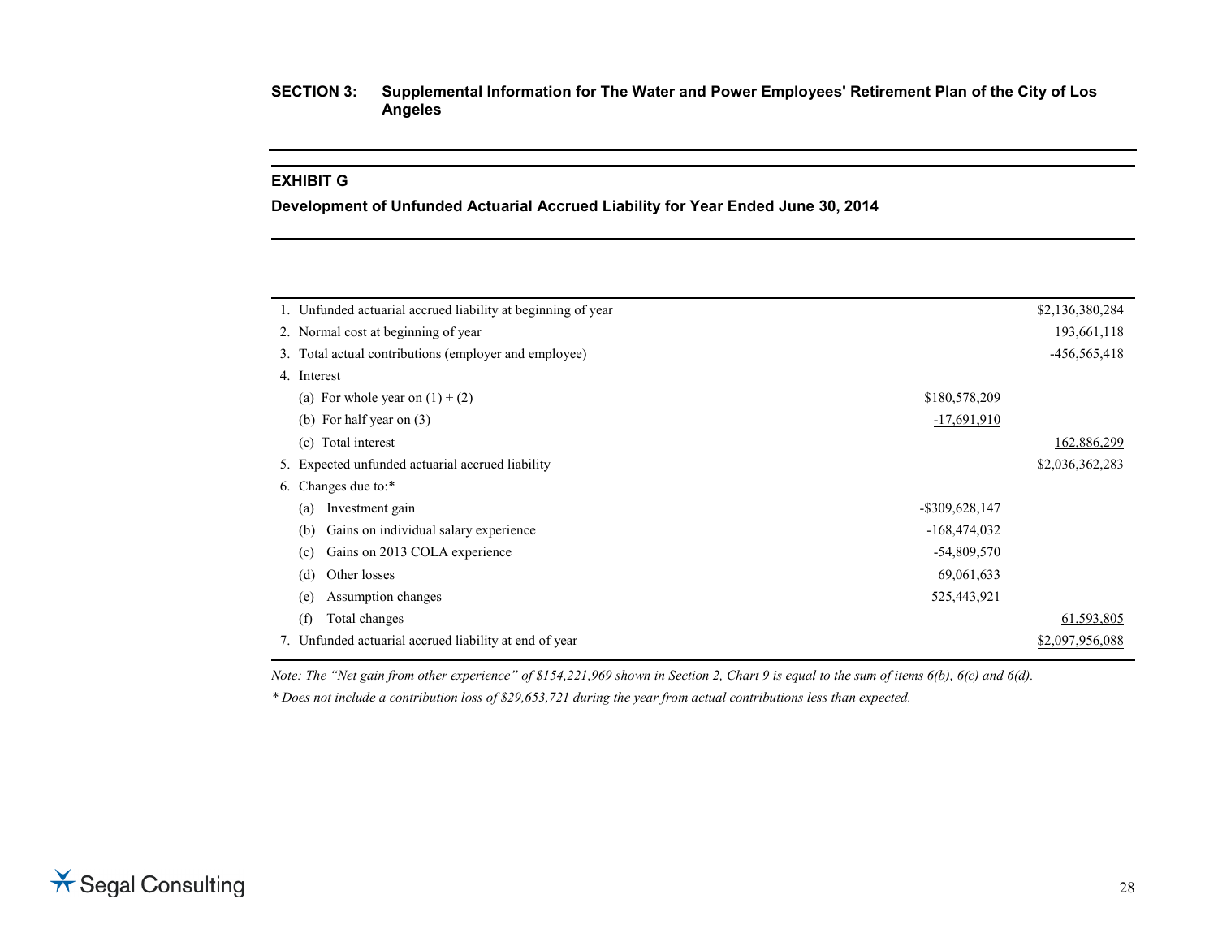**SECTION 3: Supplemental Information for The Water and Power Employees' Retirement Plan of the City of Los Angeles**

## EXHIBIT G

### Development of Unfunded Actuarial Accrued Liability for Year Ended June 30, 2014

| | | |
|---|---|---|
| 1. Unfunded actuarial accrued liability at beginning of year | | $2,136,380,284 |
| 2. Normal cost at beginning of year | | 193,661,118 |
| 3. Total actual contributions (employer and employee) | | -456,565,418 |
| 4. Interest | | |
| (a) For whole year on (1) + (2) | $180,578,209 | |
| (b) For half year on (3) | -17,691,910 | |
| (c) Total interest | | 162,886,299 |
| 5. Expected unfunded actuarial accrued liability | | $2,036,362,283 |
| 6. Changes due to:* | | |
| (a) Investment gain | -$309,628,147 | |
| (b) Gains on individual salary experience | -168,474,032 | |
| (c) Gains on 2013 COLA experience | -54,809,570 | |
| (d) Other losses | 69,061,633 | |
| (e) Assumption changes | 525,443,921 | |
| (f) Total changes | | 61,593,805 |
| 7. Unfunded actuarial accrued liability at end of year | | $2,097,956,088 |

*Note: The "Net gain from other experience" of $154,221,969 shown in Section 2, Chart 9 is equal to the sum of items 6(b), 6(c) and 6(d).*

*\* Does not include a contribution loss of $29,653,721 during the year from actual contributions less than expected.*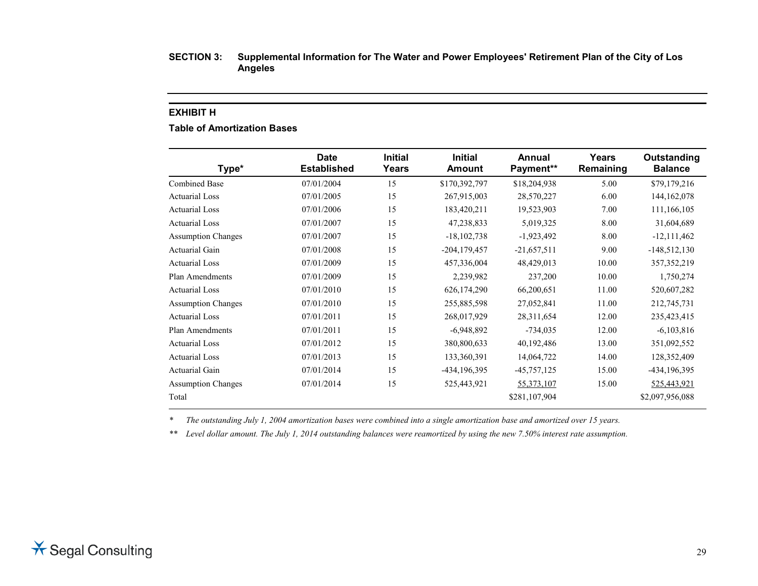**SECTION 3: Supplemental Information for The Water and Power Employees' Retirement Plan of the City of Los Angeles**

## EXHIBIT H

### Table of Amortization Bases

| Type* | Date Established | Initial Years | Initial Amount | Annual Payment** | Years Remaining | Outstanding Balance |
|---|---|---|---|---|---|---|
| Combined Base | 07/01/2004 | 15 | $170,392,797 | $18,204,938 | 5.00 | $79,179,216 |
| Actuarial Loss | 07/01/2005 | 15 | 267,915,003 | 28,570,227 | 6.00 | 144,162,078 |
| Actuarial Loss | 07/01/2006 | 15 | 183,420,211 | 19,523,903 | 7.00 | 111,166,105 |
| Actuarial Loss | 07/01/2007 | 15 | 47,238,833 | 5,019,325 | 8.00 | 31,604,689 |
| Assumption Changes | 07/01/2007 | 15 | -18,102,738 | -1,923,492 | 8.00 | -12,111,462 |
| Actuarial Gain | 07/01/2008 | 15 | -204,179,457 | -21,657,511 | 9.00 | -148,512,130 |
| Actuarial Loss | 07/01/2009 | 15 | 457,336,004 | 48,429,013 | 10.00 | 357,352,219 |
| Plan Amendments | 07/01/2009 | 15 | 2,239,982 | 237,200 | 10.00 | 1,750,274 |
| Actuarial Loss | 07/01/2010 | 15 | 626,174,290 | 66,200,651 | 11.00 | 520,607,282 |
| Assumption Changes | 07/01/2010 | 15 | 255,885,598 | 27,052,841 | 11.00 | 212,745,731 |
| Actuarial Loss | 07/01/2011 | 15 | 268,017,929 | 28,311,654 | 12.00 | 235,423,415 |
| Plan Amendments | 07/01/2011 | 15 | -6,948,892 | -734,035 | 12.00 | -6,103,816 |
| Actuarial Loss | 07/01/2012 | 15 | 380,800,633 | 40,192,486 | 13.00 | 351,092,552 |
| Actuarial Loss | 07/01/2013 | 15 | 133,360,391 | 14,064,722 | 14.00 | 128,352,409 |
| Actuarial Gain | 07/01/2014 | 15 | -434,196,395 | -45,757,125 | 15.00 | -434,196,395 |
| Assumption Changes | 07/01/2014 | 15 | 525,443,921 | 55,373,107 | 15.00 | 525,443,921 |
| Total | | | | $281,107,904 | | $2,097,956,088 |

\* *The outstanding July 1, 2004 amortization bases were combined into a single amortization base and amortized over 15 years.*

\*\* *Level dollar amount. The July 1, 2014 outstanding balances were reamortized by using the new 7.50% interest rate assumption.*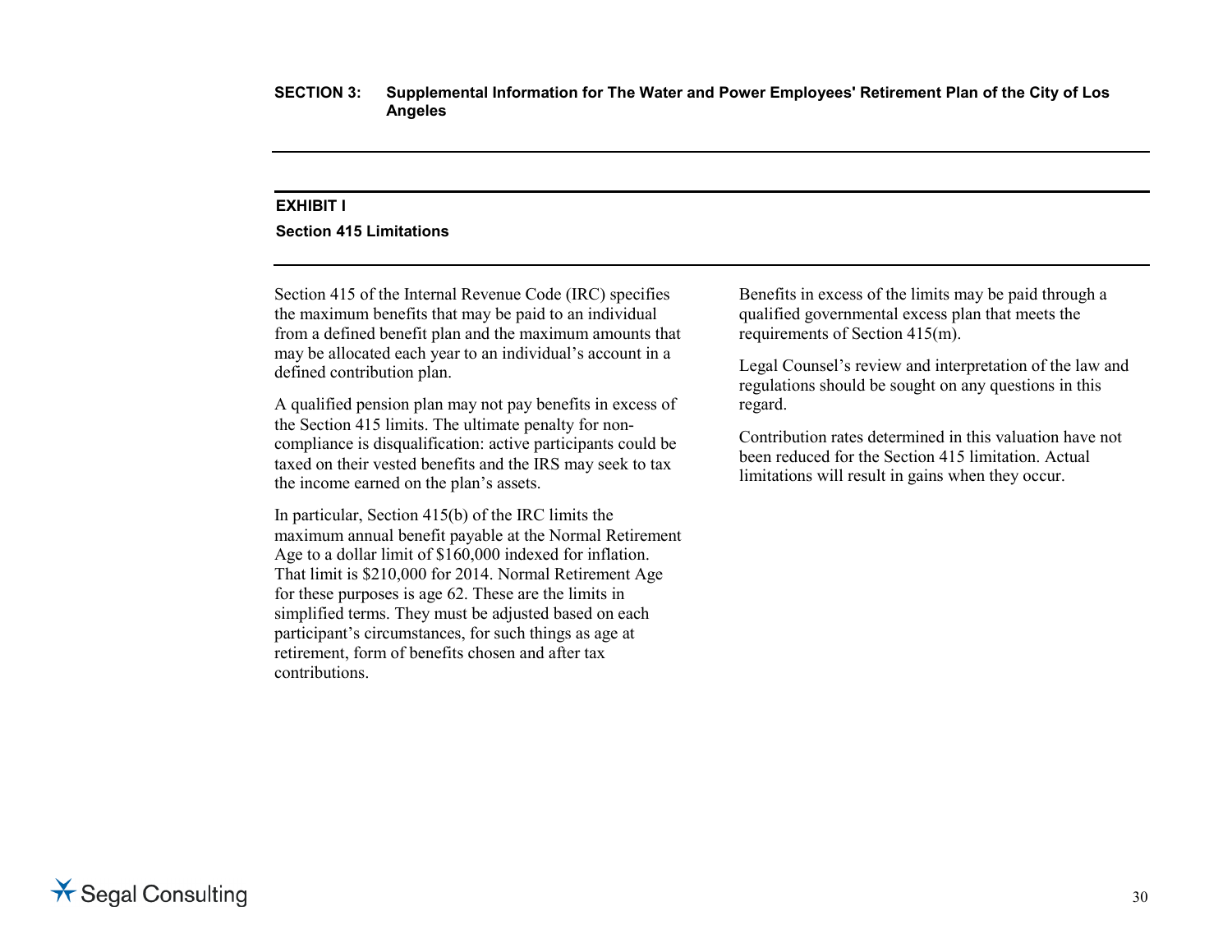## EXHIBIT I

### Section 415 Limitations

Section 415 of the Internal Revenue Code (IRC) specifies the maximum benefits that may be paid to an individual from a defined benefit plan and the maximum amounts that may be allocated each year to an individual's account in a defined contribution plan.

A qualified pension plan may not pay benefits in excess of the Section 415 limits. The ultimate penalty for non-compliance is disqualification: active participants could be taxed on their vested benefits and the IRS may seek to tax the income earned on the plan's assets.

In particular, Section 415(b) of the IRC limits the maximum annual benefit payable at the Normal Retirement Age to a dollar limit of $160,000 indexed for inflation. That limit is $210,000 for 2014. Normal Retirement Age for these purposes is age 62. These are the limits in simplified terms. They must be adjusted based on each participant's circumstances, for such things as age at retirement, form of benefits chosen and after tax contributions.

Benefits in excess of the limits may be paid through a qualified governmental excess plan that meets the requirements of Section 415(m).

Legal Counsel's review and interpretation of the law and regulations should be sought on any questions in this regard.

Contribution rates determined in this valuation have not been reduced for the Section 415 limitation. Actual limitations will result in gains when they occur.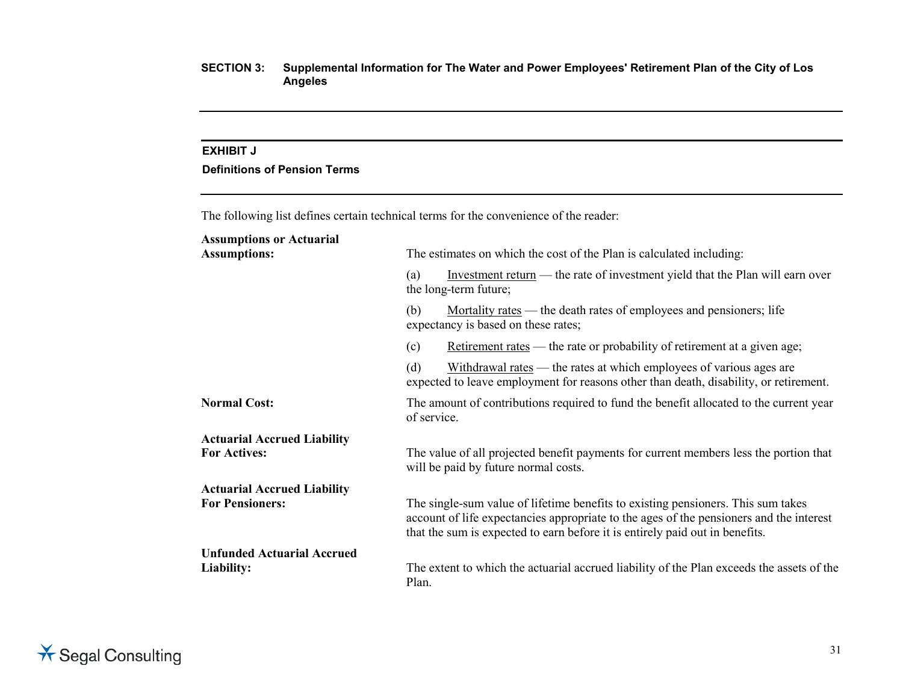## EXHIBIT J

### Definitions of Pension Terms

The following list defines certain technical terms for the convenience of the reader:

**Assumptions or Actuarial Assumptions:**

The estimates on which the cost of the Plan is calculated including:

(a) Investment return — the rate of investment yield that the Plan will earn over the long-term future;

(b) Mortality rates — the death rates of employees and pensioners; life expectancy is based on these rates;

(c) Retirement rates — the rate or probability of retirement at a given age;

(d) Withdrawal rates — the rates at which employees of various ages are expected to leave employment for reasons other than death, disability, or retirement.

**Normal Cost:**

The amount of contributions required to fund the benefit allocated to the current year of service.

**Actuarial Accrued Liability For Actives:**

The value of all projected benefit payments for current members less the portion that will be paid by future normal costs.

**Actuarial Accrued Liability For Pensioners:**

The single-sum value of lifetime benefits to existing pensioners. This sum takes account of life expectancies appropriate to the ages of the pensioners and the interest that the sum is expected to earn before it is entirely paid out in benefits.

**Unfunded Actuarial Accrued Liability:**

The extent to which the actuarial accrued liability of the Plan exceeds the assets of the Plan.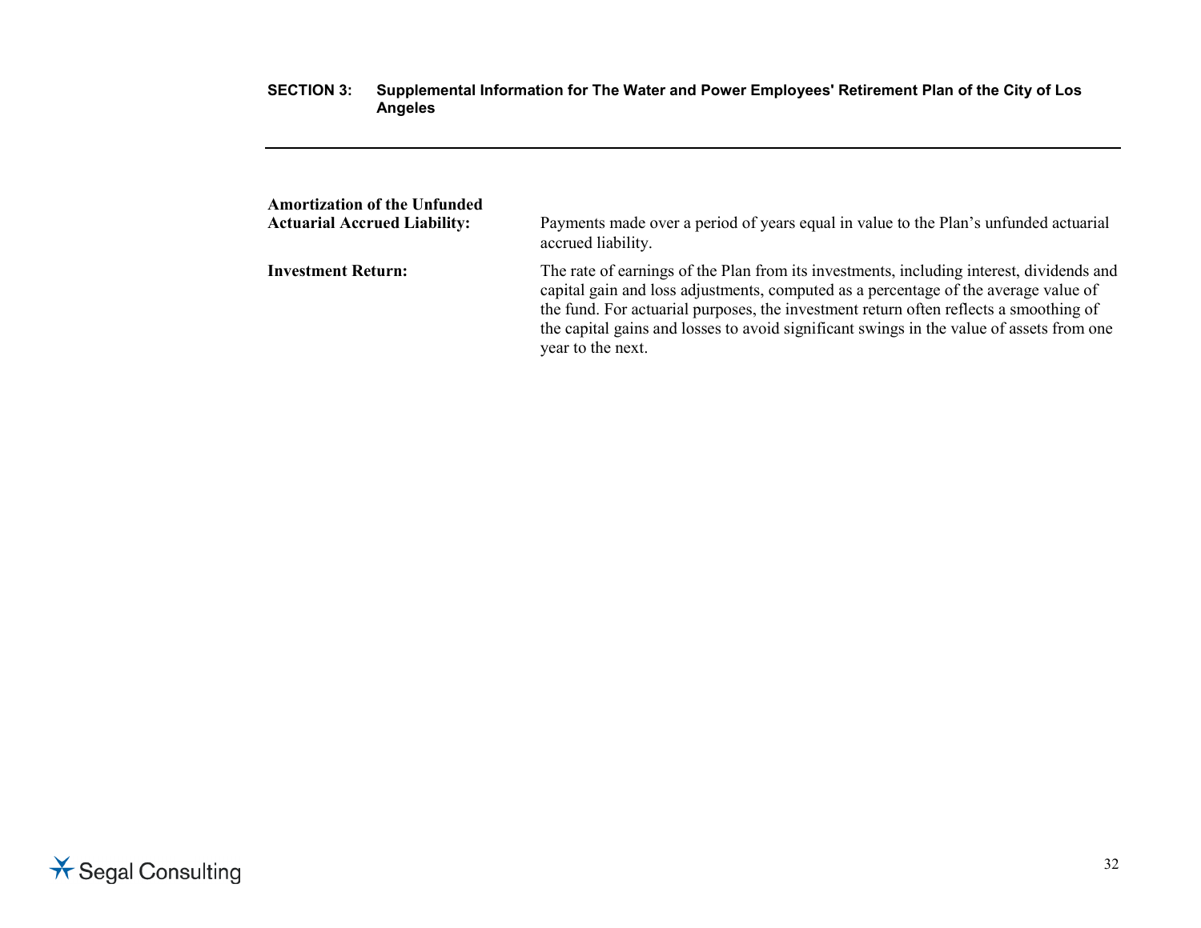**Amortization of the Unfunded Actuarial Accrued Liability:** Payments made over a period of years equal in value to the Plan's unfunded actuarial accrued liability.

**Investment Return:** The rate of earnings of the Plan from its investments, including interest, dividends and capital gain and loss adjustments, computed as a percentage of the average value of the fund. For actuarial purposes, the investment return often reflects a smoothing of the capital gains and losses to avoid significant swings in the value of assets from one year to the next.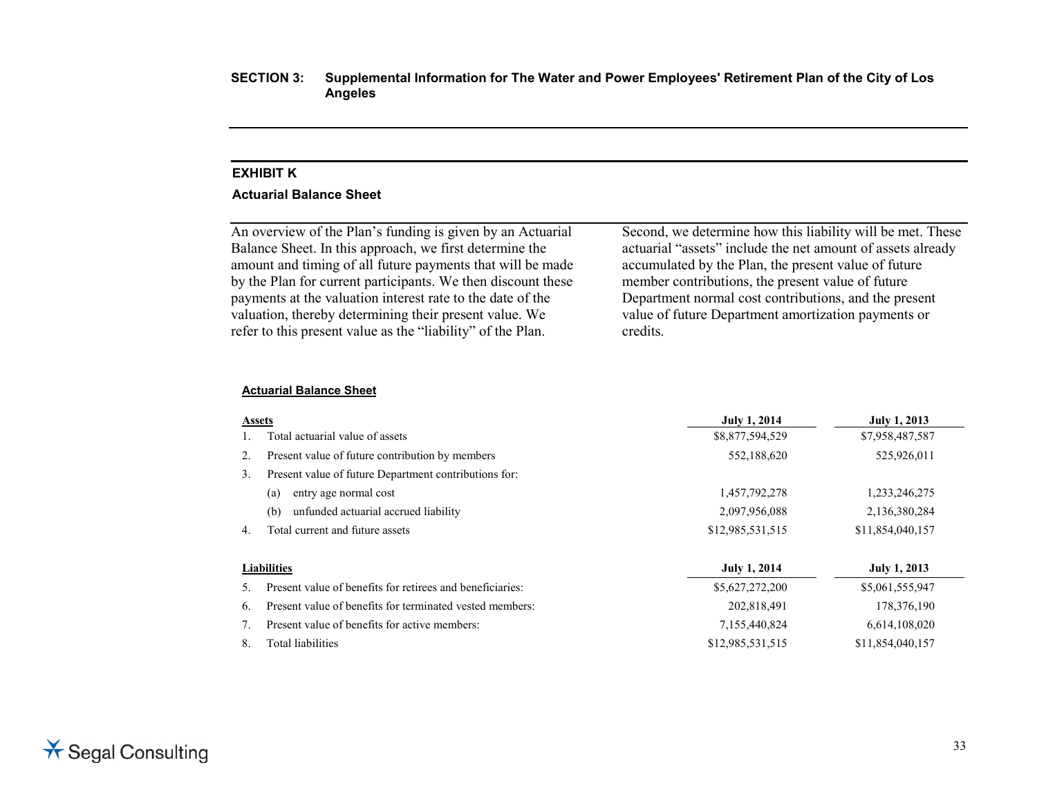**SECTION 3: Supplemental Information for The Water and Power Employees' Retirement Plan of the City of Los Angeles**

## EXHIBIT K

### Actuarial Balance Sheet

An overview of the Plan's funding is given by an Actuarial Balance Sheet. In this approach, we first determine the amount and timing of all future payments that will be made by the Plan for current participants. We then discount these payments at the valuation interest rate to the date of the valuation, thereby determining their present value. We refer to this present value as the "liability" of the Plan.

Second, we determine how this liability will be met. These actuarial "assets" include the net amount of assets already accumulated by the Plan, the present value of future member contributions, the present value of future Department normal cost contributions, and the present value of future Department amortization payments or credits.

**Actuarial Balance Sheet**

| **Assets** | **July 1, 2014** | **July 1, 2013** |
|---|---|---|
| 1. Total actuarial value of assets | $8,877,594,529 | $7,958,487,587 |
| 2. Present value of future contribution by members | 552,188,620 | 525,926,011 |
| 3. Present value of future Department contributions for: | | |
| (a) entry age normal cost | 1,457,792,278 | 1,233,246,275 |
| (b) unfunded actuarial accrued liability | 2,097,956,088 | 2,136,380,284 |
| 4. Total current and future assets | $12,985,531,515 | $11,854,040,157 |

| **Liabilities** | **July 1, 2014** | **July 1, 2013** |
|---|---|---|
| 5. Present value of benefits for retirees and beneficiaries: | $5,627,272,200 | $5,061,555,947 |
| 6. Present value of benefits for terminated vested members: | 202,818,491 | 178,376,190 |
| 7. Present value of benefits for active members: | 7,155,440,824 | 6,614,108,020 |
| 8. Total liabilities | $12,985,531,515 | $11,854,040,157 |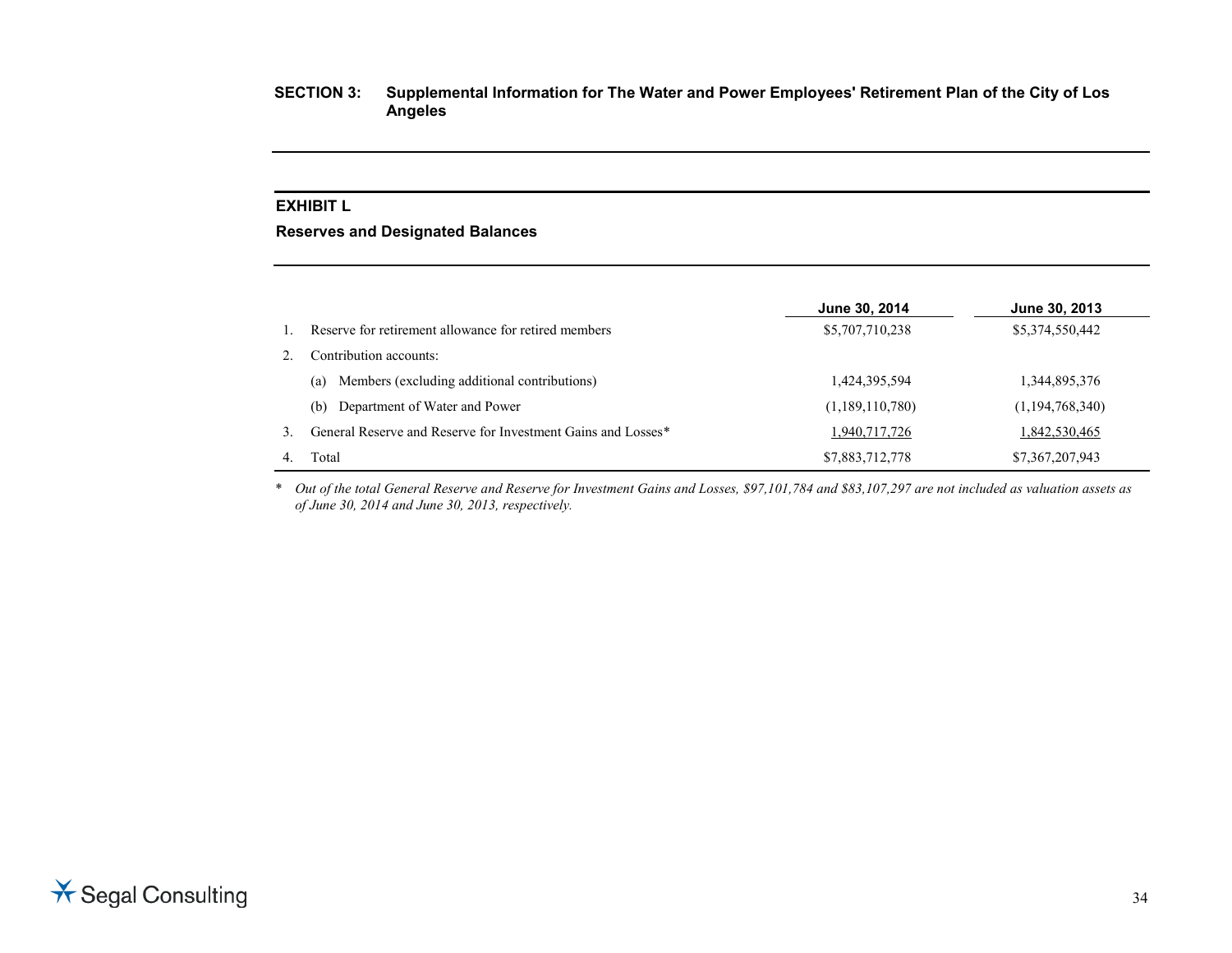## SECTION 3: Supplemental Information for The Water and Power Employees' Retirement Plan of the City of Los Angeles

### EXHIBIT L

### Reserves and Designated Balances

| | | June 30, 2014 | June 30, 2013 |
|---|---|---|---|
| 1. | Reserve for retirement allowance for retired members | $5,707,710,238 | $5,374,550,442 |
| 2. | Contribution accounts: | | |
| | (a) Members (excluding additional contributions) | 1,424,395,594 | 1,344,895,376 |
| | (b) Department of Water and Power | (1,189,110,780) | (1,194,768,340) |
| 3. | General Reserve and Reserve for Investment Gains and Losses* | 1,940,717,726 | 1,842,530,465 |
| 4. | Total | $7,883,712,778 | $7,367,207,943 |

\* *Out of the total General Reserve and Reserve for Investment Gains and Losses, $97,101,784 and $83,107,297 are not included as valuation assets as of June 30, 2014 and June 30, 2013, respectively.*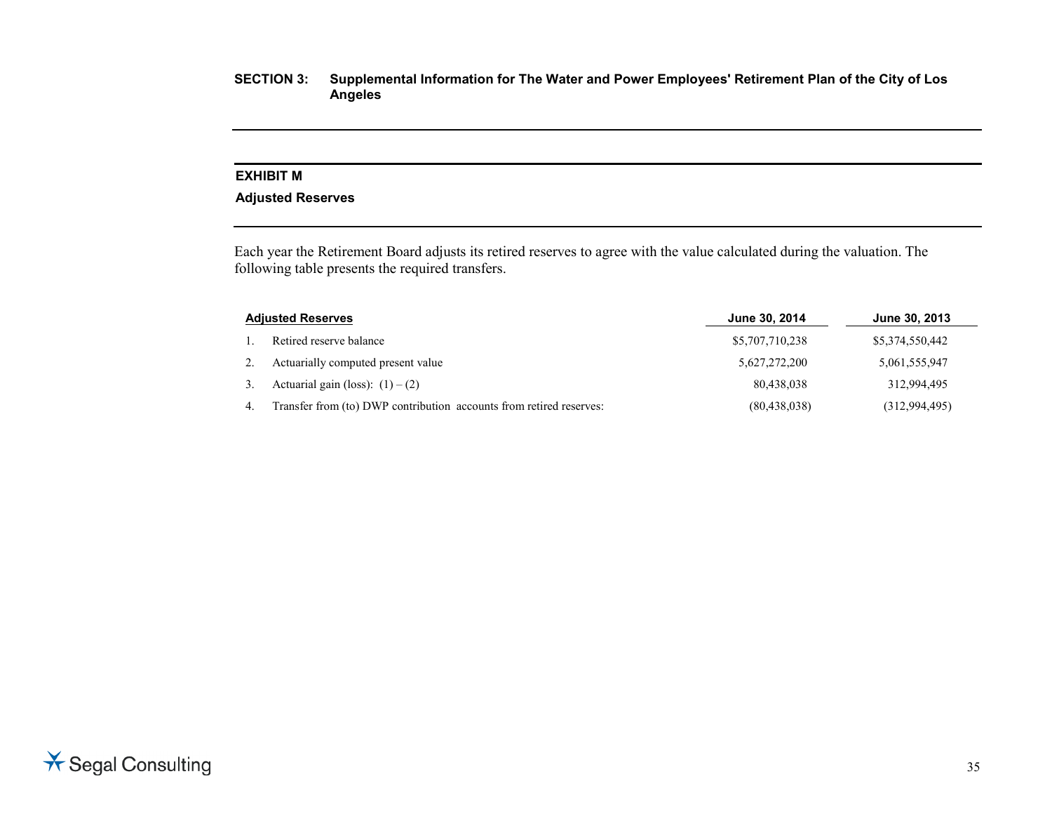**SECTION 3: Supplemental Information for The Water and Power Employees' Retirement Plan of the City of Los Angeles**

## EXHIBIT M

### Adjusted Reserves

Each year the Retirement Board adjusts its retired reserves to agree with the value calculated during the valuation. The following table presents the required transfers.

| | Adjusted Reserves | June 30, 2014 | June 30, 2013 |
|---|---|---|---|
| 1. | Retired reserve balance | $5,707,710,238 | $5,374,550,442 |
| 2. | Actuarially computed present value | 5,627,272,200 | 5,061,555,947 |
| 3. | Actuarial gain (loss): (1) – (2) | 80,438,038 | 312,994,495 |
| 4. | Transfer from (to) DWP contribution accounts from retired reserves: | (80,438,038) | (312,994,495) |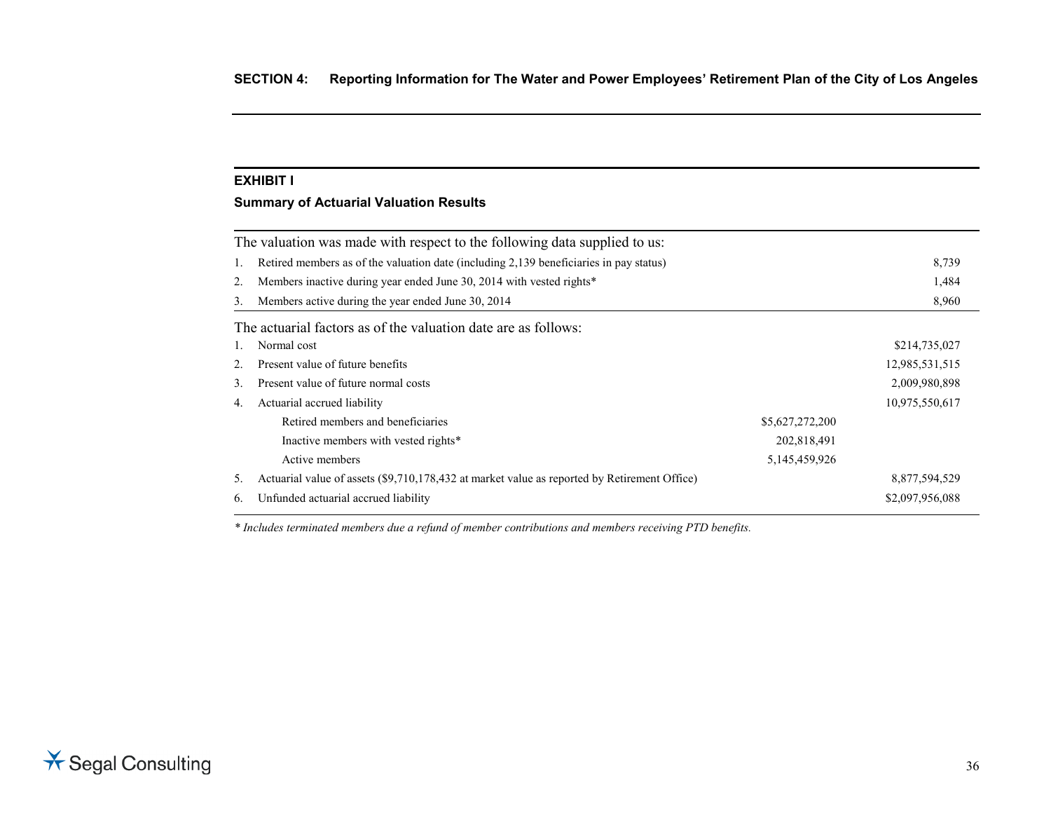## SECTION 4: Reporting Information for The Water and Power Employees' Retirement Plan of the City of Los Angeles

### EXHIBIT I

### Summary of Actuarial Valuation Results

| The valuation was made with respect to the following data supplied to us: | | |
|---|---|---|
| 1. Retired members as of the valuation date (including 2,139 beneficiaries in pay status) | | 8,739 |
| 2. Members inactive during year ended June 30, 2014 with vested rights* | | 1,484 |
| 3. Members active during the year ended June 30, 2014 | | 8,960 |
| **The actuarial factors as of the valuation date are as follows:** | | |
| 1. Normal cost | | $214,735,027 |
| 2. Present value of future benefits | | 12,985,531,515 |
| 3. Present value of future normal costs | | 2,009,980,898 |
| 4. Actuarial accrued liability | | 10,975,550,617 |
| Retired members and beneficiaries | $5,627,272,200 | |
| Inactive members with vested rights* | 202,818,491 | |
| Active members | 5,145,459,926 | |
| 5. Actuarial value of assets ($9,710,178,432 at market value as reported by Retirement Office) | | 8,877,594,529 |
| 6. Unfunded actuarial accrued liability | | $2,097,956,088 |

*\* Includes terminated members due a refund of member contributions and members receiving PTD benefits.*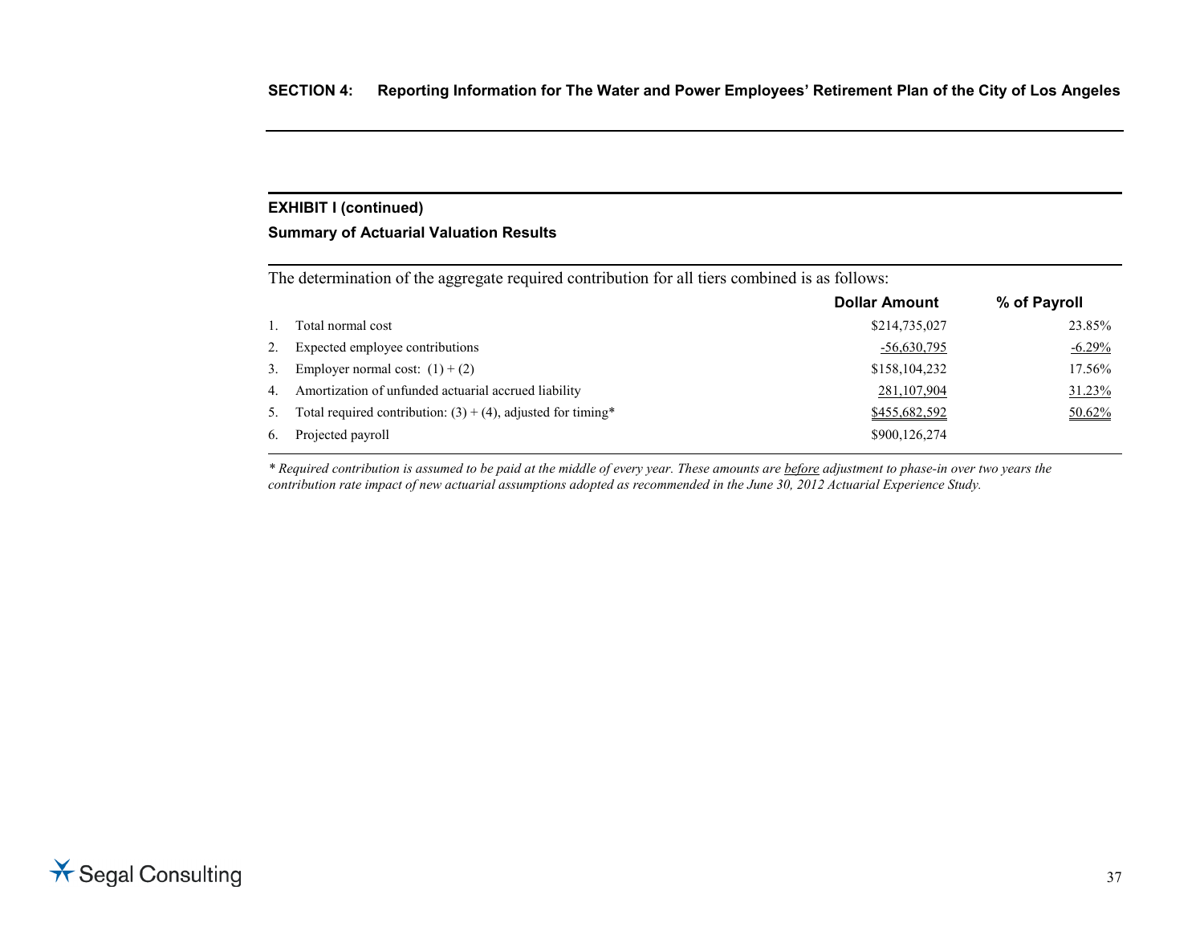## EXHIBIT I (continued)

### Summary of Actuarial Valuation Results

The determination of the aggregate required contribution for all tiers combined is as follows:

| | | Dollar Amount | % of Payroll |
|---|---|---|---|
| 1. | Total normal cost | $214,735,027 | 23.85% |
| 2. | Expected employee contributions | -56,630,795 | -6.29% |
| 3. | Employer normal cost: (1) + (2) | $158,104,232 | 17.56% |
| 4. | Amortization of unfunded actuarial accrued liability | 281,107,904 | 31.23% |
| 5. | Total required contribution: (3) + (4), adjusted for timing* | $455,682,592 | 50.62% |
| 6. | Projected payroll | $900,126,274 | |

*\* Required contribution is assumed to be paid at the middle of every year. These amounts are before adjustment to phase-in over two years the contribution rate impact of new actuarial assumptions adopted as recommended in the June 30, 2012 Actuarial Experience Study.*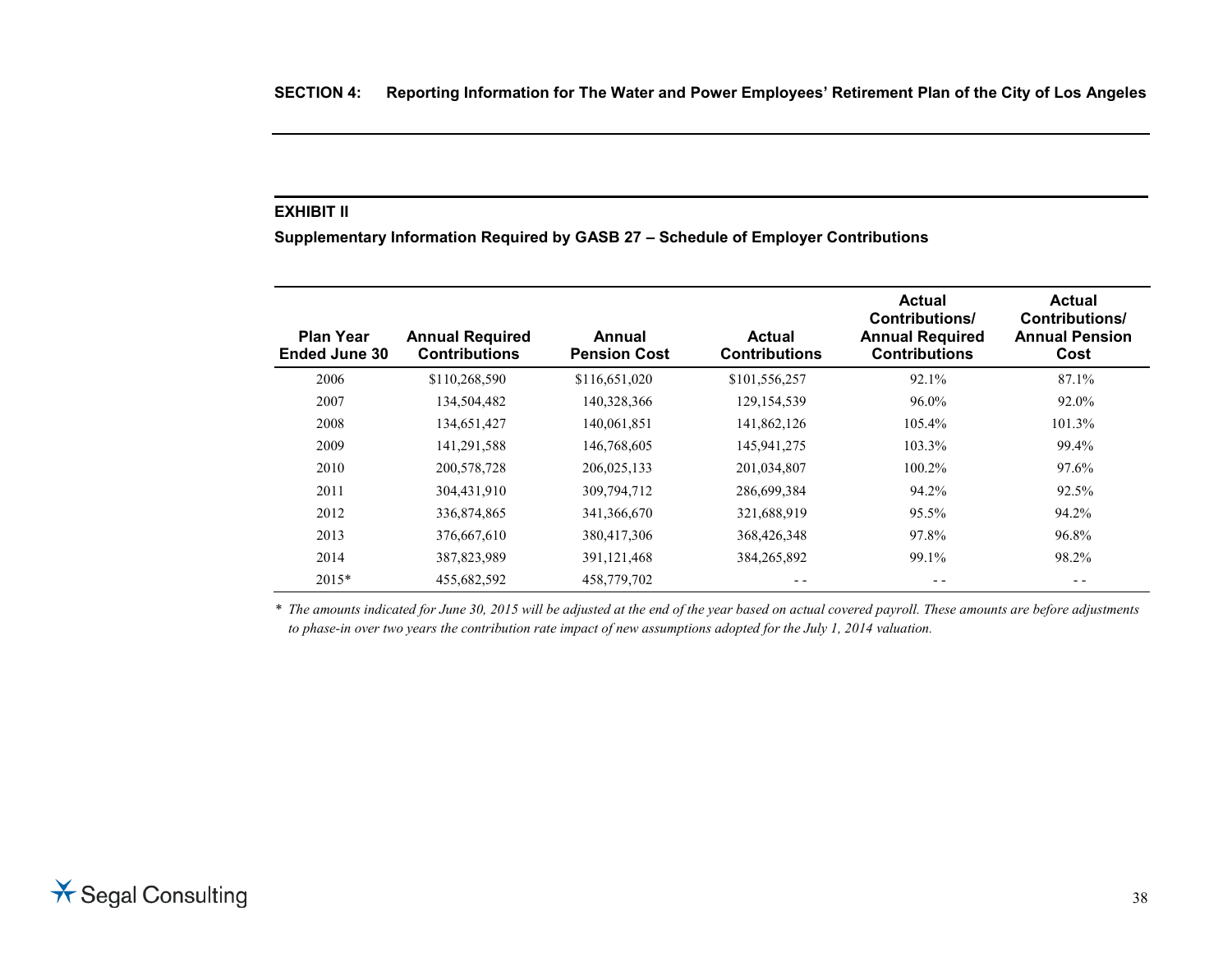## EXHIBIT II

**Supplementary Information Required by GASB 27 – Schedule of Employer Contributions**

| Plan Year Ended June 30 | Annual Required Contributions | Annual Pension Cost | Actual Contributions | Actual Contributions/ Annual Required Contributions | Actual Contributions/ Annual Pension Cost |
|---|---|---|---|---|---|
| 2006 | $110,268,590 | $116,651,020 | $101,556,257 | 92.1% | 87.1% |
| 2007 | 134,504,482 | 140,328,366 | 129,154,539 | 96.0% | 92.0% |
| 2008 | 134,651,427 | 140,061,851 | 141,862,126 | 105.4% | 101.3% |
| 2009 | 141,291,588 | 146,768,605 | 145,941,275 | 103.3% | 99.4% |
| 2010 | 200,578,728 | 206,025,133 | 201,034,807 | 100.2% | 97.6% |
| 2011 | 304,431,910 | 309,794,712 | 286,699,384 | 94.2% | 92.5% |
| 2012 | 336,874,865 | 341,366,670 | 321,688,919 | 95.5% | 94.2% |
| 2013 | 376,667,610 | 380,417,306 | 368,426,348 | 97.8% | 96.8% |
| 2014 | 387,823,989 | 391,121,468 | 384,265,892 | 99.1% | 98.2% |
| 2015* | 455,682,592 | 458,779,702 | - - | - - | - - |

*\* The amounts indicated for June 30, 2015 will be adjusted at the end of the year based on actual covered payroll. These amounts are before adjustments to phase-in over two years the contribution rate impact of new assumptions adopted for the July 1, 2014 valuation.*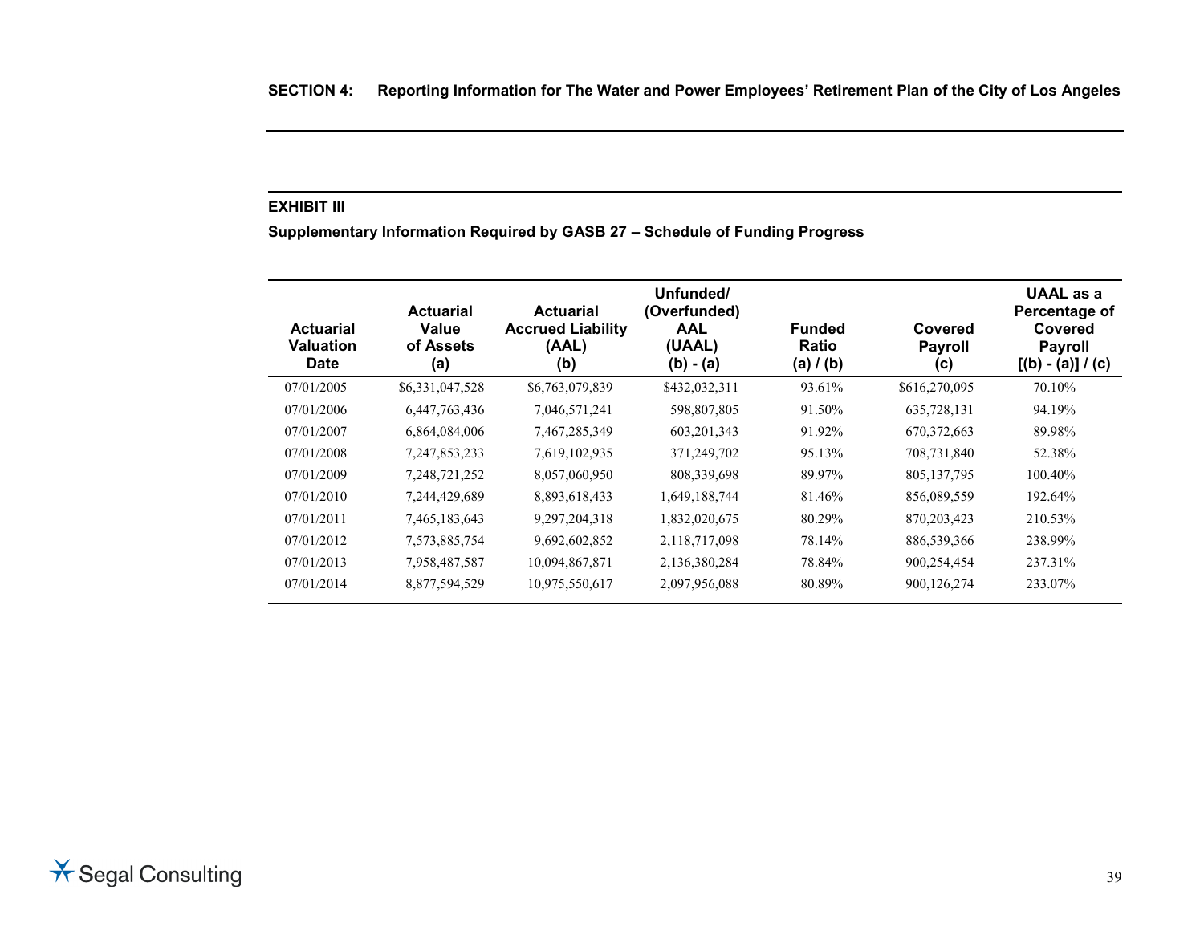## EXHIBIT III

**Supplementary Information Required by GASB 27 – Schedule of Funding Progress**

| Actuarial Valuation Date | Actuarial Value of Assets (a) | Actuarial Accrued Liability (AAL) (b) | Unfunded/ (Overfunded) AAL (UAAL) (b) - (a) | Funded Ratio (a) / (b) | Covered Payroll (c) | UAAL as a Percentage of Covered Payroll [(b) - (a)] / (c) |
|---|---|---|---|---|---|---|
| 07/01/2005 | $6,331,047,528 | $6,763,079,839 | $432,032,311 | 93.61% | $616,270,095 | 70.10% |
| 07/01/2006 | 6,447,763,436 | 7,046,571,241 | 598,807,805 | 91.50% | 635,728,131 | 94.19% |
| 07/01/2007 | 6,864,084,006 | 7,467,285,349 | 603,201,343 | 91.92% | 670,372,663 | 89.98% |
| 07/01/2008 | 7,247,853,233 | 7,619,102,935 | 371,249,702 | 95.13% | 708,731,840 | 52.38% |
| 07/01/2009 | 7,248,721,252 | 8,057,060,950 | 808,339,698 | 89.97% | 805,137,795 | 100.40% |
| 07/01/2010 | 7,244,429,689 | 8,893,618,433 | 1,649,188,744 | 81.46% | 856,089,559 | 192.64% |
| 07/01/2011 | 7,465,183,643 | 9,297,204,318 | 1,832,020,675 | 80.29% | 870,203,423 | 210.53% |
| 07/01/2012 | 7,573,885,754 | 9,692,602,852 | 2,118,717,098 | 78.14% | 886,539,366 | 238.99% |
| 07/01/2013 | 7,958,487,587 | 10,094,867,871 | 2,136,380,284 | 78.84% | 900,254,454 | 237.31% |
| 07/01/2014 | 8,877,594,529 | 10,975,550,617 | 2,097,956,088 | 80.89% | 900,126,274 | 233.07% |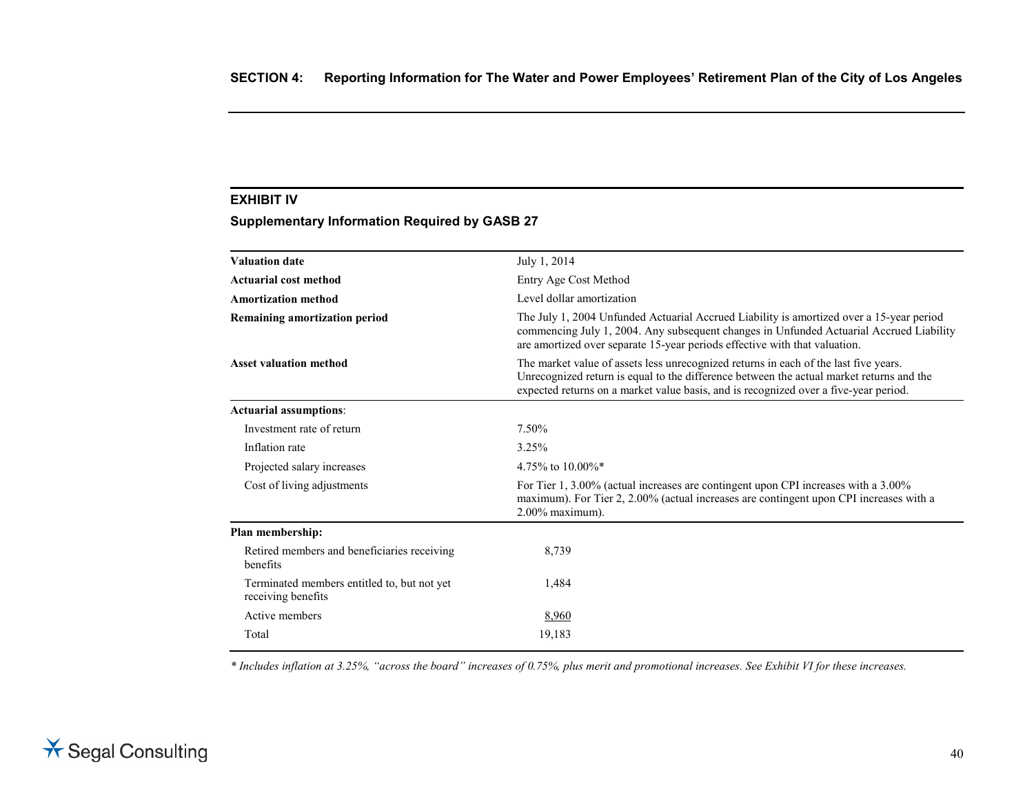## EXHIBIT IV

### Supplementary Information Required by GASB 27

| | |
|---|---|
| **Valuation date** | July 1, 2014 |
| **Actuarial cost method** | Entry Age Cost Method |
| **Amortization method** | Level dollar amortization |
| **Remaining amortization period** | The July 1, 2004 Unfunded Actuarial Accrued Liability is amortized over a 15-year period commencing July 1, 2004. Any subsequent changes in Unfunded Actuarial Accrued Liability are amortized over separate 15-year periods effective with that valuation. |
| **Asset valuation method** | The market value of assets less unrecognized returns in each of the last five years. Unrecognized return is equal to the difference between the actual market returns and the expected returns on a market value basis, and is recognized over a five-year period. |
| **Actuarial assumptions**: | |
| Investment rate of return | 7.50% |
| Inflation rate | 3.25% |
| Projected salary increases | 4.75% to 10.00%* |
| Cost of living adjustments | For Tier 1, 3.00% (actual increases are contingent upon CPI increases with a 3.00% maximum). For Tier 2, 2.00% (actual increases are contingent upon CPI increases with a 2.00% maximum). |
| **Plan membership:** | |
| Retired members and beneficiaries receiving benefits | 8,739 |
| Terminated members entitled to, but not yet receiving benefits | 1,484 |
| Active members | 8,960 |
| Total | 19,183 |

*\* Includes inflation at 3.25%, "across the board" increases of 0.75%, plus merit and promotional increases. See Exhibit VI for these increases.*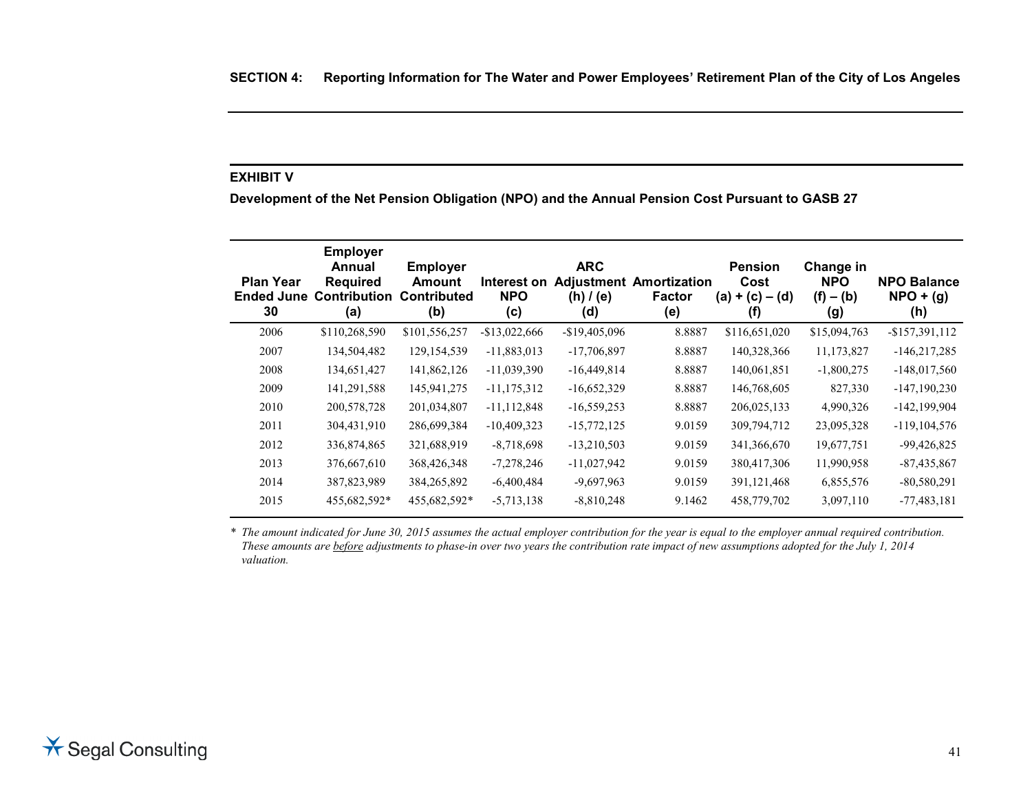**SECTION 4: Reporting Information for The Water and Power Employees' Retirement Plan of the City of Los Angeles**

**EXHIBIT V**

**Development of the Net Pension Obligation (NPO) and the Annual Pension Cost Pursuant to GASB 27**

| Plan Year Ended June 30 | Employer Annual Required Contribution (a) | Employer Amount Contributed (b) | Interest on NPO (c) | ARC Adjustment (h) / (e) (d) | Amortization Factor (e) | Pension Cost (a) + (c) – (d) (f) | Change in NPO (f) – (b) (g) | NPO Balance NPO + (g) (h) |
|---|---|---|---|---|---|---|---|---|
| 2006 | $110,268,590 | $101,556,257 | -$13,022,666 | -$19,405,096 | 8.8887 | $116,651,020 | $15,094,763 | -$157,391,112 |
| 2007 | 134,504,482 | 129,154,539 | -11,883,013 | -17,706,897 | 8.8887 | 140,328,366 | 11,173,827 | -146,217,285 |
| 2008 | 134,651,427 | 141,862,126 | -11,039,390 | -16,449,814 | 8.8887 | 140,061,851 | -1,800,275 | -148,017,560 |
| 2009 | 141,291,588 | 145,941,275 | -11,175,312 | -16,652,329 | 8.8887 | 146,768,605 | 827,330 | -147,190,230 |
| 2010 | 200,578,728 | 201,034,807 | -11,112,848 | -16,559,253 | 8.8887 | 206,025,133 | 4,990,326 | -142,199,904 |
| 2011 | 304,431,910 | 286,699,384 | -10,409,323 | -15,772,125 | 9.0159 | 309,794,712 | 23,095,328 | -119,104,576 |
| 2012 | 336,874,865 | 321,688,919 | -8,718,698 | -13,210,503 | 9.0159 | 341,366,670 | 19,677,751 | -99,426,825 |
| 2013 | 376,667,610 | 368,426,348 | -7,278,246 | -11,027,942 | 9.0159 | 380,417,306 | 11,990,958 | -87,435,867 |
| 2014 | 387,823,989 | 384,265,892 | -6,400,484 | -9,697,963 | 9.0159 | 391,121,468 | 6,855,576 | -80,580,291 |
| 2015 | 455,682,592* | 455,682,592* | -5,713,138 | -8,810,248 | 9.1462 | 458,779,702 | 3,097,110 | -77,483,181 |

\* *The amount indicated for June 30, 2015 assumes the actual employer contribution for the year is equal to the employer annual required contribution. These amounts are before adjustments to phase-in over two years the contribution rate impact of new assumptions adopted for the July 1, 2014 valuation.*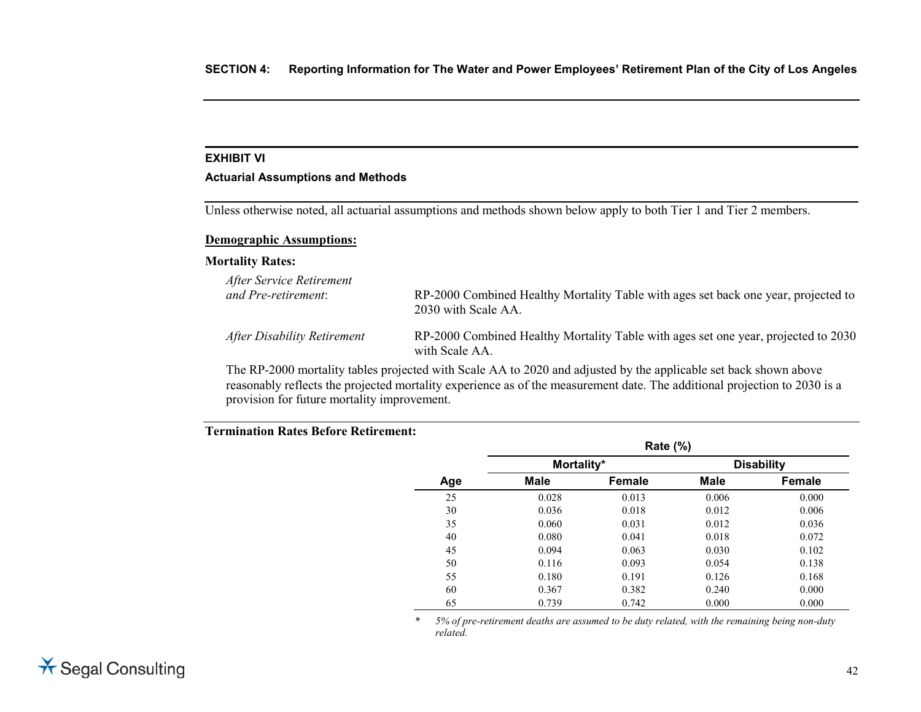## EXHIBIT VI

### Actuarial Assumptions and Methods

Unless otherwise noted, all actuarial assumptions and methods shown below apply to both Tier 1 and Tier 2 members.

**Demographic Assumptions:**

**Mortality Rates:**

*After Service Retirement and Pre-retirement*: RP-2000 Combined Healthy Mortality Table with ages set back one year, projected to 2030 with Scale AA.

*After Disability Retirement* RP-2000 Combined Healthy Mortality Table with ages set one year, projected to 2030 with Scale AA.

The RP-2000 mortality tables projected with Scale AA to 2020 and adjusted by the applicable set back shown above reasonably reflects the projected mortality experience as of the measurement date. The additional projection to 2030 is a provision for future mortality improvement.

**Termination Rates Before Retirement:**

| | Rate (%) | | | |
|---|---|---|---|---|
| | Mortality* | | Disability | |
| Age | Male | Female | Male | Female |
| 25 | 0.028 | 0.013 | 0.006 | 0.000 |
| 30 | 0.036 | 0.018 | 0.012 | 0.006 |
| 35 | 0.060 | 0.031 | 0.012 | 0.036 |
| 40 | 0.080 | 0.041 | 0.018 | 0.072 |
| 45 | 0.094 | 0.063 | 0.030 | 0.102 |
| 50 | 0.116 | 0.093 | 0.054 | 0.138 |
| 55 | 0.180 | 0.191 | 0.126 | 0.168 |
| 60 | 0.367 | 0.382 | 0.240 | 0.000 |
| 65 | 0.739 | 0.742 | 0.000 | 0.000 |

\* *5% of pre-retirement deaths are assumed to be duty related, with the remaining being non-duty related.*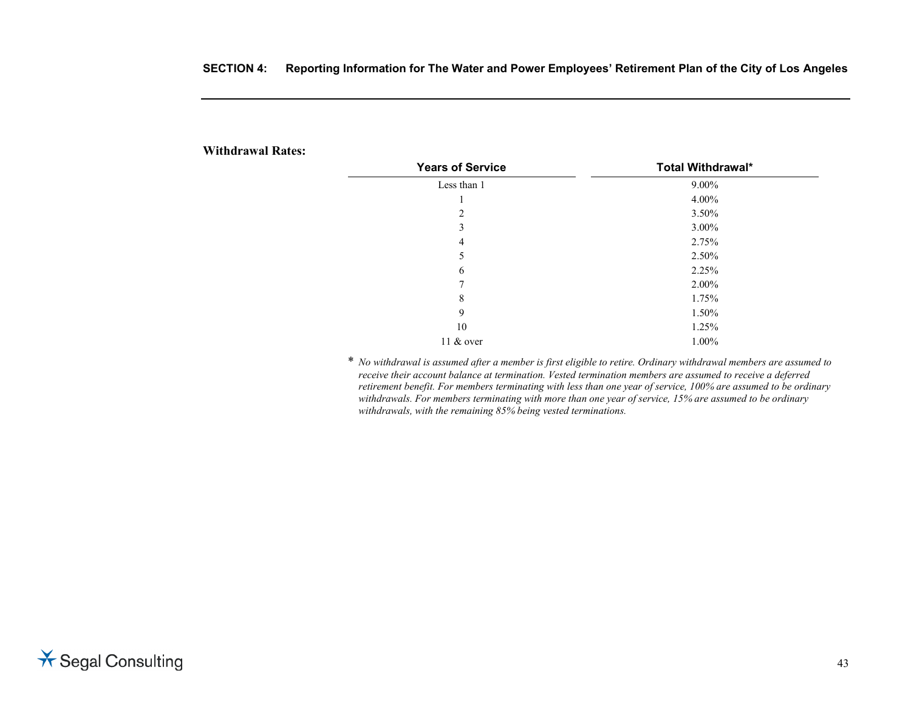**Withdrawal Rates:**

| Years of Service | Total Withdrawal* |
|---|---|
| Less than 1 | 9.00% |
| 1 | 4.00% |
| 2 | 3.50% |
| 3 | 3.00% |
| 4 | 2.75% |
| 5 | 2.50% |
| 6 | 2.25% |
| 7 | 2.00% |
| 8 | 1.75% |
| 9 | 1.50% |
| 10 | 1.25% |
| 11 & over | 1.00% |

\* *No withdrawal is assumed after a member is first eligible to retire. Ordinary withdrawal members are assumed to receive their account balance at termination. Vested termination members are assumed to receive a deferred retirement benefit. For members terminating with less than one year of service, 100% are assumed to be ordinary withdrawals. For members terminating with more than one year of service, 15% are assumed to be ordinary withdrawals, with the remaining 85% being vested terminations.*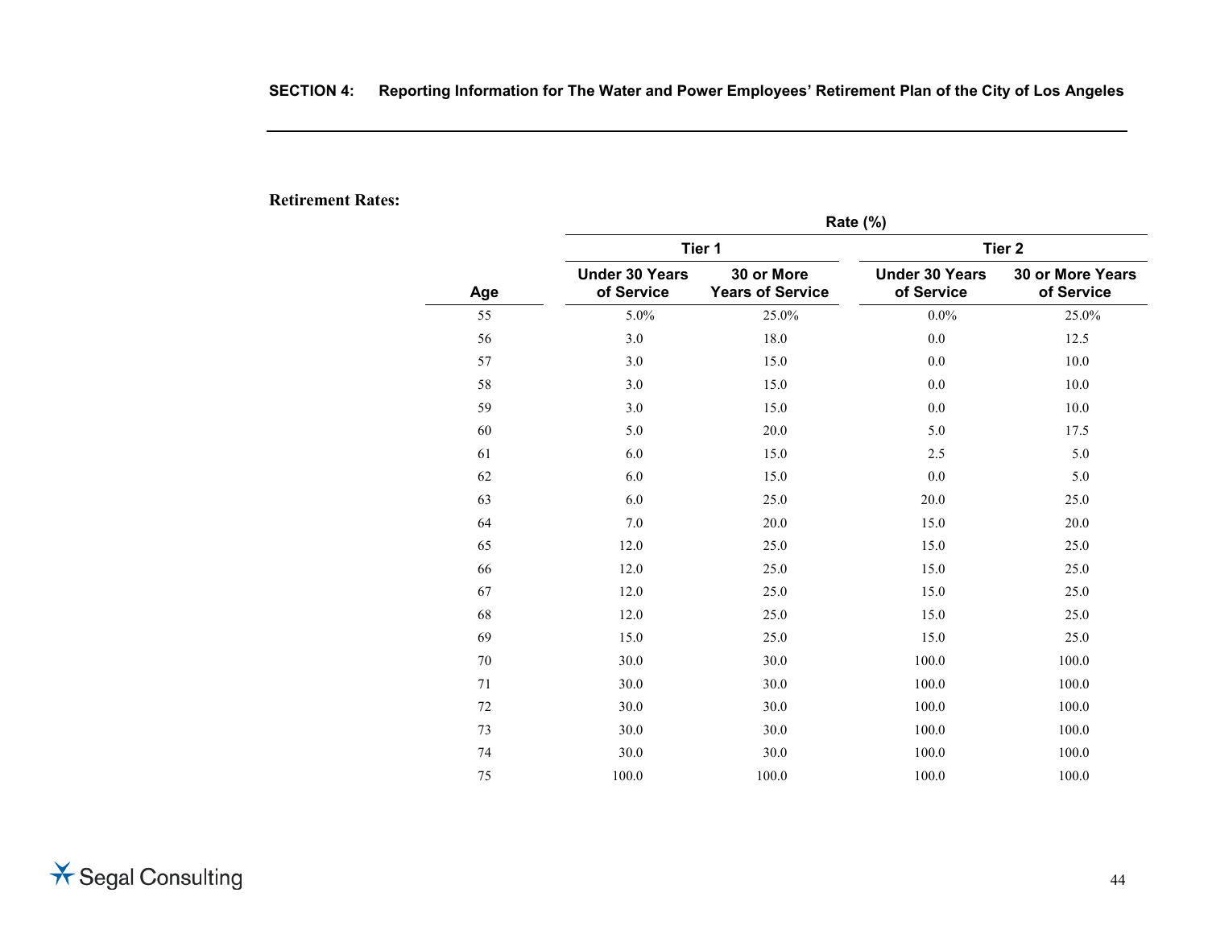**Retirement Rates:**

| Age | Rate (%) | | | |
|---|---|---|---|---|
| | Tier 1 | | Tier 2 | |
| | Under 30 Years of Service | 30 or More Years of Service | Under 30 Years of Service | 30 or More Years of Service |
| 55 | 5.0% | 25.0% | 0.0% | 25.0% |
| 56 | 3.0 | 18.0 | 0.0 | 12.5 |
| 57 | 3.0 | 15.0 | 0.0 | 10.0 |
| 58 | 3.0 | 15.0 | 0.0 | 10.0 |
| 59 | 3.0 | 15.0 | 0.0 | 10.0 |
| 60 | 5.0 | 20.0 | 5.0 | 17.5 |
| 61 | 6.0 | 15.0 | 2.5 | 5.0 |
| 62 | 6.0 | 15.0 | 0.0 | 5.0 |
| 63 | 6.0 | 25.0 | 20.0 | 25.0 |
| 64 | 7.0 | 20.0 | 15.0 | 20.0 |
| 65 | 12.0 | 25.0 | 15.0 | 25.0 |
| 66 | 12.0 | 25.0 | 15.0 | 25.0 |
| 67 | 12.0 | 25.0 | 15.0 | 25.0 |
| 68 | 12.0 | 25.0 | 15.0 | 25.0 |
| 69 | 15.0 | 25.0 | 15.0 | 25.0 |
| 70 | 30.0 | 30.0 | 100.0 | 100.0 |
| 71 | 30.0 | 30.0 | 100.0 | 100.0 |
| 72 | 30.0 | 30.0 | 100.0 | 100.0 |
| 73 | 30.0 | 30.0 | 100.0 | 100.0 |
| 74 | 30.0 | 30.0 | 100.0 | 100.0 |
| 75 | 100.0 | 100.0 | 100.0 | 100.0 |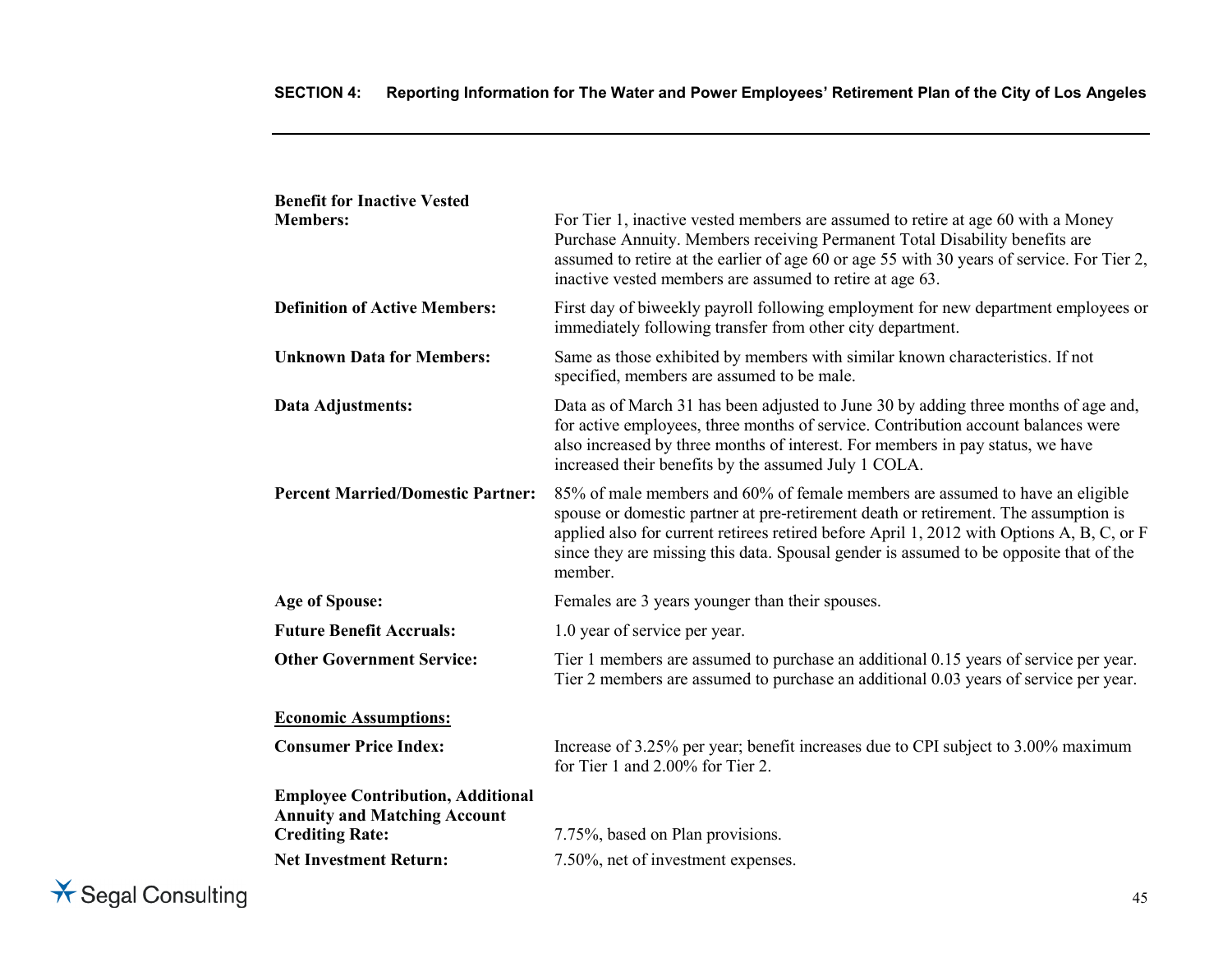**Benefit for Inactive Vested Members:** For Tier 1, inactive vested members are assumed to retire at age 60 with a Money Purchase Annuity. Members receiving Permanent Total Disability benefits are assumed to retire at the earlier of age 60 or age 55 with 30 years of service. For Tier 2, inactive vested members are assumed to retire at age 63.

**Definition of Active Members:** First day of biweekly payroll following employment for new department employees or immediately following transfer from other city department.

**Unknown Data for Members:** Same as those exhibited by members with similar known characteristics. If not specified, members are assumed to be male.

**Data Adjustments:** Data as of March 31 has been adjusted to June 30 by adding three months of age and, for active employees, three months of service. Contribution account balances were also increased by three months of interest. For members in pay status, we have increased their benefits by the assumed July 1 COLA.

**Percent Married/Domestic Partner:** 85% of male members and 60% of female members are assumed to have an eligible spouse or domestic partner at pre-retirement death or retirement. The assumption is applied also for current retirees retired before April 1, 2012 with Options A, B, C, or F since they are missing this data. Spousal gender is assumed to be opposite that of the member.

**Age of Spouse:** Females are 3 years younger than their spouses.

**Future Benefit Accruals:** 1.0 year of service per year.

**Other Government Service:** Tier 1 members are assumed to purchase an additional 0.15 years of service per year. Tier 2 members are assumed to purchase an additional 0.03 years of service per year.

**Economic Assumptions:**

**Consumer Price Index:** Increase of 3.25% per year; benefit increases due to CPI subject to 3.00% maximum for Tier 1 and 2.00% for Tier 2.

**Employee Contribution, Additional Annuity and Matching Account Crediting Rate:** 7.75%, based on Plan provisions.

**Net Investment Return:** 7.50%, net of investment expenses.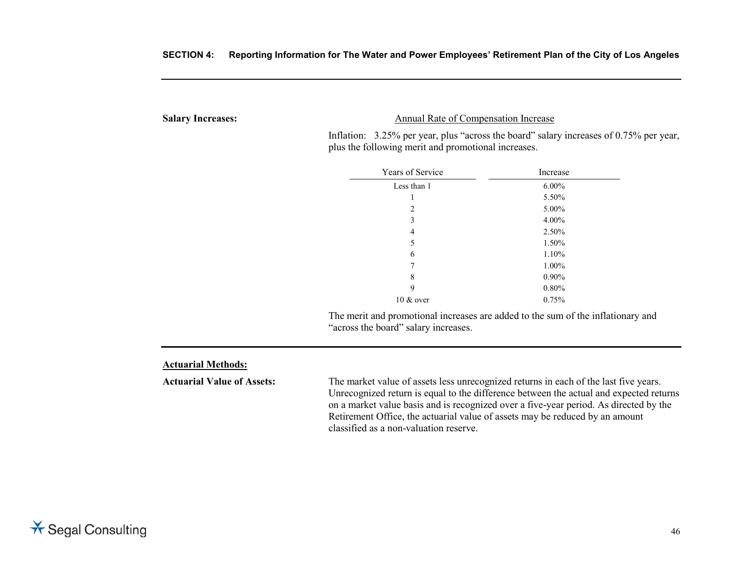**Salary Increases:**

Annual Rate of Compensation Increase

Inflation: 3.25% per year, plus "across the board" salary increases of 0.75% per year, plus the following merit and promotional increases.

| Years of Service | Increase |
|---|---|
| Less than 1 | 6.00% |
| 1 | 5.50% |
| 2 | 5.00% |
| 3 | 4.00% |
| 4 | 2.50% |
| 5 | 1.50% |
| 6 | 1.10% |
| 7 | 1.00% |
| 8 | 0.90% |
| 9 | 0.80% |
| 10 & over | 0.75% |

The merit and promotional increases are added to the sum of the inflationary and "across the board" salary increases.

**Actuarial Methods:**

**Actuarial Value of Assets:** The market value of assets less unrecognized returns in each of the last five years. Unrecognized return is equal to the difference between the actual and expected returns on a market value basis and is recognized over a five-year period. As directed by the Retirement Office, the actuarial value of assets may be reduced by an amount classified as a non-valuation reserve.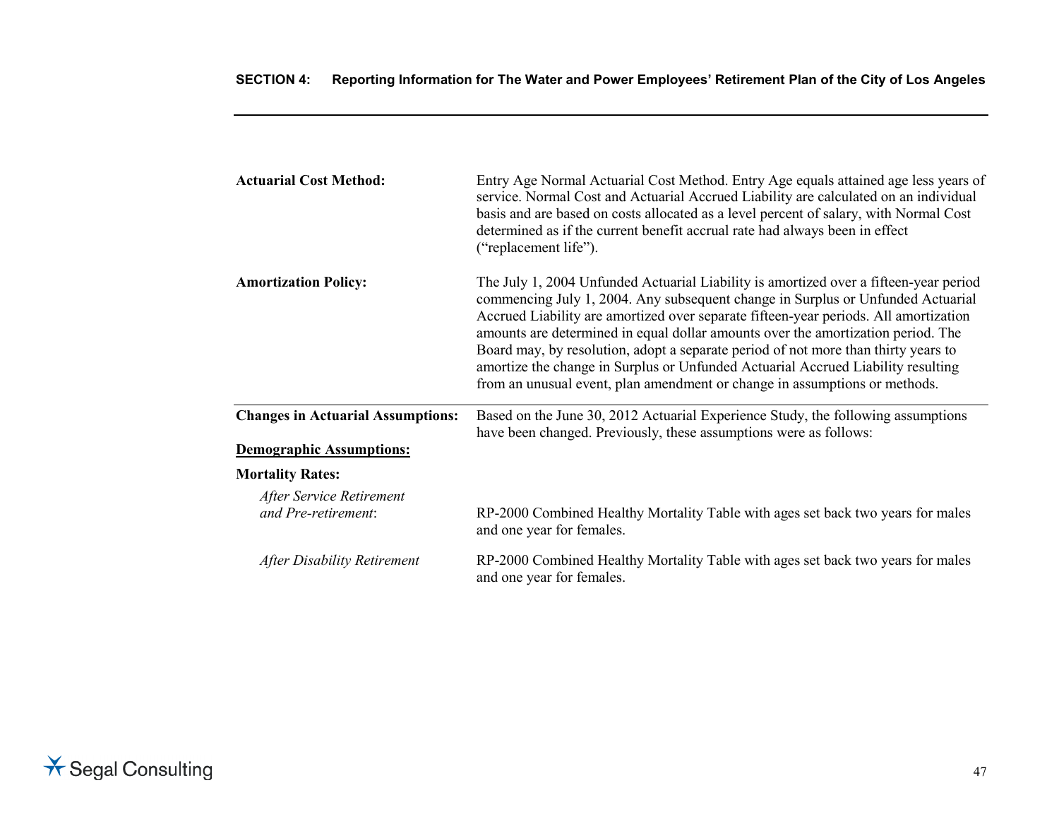**Actuarial Cost Method:** Entry Age Normal Actuarial Cost Method. Entry Age equals attained age less years of service. Normal Cost and Actuarial Accrued Liability are calculated on an individual basis and are based on costs allocated as a level percent of salary, with Normal Cost determined as if the current benefit accrual rate had always been in effect ("replacement life").

**Amortization Policy:** The July 1, 2004 Unfunded Actuarial Liability is amortized over a fifteen-year period commencing July 1, 2004. Any subsequent change in Surplus or Unfunded Actuarial Accrued Liability are amortized over separate fifteen-year periods. All amortization amounts are determined in equal dollar amounts over the amortization period. The Board may, by resolution, adopt a separate period of not more than thirty years to amortize the change in Surplus or Unfunded Actuarial Accrued Liability resulting from an unusual event, plan amendment or change in assumptions or methods.

---

**Changes in Actuarial Assumptions:** Based on the June 30, 2012 Actuarial Experience Study, the following assumptions have been changed. Previously, these assumptions were as follows:

**Demographic Assumptions:**

**Mortality Rates:**

*After Service Retirement and Pre-retirement*: RP-2000 Combined Healthy Mortality Table with ages set back two years for males and one year for females.

*After Disability Retirement* RP-2000 Combined Healthy Mortality Table with ages set back two years for males and one year for females.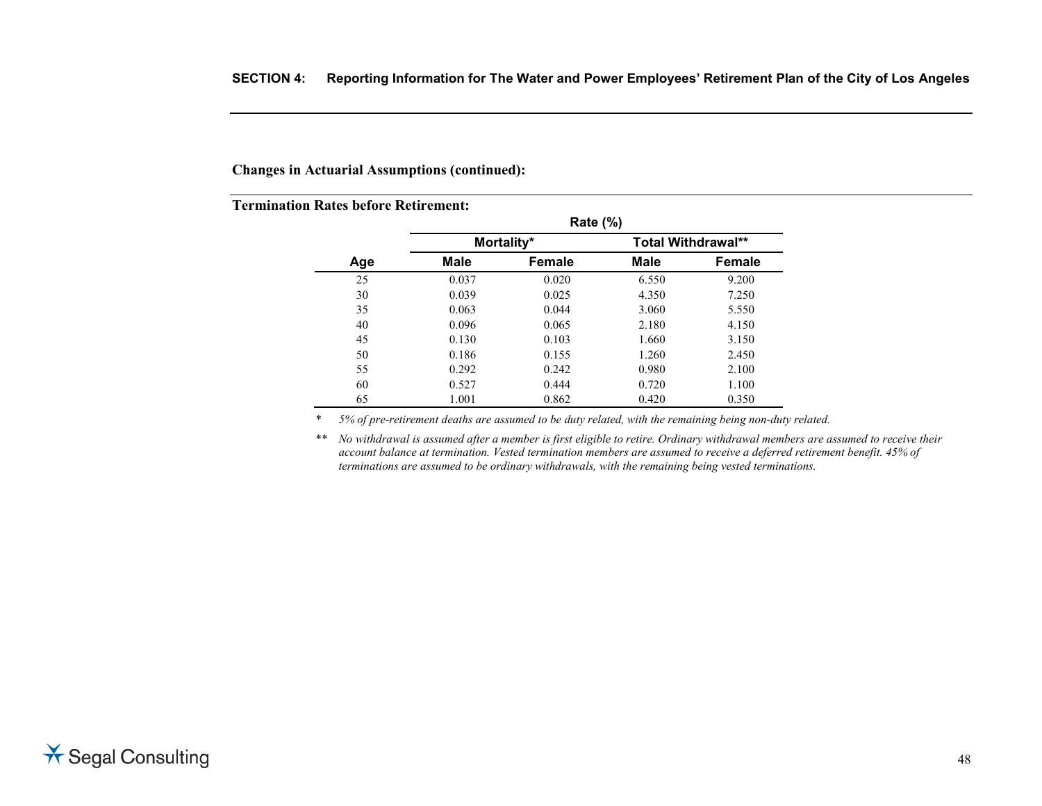**Changes in Actuarial Assumptions (continued):**

**Termination Rates before Retirement:**

| | Rate (%) | | | |
|---|---|---|---|---|
| | Mortality* | | Total Withdrawal** | |
| Age | Male | Female | Male | Female |
| 25 | 0.037 | 0.020 | 6.550 | 9.200 |
| 30 | 0.039 | 0.025 | 4.350 | 7.250 |
| 35 | 0.063 | 0.044 | 3.060 | 5.550 |
| 40 | 0.096 | 0.065 | 2.180 | 4.150 |
| 45 | 0.130 | 0.103 | 1.660 | 3.150 |
| 50 | 0.186 | 0.155 | 1.260 | 2.450 |
| 55 | 0.292 | 0.242 | 0.980 | 2.100 |
| 60 | 0.527 | 0.444 | 0.720 | 1.100 |
| 65 | 1.001 | 0.862 | 0.420 | 0.350 |

\* *5% of pre-retirement deaths are assumed to be duty related, with the remaining being non-duty related.*

\*\* *No withdrawal is assumed after a member is first eligible to retire. Ordinary withdrawal members are assumed to receive their account balance at termination. Vested termination members are assumed to receive a deferred retirement benefit. 45% of terminations are assumed to be ordinary withdrawals, with the remaining being vested terminations.*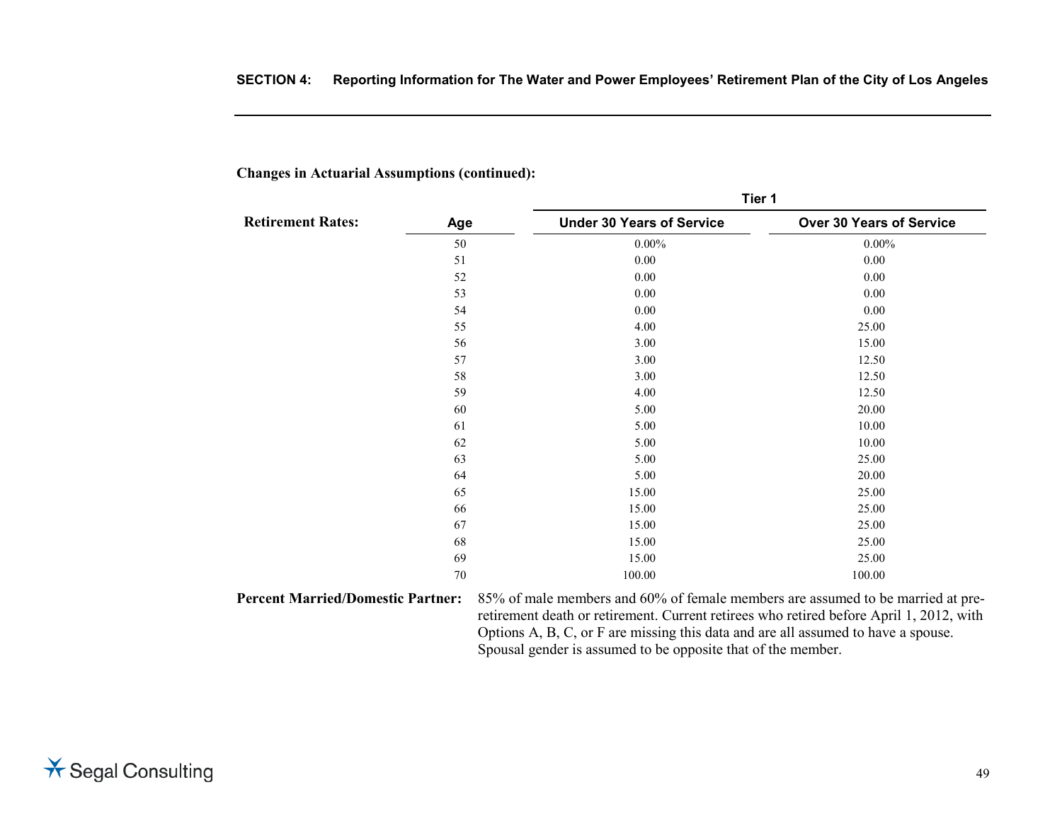**Changes in Actuarial Assumptions (continued):**

**Retirement Rates:**

| Age | Tier 1 | |
|---|---|---|
| | Under 30 Years of Service | Over 30 Years of Service |
| 50 | 0.00% | 0.00% |
| 51 | 0.00 | 0.00 |
| 52 | 0.00 | 0.00 |
| 53 | 0.00 | 0.00 |
| 54 | 0.00 | 0.00 |
| 55 | 4.00 | 25.00 |
| 56 | 3.00 | 15.00 |
| 57 | 3.00 | 12.50 |
| 58 | 3.00 | 12.50 |
| 59 | 4.00 | 12.50 |
| 60 | 5.00 | 20.00 |
| 61 | 5.00 | 10.00 |
| 62 | 5.00 | 10.00 |
| 63 | 5.00 | 25.00 |
| 64 | 5.00 | 20.00 |
| 65 | 15.00 | 25.00 |
| 66 | 15.00 | 25.00 |
| 67 | 15.00 | 25.00 |
| 68 | 15.00 | 25.00 |
| 69 | 15.00 | 25.00 |
| 70 | 100.00 | 100.00 |

**Percent Married/Domestic Partner:** 85% of male members and 60% of female members are assumed to be married at pre-retirement death or retirement. Current retirees who retired before April 1, 2012, with Options A, B, C, or F are missing this data and are all assumed to have a spouse. Spousal gender is assumed to be opposite that of the member.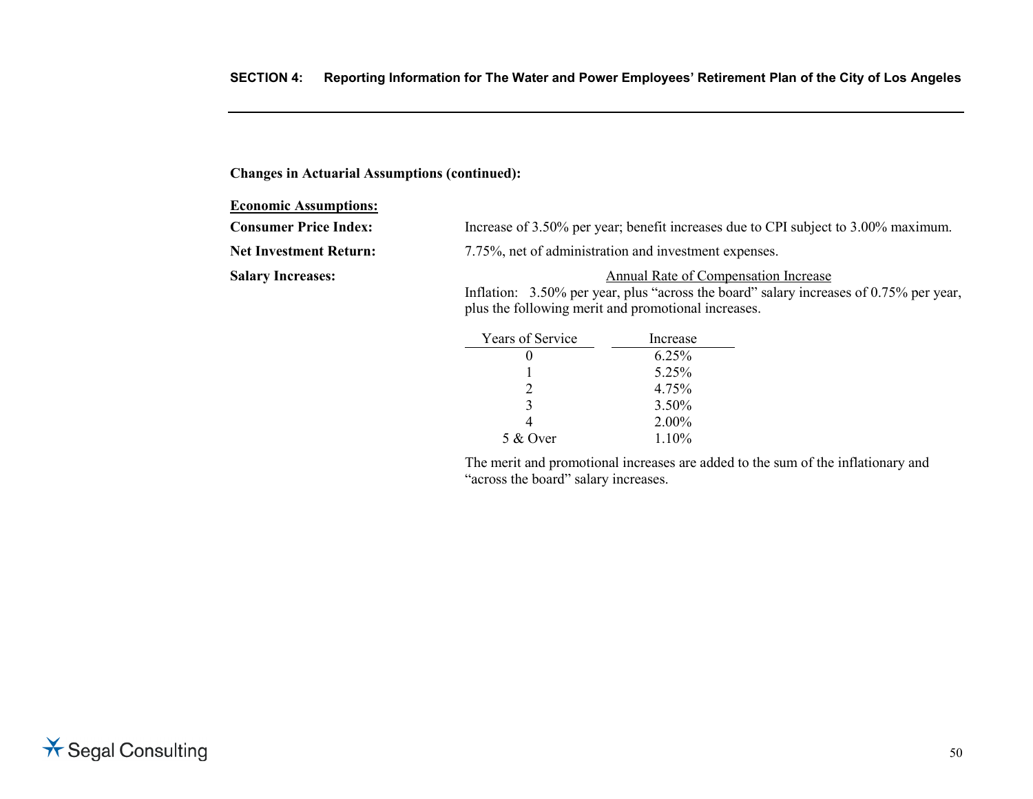**Changes in Actuarial Assumptions (continued):**

**Economic Assumptions:**

**Consumer Price Index:** Increase of 3.50% per year; benefit increases due to CPI subject to 3.00% maximum.

**Net Investment Return:** 7.75%, net of administration and investment expenses.

**Salary Increases:**

Annual Rate of Compensation Increase

Inflation: 3.50% per year, plus "across the board" salary increases of 0.75% per year, plus the following merit and promotional increases.

| Years of Service | Increase |
|---|---|
| 0 | 6.25% |
| 1 | 5.25% |
| 2 | 4.75% |
| 3 | 3.50% |
| 4 | 2.00% |
| 5 & Over | 1.10% |

The merit and promotional increases are added to the sum of the inflationary and "across the board" salary increases.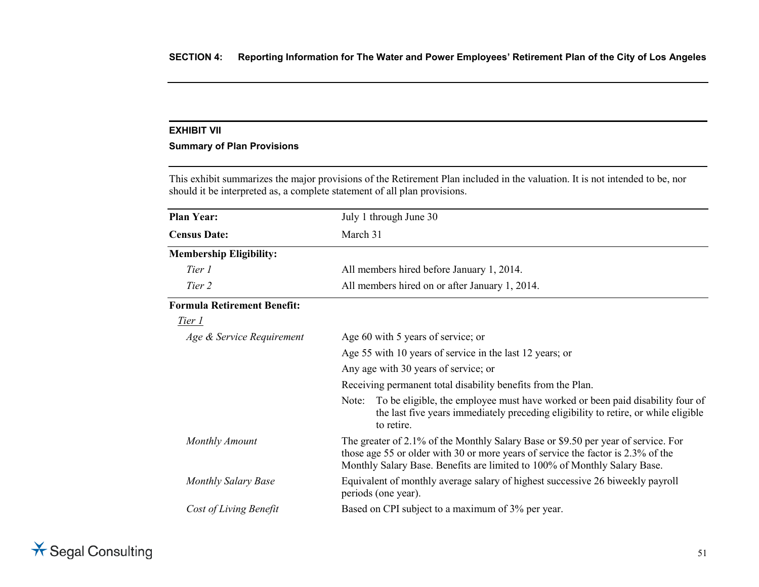## EXHIBIT VII

### Summary of Plan Provisions

This exhibit summarizes the major provisions of the Retirement Plan included in the valuation. It is not intended to be, nor should it be interpreted as, a complete statement of all plan provisions.

| | |
|---|---|
| **Plan Year:** | July 1 through June 30 |
| **Census Date:** | March 31 |
| **Membership Eligibility:** | |
| *Tier 1* | All members hired before January 1, 2014. |
| *Tier 2* | All members hired on or after January 1, 2014. |
| **Formula Retirement Benefit:** | |
| *Tier 1* | |
| *Age & Service Requirement* | Age 60 with 5 years of service; or |
| | Age 55 with 10 years of service in the last 12 years; or |
| | Any age with 30 years of service; or |
| | Receiving permanent total disability benefits from the Plan. |
| | Note: To be eligible, the employee must have worked or been paid disability four of the last five years immediately preceding eligibility to retire, or while eligible to retire. |
| *Monthly Amount* | The greater of 2.1% of the Monthly Salary Base or $9.50 per year of service. For those age 55 or older with 30 or more years of service the factor is 2.3% of the Monthly Salary Base. Benefits are limited to 100% of Monthly Salary Base. |
| *Monthly Salary Base* | Equivalent of monthly average salary of highest successive 26 biweekly payroll periods (one year). |
| *Cost of Living Benefit* | Based on CPI subject to a maximum of 3% per year. |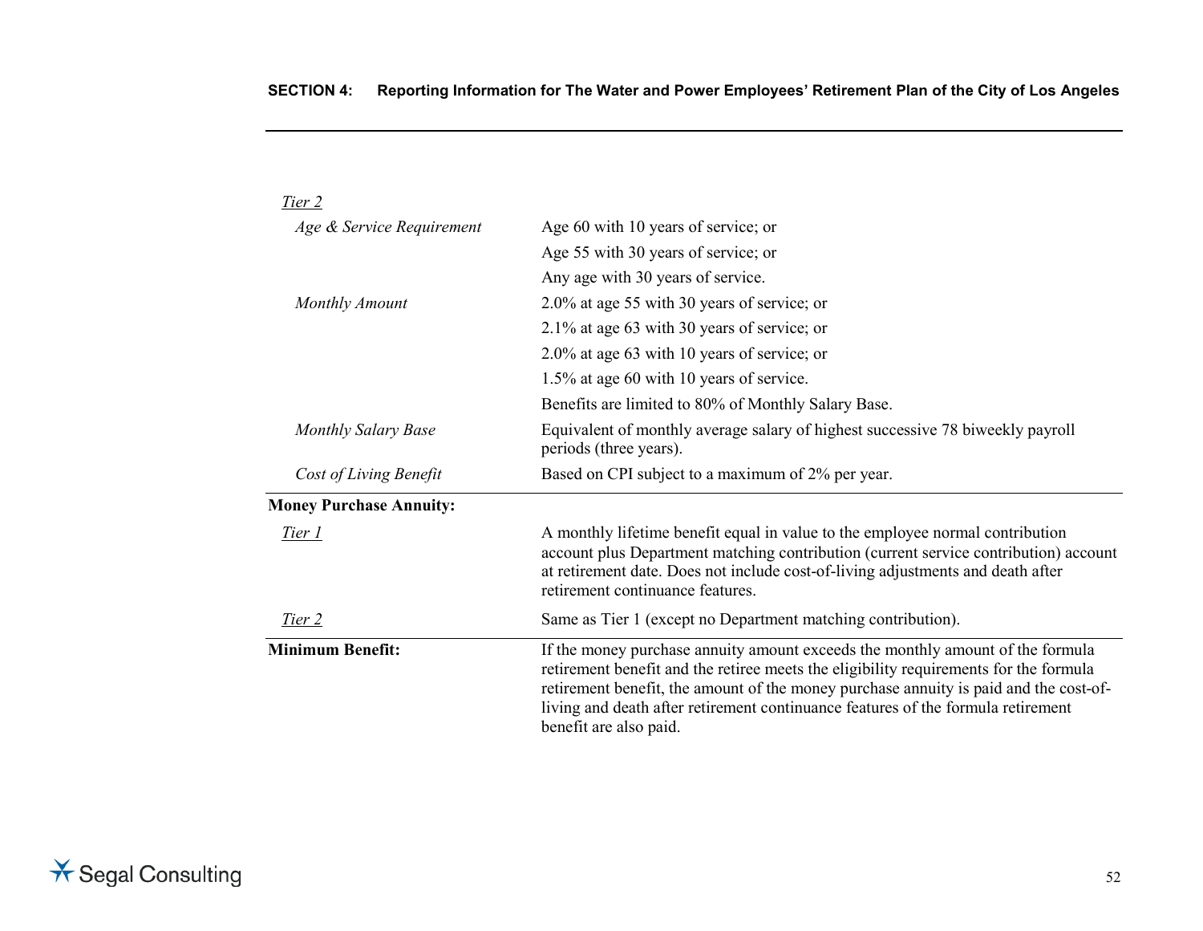*Tier 2*

| | |
|---|---|
| *Age & Service Requirement* | Age 60 with 10 years of service; or |
| | Age 55 with 30 years of service; or |
| | Any age with 30 years of service. |
| *Monthly Amount* | 2.0% at age 55 with 30 years of service; or |
| | 2.1% at age 63 with 30 years of service; or |
| | 2.0% at age 63 with 10 years of service; or |
| | 1.5% at age 60 with 10 years of service. |
| | Benefits are limited to 80% of Monthly Salary Base. |
| *Monthly Salary Base* | Equivalent of monthly average salary of highest successive 78 biweekly payroll periods (three years). |
| *Cost of Living Benefit* | Based on CPI subject to a maximum of 2% per year. |

**Money Purchase Annuity:**

| | |
|---|---|
| *Tier 1* | A monthly lifetime benefit equal in value to the employee normal contribution account plus Department matching contribution (current service contribution) account at retirement date. Does not include cost-of-living adjustments and death after retirement continuance features. |
| *Tier 2* | Same as Tier 1 (except no Department matching contribution). |

| | |
|---|---|
| **Minimum Benefit:** | If the money purchase annuity amount exceeds the monthly amount of the formula retirement benefit and the retiree meets the eligibility requirements for the formula retirement benefit, the amount of the money purchase annuity is paid and the cost-of-living and death after retirement continuance features of the formula retirement benefit are also paid. |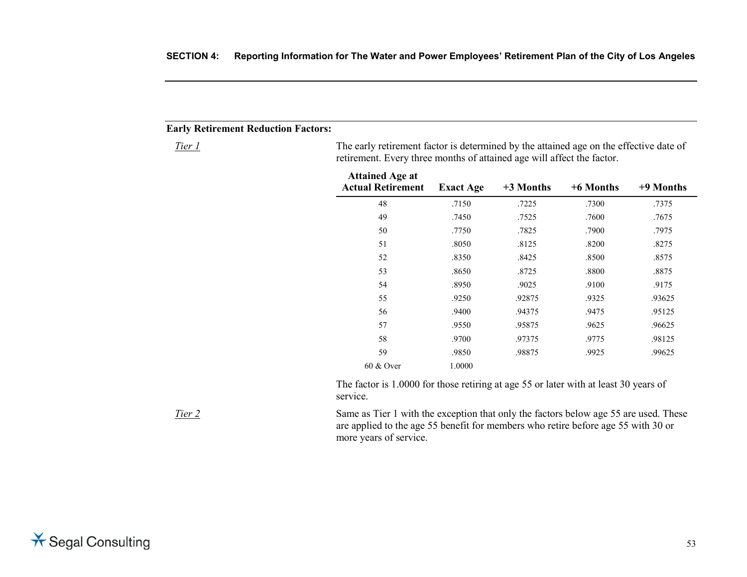**Early Retirement Reduction Factors:**

*Tier 1*

The early retirement factor is determined by the attained age on the effective date of retirement. Every three months of attained age will affect the factor.

| Attained Age at Actual Retirement | Exact Age | +3 Months | +6 Months | +9 Months |
|---|---|---|---|---|
| 48 | .7150 | .7225 | .7300 | .7375 |
| 49 | .7450 | .7525 | .7600 | .7675 |
| 50 | .7750 | .7825 | .7900 | .7975 |
| 51 | .8050 | .8125 | .8200 | .8275 |
| 52 | .8350 | .8425 | .8500 | .8575 |
| 53 | .8650 | .8725 | .8800 | .8875 |
| 54 | .8950 | .9025 | .9100 | .9175 |
| 55 | .9250 | .92875 | .9325 | .93625 |
| 56 | .9400 | .94375 | .9475 | .95125 |
| 57 | .9550 | .95875 | .9625 | .96625 |
| 58 | .9700 | .97375 | .9775 | .98125 |
| 59 | .9850 | .98875 | .9925 | .99625 |
| 60 & Over | 1.0000 | | | |

The factor is 1.0000 for those retiring at age 55 or later with at least 30 years of service.

*Tier 2*

Same as Tier 1 with the exception that only the factors below age 55 are used. These are applied to the age 55 benefit for members who retire before age 55 with 30 or more years of service.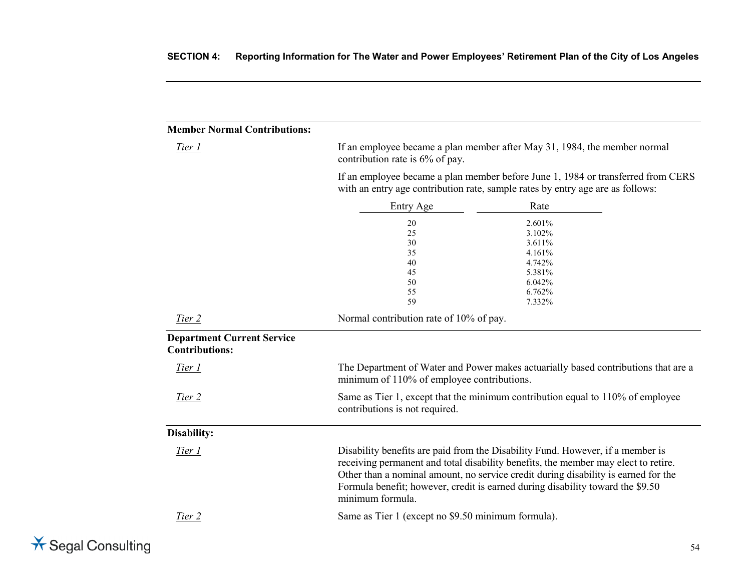**Member Normal Contributions:**

*Tier 1*

If an employee became a plan member after May 31, 1984, the member normal contribution rate is 6% of pay.

If an employee became a plan member before June 1, 1984 or transferred from CERS with an entry age contribution rate, sample rates by entry age are as follows:

| Entry Age | Rate |
|---|---|
| 20 | 2.601% |
| 25 | 3.102% |
| 30 | 3.611% |
| 35 | 4.161% |
| 40 | 4.742% |
| 45 | 5.381% |
| 50 | 6.042% |
| 55 | 6.762% |
| 59 | 7.332% |

*Tier 2*

Normal contribution rate of 10% of pay.

**Department Current Service Contributions:**

*Tier 1*

The Department of Water and Power makes actuarially based contributions that are a minimum of 110% of employee contributions.

*Tier 2*

Same as Tier 1, except that the minimum contribution equal to 110% of employee contributions is not required.

**Disability:**

*Tier 1*

Disability benefits are paid from the Disability Fund. However, if a member is receiving permanent and total disability benefits, the member may elect to retire. Other than a nominal amount, no service credit during disability is earned for the Formula benefit; however, credit is earned during disability toward the $9.50 minimum formula.

*Tier 2*

Same as Tier 1 (except no $9.50 minimum formula).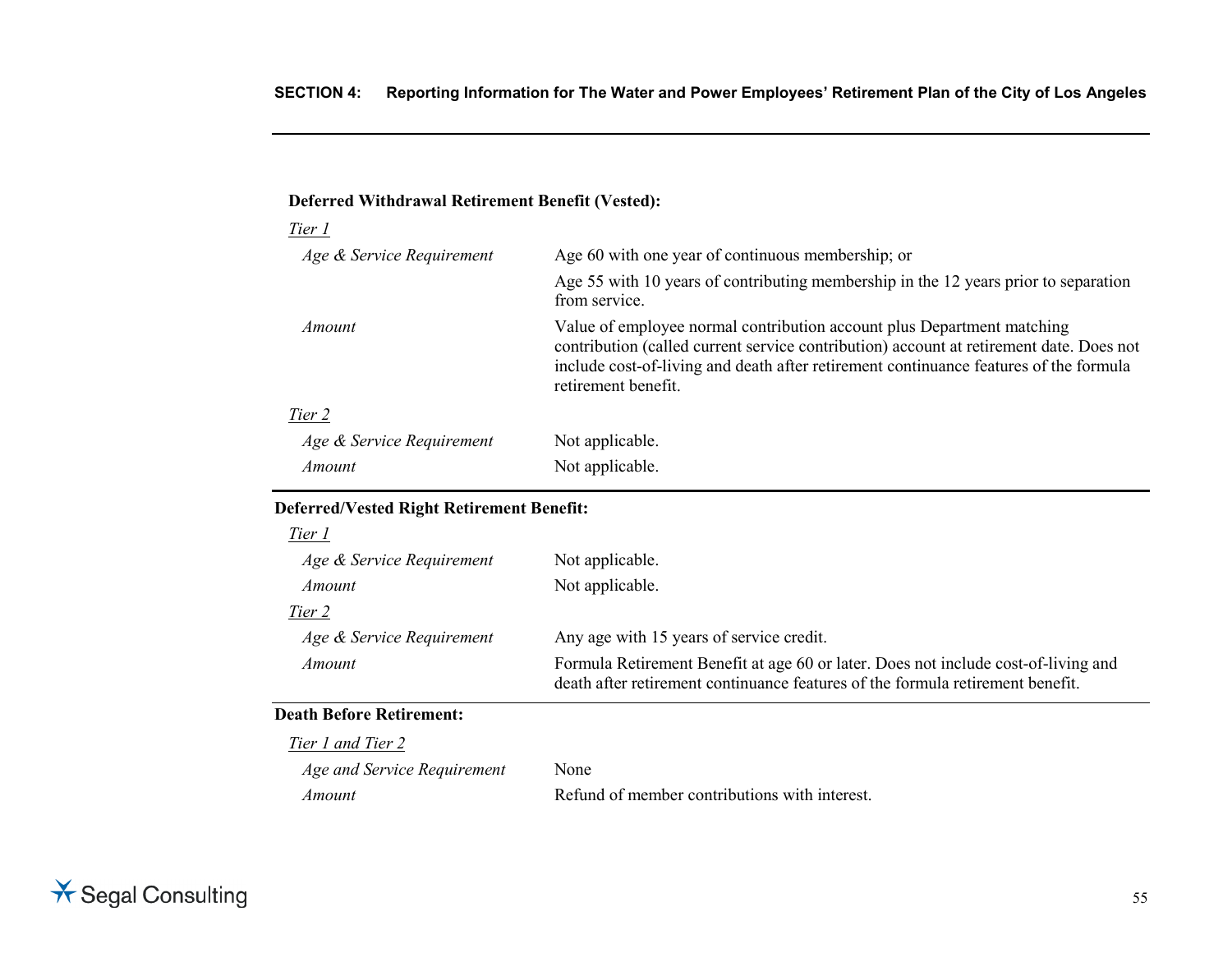**Deferred Withdrawal Retirement Benefit (Vested):**

*Tier 1*

| | |
|---|---|
| *Age & Service Requirement* | Age 60 with one year of continuous membership; or |
| | Age 55 with 10 years of contributing membership in the 12 years prior to separation from service. |
| *Amount* | Value of employee normal contribution account plus Department matching contribution (called current service contribution) account at retirement date. Does not include cost-of-living and death after retirement continuance features of the formula retirement benefit. |

*Tier 2*

| | |
|---|---|
| *Age & Service Requirement* | Not applicable. |
| *Amount* | Not applicable. |

**Deferred/Vested Right Retirement Benefit:**

*Tier 1*

| | |
|---|---|
| *Age & Service Requirement* | Not applicable. |
| *Amount* | Not applicable. |

*Tier 2*

| | |
|---|---|
| *Age & Service Requirement* | Any age with 15 years of service credit. |
| *Amount* | Formula Retirement Benefit at age 60 or later. Does not include cost-of-living and death after retirement continuance features of the formula retirement benefit. |

**Death Before Retirement:**

*Tier 1 and Tier 2*

| | |
|---|---|
| *Age and Service Requirement* | None |
| *Amount* | Refund of member contributions with interest. |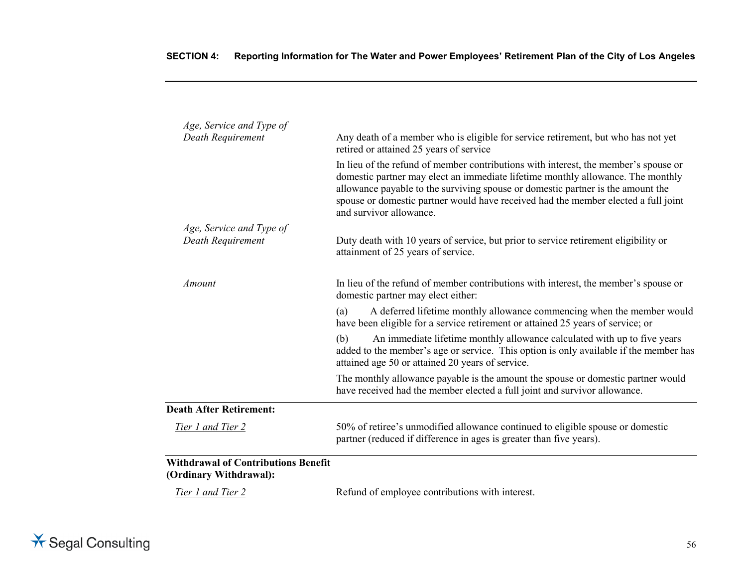| | |
|---|---|
| *Age, Service and Type of Death Requirement* | Any death of a member who is eligible for service retirement, but who has not yet retired or attained 25 years of service |
| | In lieu of the refund of member contributions with interest, the member's spouse or domestic partner may elect an immediate lifetime monthly allowance. The monthly allowance payable to the surviving spouse or domestic partner is the amount the spouse or domestic partner would have received had the member elected a full joint and survivor allowance. |
| *Age, Service and Type of Death Requirement* | Duty death with 10 years of service, but prior to service retirement eligibility or attainment of 25 years of service. |
| *Amount* | In lieu of the refund of member contributions with interest, the member's spouse or domestic partner may elect either: |
| | (a) A deferred lifetime monthly allowance commencing when the member would have been eligible for a service retirement or attained 25 years of service; or |
| | (b) An immediate lifetime monthly allowance calculated with up to five years added to the member's age or service. This option is only available if the member has attained age 50 or attained 20 years of service. |
| | The monthly allowance payable is the amount the spouse or domestic partner would have received had the member elected a full joint and survivor allowance. |

**Death After Retirement:**

| | |
|---|---|
| *Tier 1 and Tier 2* | 50% of retiree's unmodified allowance continued to eligible spouse or domestic partner (reduced if difference in ages is greater than five years). |

**Withdrawal of Contributions Benefit (Ordinary Withdrawal):**

| | |
|---|---|
| *Tier 1 and Tier 2* | Refund of employee contributions with interest. |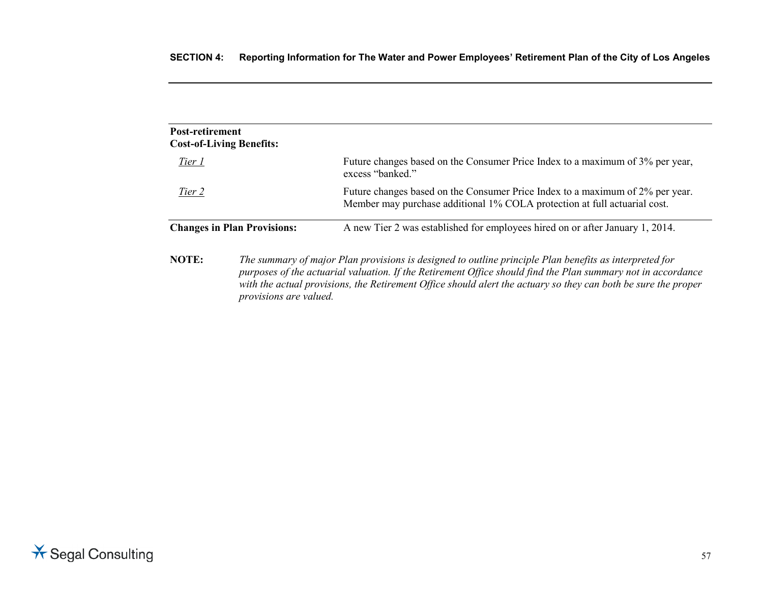| | |
|---|---|
| **Post-retirement Cost-of-Living Benefits:** | |
| *Tier 1* | Future changes based on the Consumer Price Index to a maximum of 3% per year, excess "banked." |
| *Tier 2* | Future changes based on the Consumer Price Index to a maximum of 2% per year. Member may purchase additional 1% COLA protection at full actuarial cost. |
| **Changes in Plan Provisions:** | A new Tier 2 was established for employees hired on or after January 1, 2014. |

**NOTE:** *The summary of major Plan provisions is designed to outline principle Plan benefits as interpreted for purposes of the actuarial valuation. If the Retirement Office should find the Plan summary not in accordance with the actual provisions, the Retirement Office should alert the actuary so they can both be sure the proper provisions are valued.*